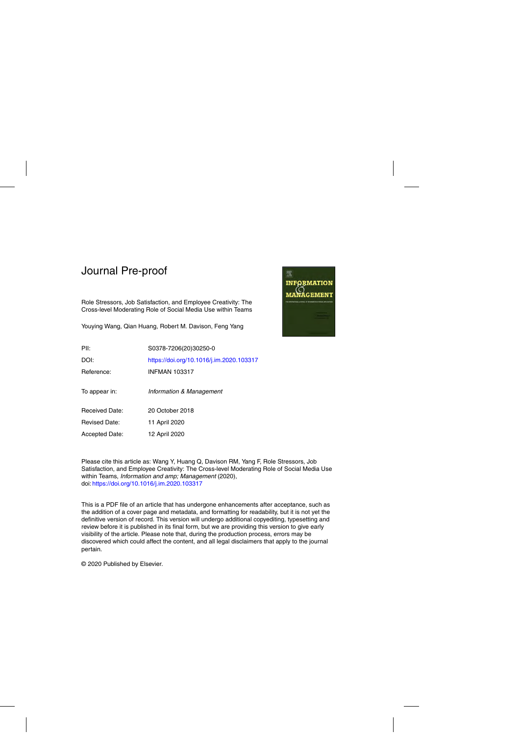Journal Pre-proof

Role Stressors, Job Satisfaction, and Employee Creativity: The Cross-level Moderating Role of Social Media Use within Teams

Youying Wang, Qian Huang, Robert M. Davison, Feng Yang

| | |
|---|---|
| PII: | S0378-7206(20)30250-0 |
| DOI: | https://doi.org/10.1016/j.im.2020.103317 |
| Reference: | INFMAN 103317 |
| To appear in: | *Information & Management* |
| Received Date: | 20 October 2018 |
| Revised Date: | 11 April 2020 |
| Accepted Date: | 12 April 2020 |

Please cite this article as: Wang Y, Huang Q, Davison RM, Yang F, Role Stressors, Job Satisfaction, and Employee Creativity: The Cross-level Moderating Role of Social Media Use within Teams, *Information and amp; Management* (2020), doi: https://doi.org/10.1016/j.im.2020.103317

This is a PDF file of an article that has undergone enhancements after acceptance, such as the addition of a cover page and metadata, and formatting for readability, but it is not yet the definitive version of record. This version will undergo additional copyediting, typesetting and review before it is published in its final form, but we are providing this version to give early visibility of the article. Please note that, during the production process, errors may be discovered which could affect the content, and all legal disclaimers that apply to the journal pertain.

© 2020 Published by Elsevier.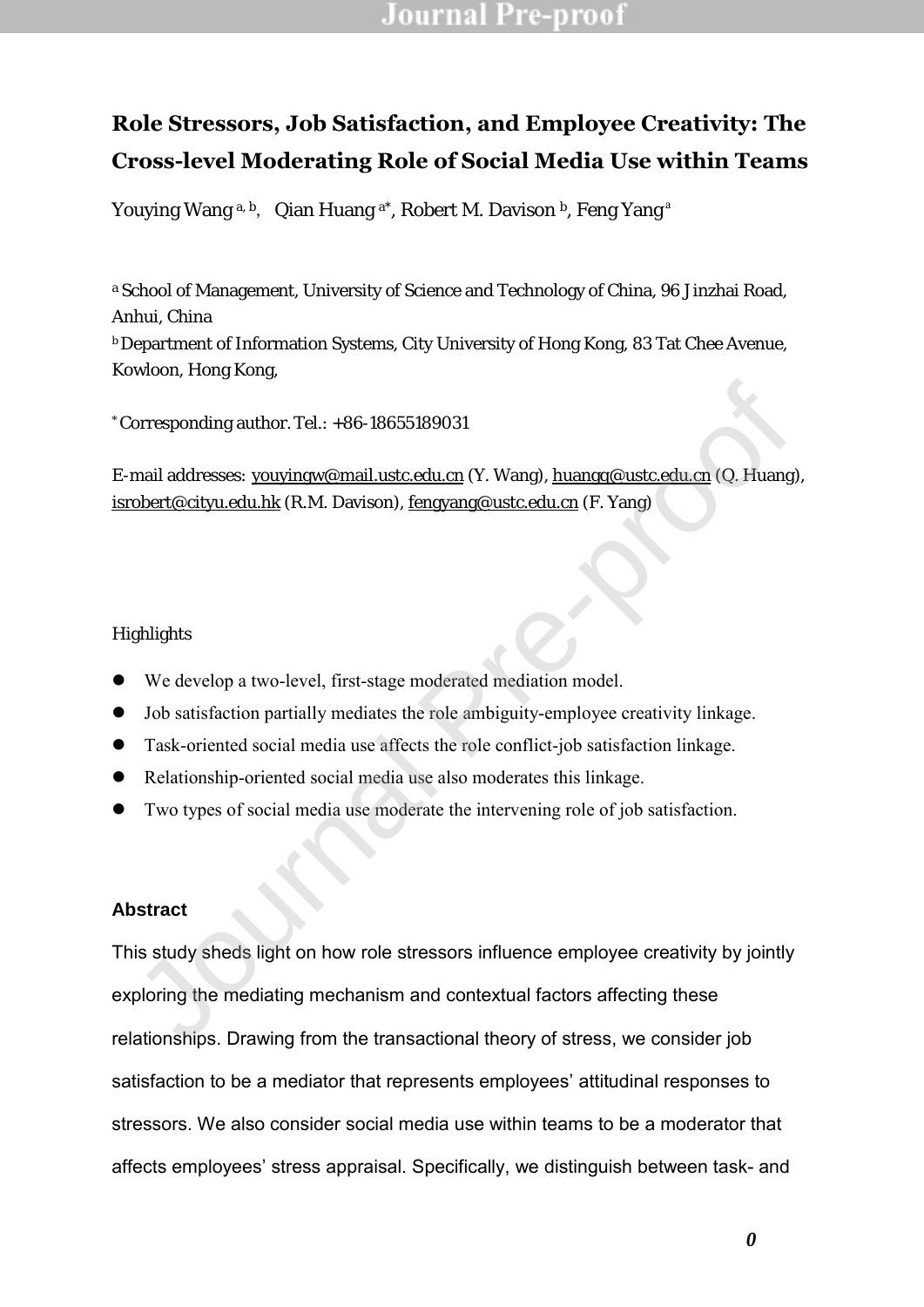# Role Stressors, Job Satisfaction, and Employee Creativity: The Cross-level Moderating Role of Social Media Use within Teams

Youying Wang [a, b], Qian Huang [a*], Robert M. Davison [b], Feng Yang [a]

[a] School of Management, University of Science and Technology of China, 96 Jinzhai Road, Anhui, China

[b] Department of Information Systems, City University of Hong Kong, 83 Tat Chee Avenue, Kowloon, Hong Kong,

[*] Corresponding author. Tel.: +86-18655189031

E-mail addresses: youyingw@mail.ustc.edu.cn (Y. Wang), huangq@ustc.edu.cn (Q. Huang), isrobert@cityu.edu.hk (R.M. Davison), fengyang@ustc.edu.cn (F. Yang)

Highlights

- We develop a two-level, first-stage moderated mediation model.
- Job satisfaction partially mediates the role ambiguity-employee creativity linkage.
- Task-oriented social media use affects the role conflict-job satisfaction linkage.
- Relationship-oriented social media use also moderates this linkage.
- Two types of social media use moderate the intervening role of job satisfaction.

## Abstract

This study sheds light on how role stressors influence employee creativity by jointly exploring the mediating mechanism and contextual factors affecting these relationships. Drawing from the transactional theory of stress, we consider job satisfaction to be a mediator that represents employees' attitudinal responses to stressors. We also consider social media use within teams to be a moderator that affects employees' stress appraisal. Specifically, we distinguish between task- and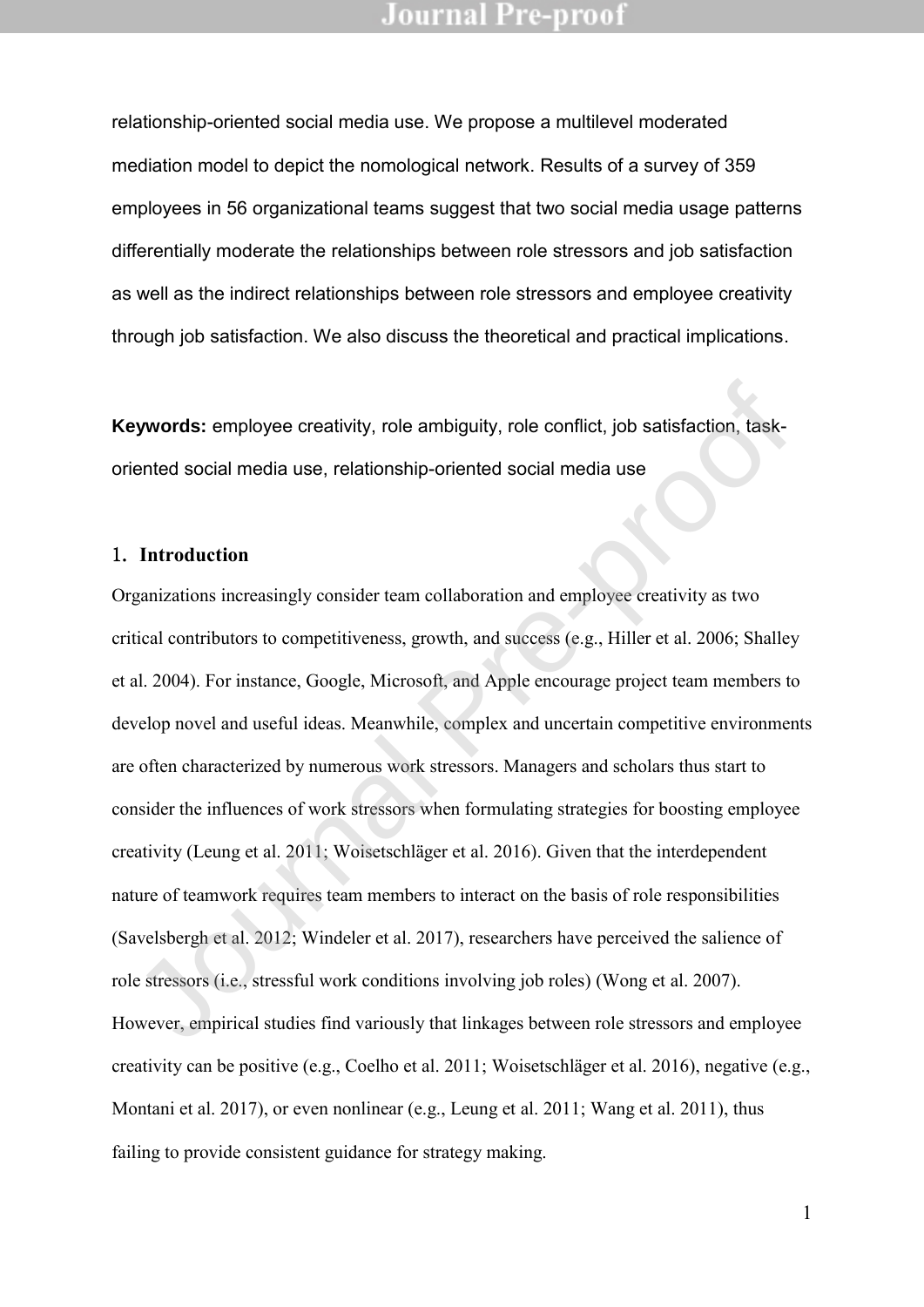relationship-oriented social media use. We propose a multilevel moderated mediation model to depict the nomological network. Results of a survey of 359 employees in 56 organizational teams suggest that two social media usage patterns differentially moderate the relationships between role stressors and job satisfaction as well as the indirect relationships between role stressors and employee creativity through job satisfaction. We also discuss the theoretical and practical implications.

**Keywords:** employee creativity, role ambiguity, role conflict, job satisfaction, task-oriented social media use, relationship-oriented social media use

## 1. Introduction

Organizations increasingly consider team collaboration and employee creativity as two critical contributors to competitiveness, growth, and success (e.g., Hiller et al. 2006; Shalley et al. 2004). For instance, Google, Microsoft, and Apple encourage project team members to develop novel and useful ideas. Meanwhile, complex and uncertain competitive environments are often characterized by numerous work stressors. Managers and scholars thus start to consider the influences of work stressors when formulating strategies for boosting employee creativity (Leung et al. 2011; Woisetschläger et al. 2016). Given that the interdependent nature of teamwork requires team members to interact on the basis of role responsibilities (Savelsbergh et al. 2012; Windeler et al. 2017), researchers have perceived the salience of role stressors (i.e., stressful work conditions involving job roles) (Wong et al. 2007). However, empirical studies find variously that linkages between role stressors and employee creativity can be positive (e.g., Coelho et al. 2011; Woisetschläger et al. 2016), negative (e.g., Montani et al. 2017), or even nonlinear (e.g., Leung et al. 2011; Wang et al. 2011), thus failing to provide consistent guidance for strategy making.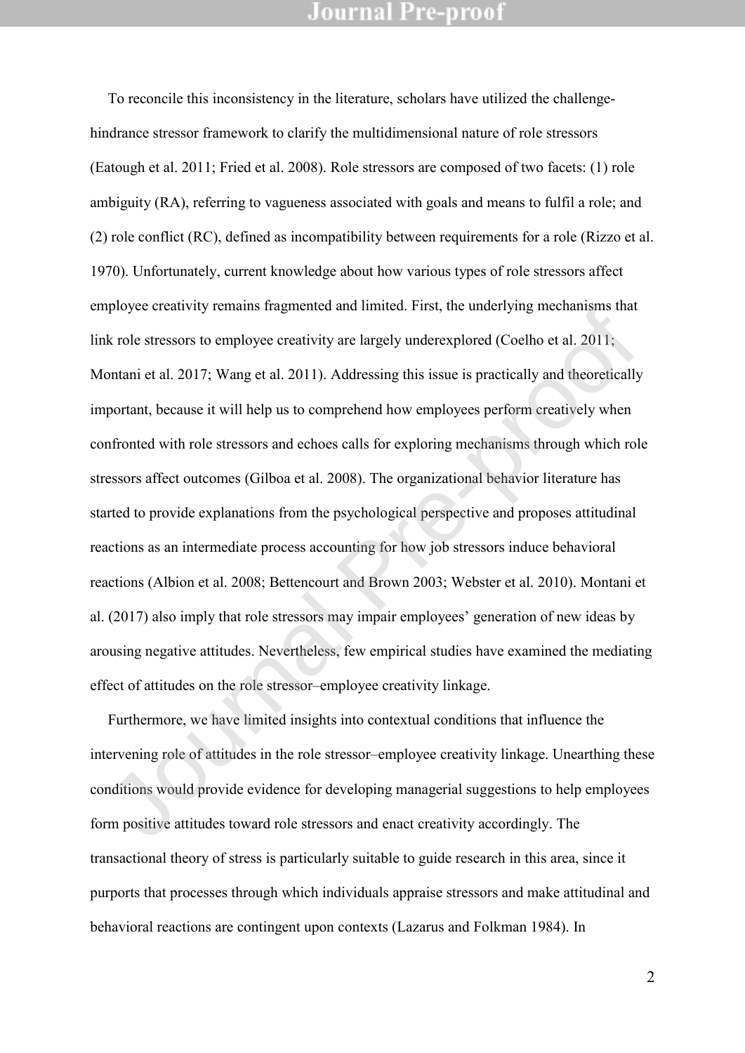To reconcile this inconsistency in the literature, scholars have utilized the challenge-hindrance stressor framework to clarify the multidimensional nature of role stressors (Eatough et al. 2011; Fried et al. 2008). Role stressors are composed of two facets: (1) role ambiguity (RA), referring to vagueness associated with goals and means to fulfil a role; and (2) role conflict (RC), defined as incompatibility between requirements for a role (Rizzo et al. 1970). Unfortunately, current knowledge about how various types of role stressors affect employee creativity remains fragmented and limited. First, the underlying mechanisms that link role stressors to employee creativity are largely underexplored (Coelho et al. 2011; Montani et al. 2017; Wang et al. 2011). Addressing this issue is practically and theoretically important, because it will help us to comprehend how employees perform creatively when confronted with role stressors and echoes calls for exploring mechanisms through which role stressors affect outcomes (Gilboa et al. 2008). The organizational behavior literature has started to provide explanations from the psychological perspective and proposes attitudinal reactions as an intermediate process accounting for how job stressors induce behavioral reactions (Albion et al. 2008; Bettencourt and Brown 2003; Webster et al. 2010). Montani et al. (2017) also imply that role stressors may impair employees' generation of new ideas by arousing negative attitudes. Nevertheless, few empirical studies have examined the mediating effect of attitudes on the role stressor–employee creativity linkage.

Furthermore, we have limited insights into contextual conditions that influence the intervening role of attitudes in the role stressor–employee creativity linkage. Unearthing these conditions would provide evidence for developing managerial suggestions to help employees form positive attitudes toward role stressors and enact creativity accordingly. The transactional theory of stress is particularly suitable to guide research in this area, since it purports that processes through which individuals appraise stressors and make attitudinal and behavioral reactions are contingent upon contexts (Lazarus and Folkman 1984). In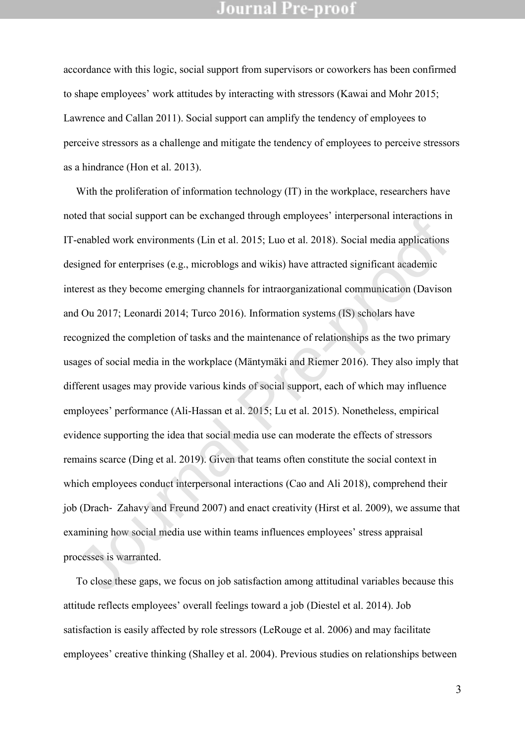accordance with this logic, social support from supervisors or coworkers has been confirmed to shape employees' work attitudes by interacting with stressors (Kawai and Mohr 2015; Lawrence and Callan 2011). Social support can amplify the tendency of employees to perceive stressors as a challenge and mitigate the tendency of employees to perceive stressors as a hindrance (Hon et al. 2013).

With the proliferation of information technology (IT) in the workplace, researchers have noted that social support can be exchanged through employees' interpersonal interactions in IT-enabled work environments (Lin et al. 2015; Luo et al. 2018). Social media applications designed for enterprises (e.g., microblogs and wikis) have attracted significant academic interest as they become emerging channels for intraorganizational communication (Davison and Ou 2017; Leonardi 2014; Turco 2016). Information systems (IS) scholars have recognized the completion of tasks and the maintenance of relationships as the two primary usages of social media in the workplace (Mäntymäki and Riemer 2016). They also imply that different usages may provide various kinds of social support, each of which may influence employees' performance (Ali-Hassan et al. 2015; Lu et al. 2015). Nonetheless, empirical evidence supporting the idea that social media use can moderate the effects of stressors remains scarce (Ding et al. 2019). Given that teams often constitute the social context in which employees conduct interpersonal interactions (Cao and Ali 2018), comprehend their job (Drach- Zahavy and Freund 2007) and enact creativity (Hirst et al. 2009), we assume that examining how social media use within teams influences employees' stress appraisal processes is warranted.

To close these gaps, we focus on job satisfaction among attitudinal variables because this attitude reflects employees' overall feelings toward a job (Diestel et al. 2014). Job satisfaction is easily affected by role stressors (LeRouge et al. 2006) and may facilitate employees' creative thinking (Shalley et al. 2004). Previous studies on relationships between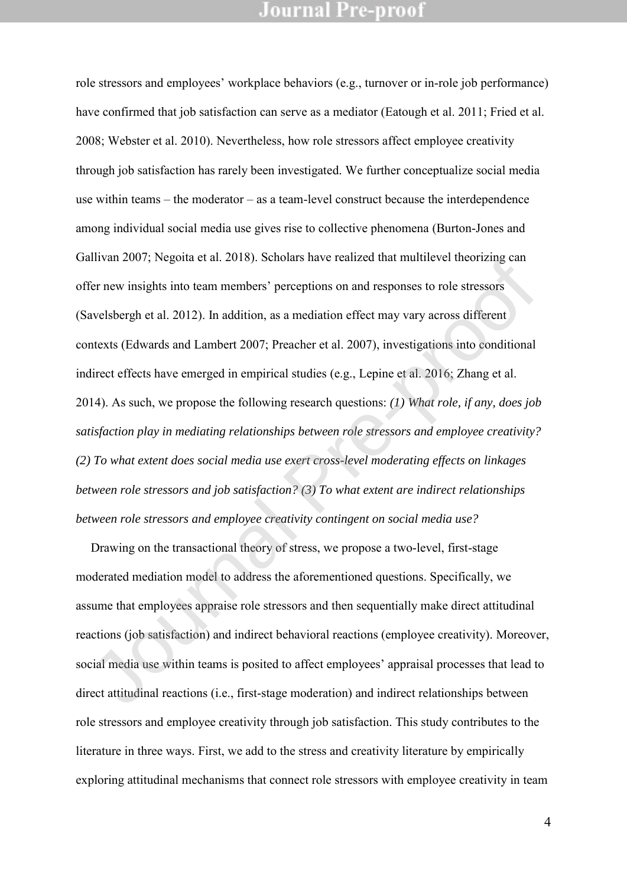role stressors and employees' workplace behaviors (e.g., turnover or in-role job performance) have confirmed that job satisfaction can serve as a mediator (Eatough et al. 2011; Fried et al. 2008; Webster et al. 2010). Nevertheless, how role stressors affect employee creativity through job satisfaction has rarely been investigated. We further conceptualize social media use within teams – the moderator – as a team-level construct because the interdependence among individual social media use gives rise to collective phenomena (Burton-Jones and Gallivan 2007; Negoita et al. 2018). Scholars have realized that multilevel theorizing can offer new insights into team members' perceptions on and responses to role stressors (Savelsbergh et al. 2012). In addition, as a mediation effect may vary across different contexts (Edwards and Lambert 2007; Preacher et al. 2007), investigations into conditional indirect effects have emerged in empirical studies (e.g., Lepine et al. 2016; Zhang et al. 2014). As such, we propose the following research questions: *(1) What role, if any, does job satisfaction play in mediating relationships between role stressors and employee creativity? (2) To what extent does social media use exert cross-level moderating effects on linkages between role stressors and job satisfaction? (3) To what extent are indirect relationships between role stressors and employee creativity contingent on social media use?*

Drawing on the transactional theory of stress, we propose a two-level, first-stage moderated mediation model to address the aforementioned questions. Specifically, we assume that employees appraise role stressors and then sequentially make direct attitudinal reactions (job satisfaction) and indirect behavioral reactions (employee creativity). Moreover, social media use within teams is posited to affect employees' appraisal processes that lead to direct attitudinal reactions (i.e., first-stage moderation) and indirect relationships between role stressors and employee creativity through job satisfaction. This study contributes to the literature in three ways. First, we add to the stress and creativity literature by empirically exploring attitudinal mechanisms that connect role stressors with employee creativity in team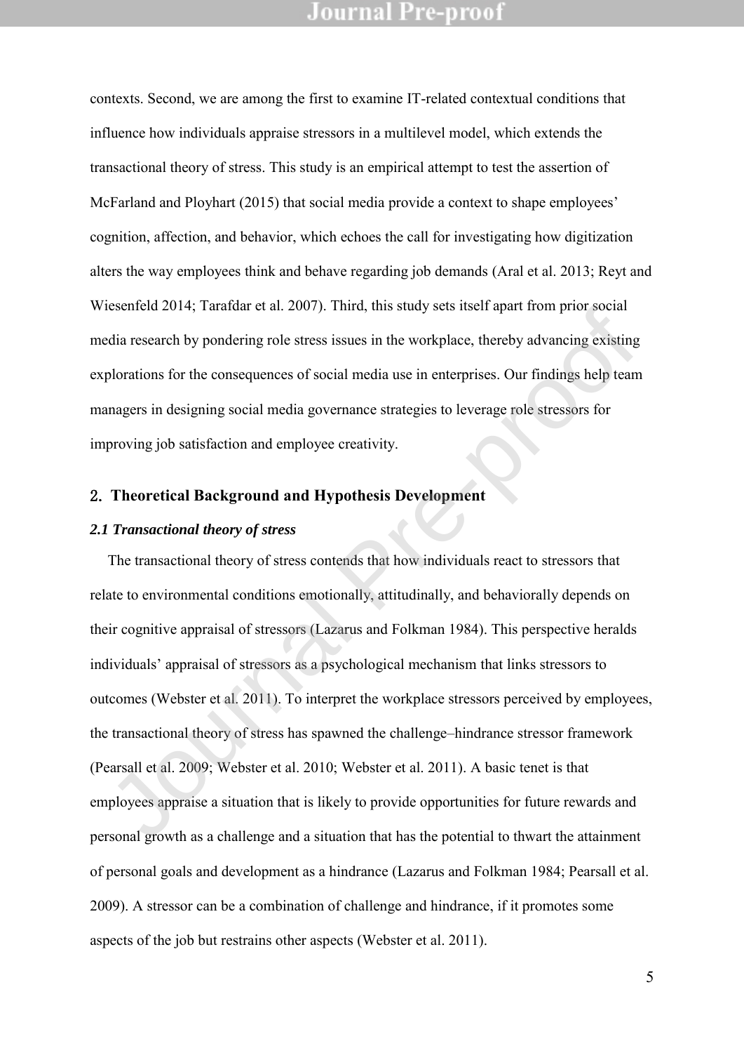contexts. Second, we are among the first to examine IT-related contextual conditions that influence how individuals appraise stressors in a multilevel model, which extends the transactional theory of stress. This study is an empirical attempt to test the assertion of McFarland and Ployhart (2015) that social media provide a context to shape employees' cognition, affection, and behavior, which echoes the call for investigating how digitization alters the way employees think and behave regarding job demands (Aral et al. 2013; Reyt and Wiesenfeld 2014; Tarafdar et al. 2007). Third, this study sets itself apart from prior social media research by pondering role stress issues in the workplace, thereby advancing existing explorations for the consequences of social media use in enterprises. Our findings help team managers in designing social media governance strategies to leverage role stressors for improving job satisfaction and employee creativity.

## 2. Theoretical Background and Hypothesis Development

### *2.1 Transactional theory of stress*

The transactional theory of stress contends that how individuals react to stressors that relate to environmental conditions emotionally, attitudinally, and behaviorally depends on their cognitive appraisal of stressors (Lazarus and Folkman 1984). This perspective heralds individuals' appraisal of stressors as a psychological mechanism that links stressors to outcomes (Webster et al. 2011). To interpret the workplace stressors perceived by employees, the transactional theory of stress has spawned the challenge–hindrance stressor framework (Pearsall et al. 2009; Webster et al. 2010; Webster et al. 2011). A basic tenet is that employees appraise a situation that is likely to provide opportunities for future rewards and personal growth as a challenge and a situation that has the potential to thwart the attainment of personal goals and development as a hindrance (Lazarus and Folkman 1984; Pearsall et al. 2009). A stressor can be a combination of challenge and hindrance, if it promotes some aspects of the job but restrains other aspects (Webster et al. 2011).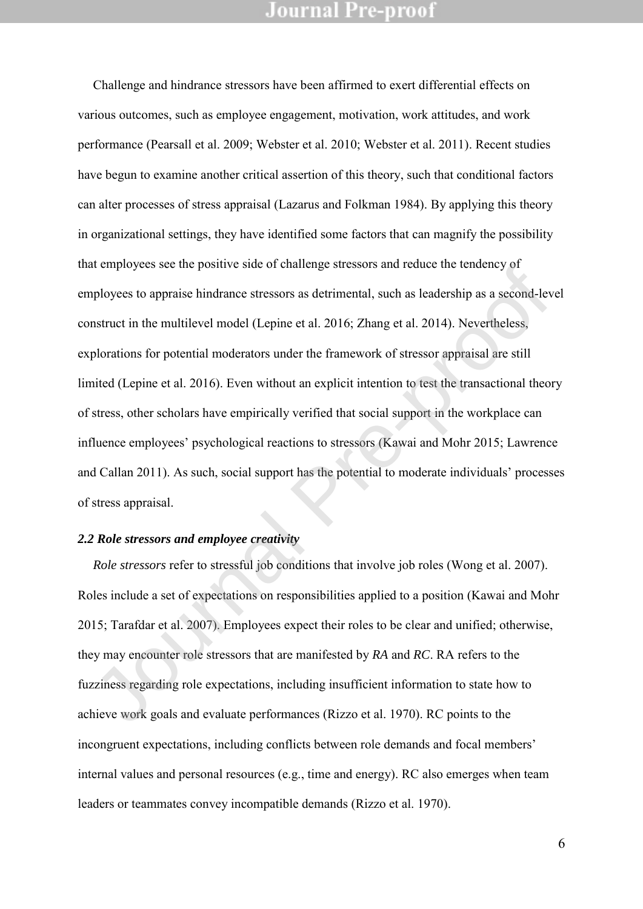Challenge and hindrance stressors have been affirmed to exert differential effects on various outcomes, such as employee engagement, motivation, work attitudes, and work performance (Pearsall et al. 2009; Webster et al. 2010; Webster et al. 2011). Recent studies have begun to examine another critical assertion of this theory, such that conditional factors can alter processes of stress appraisal (Lazarus and Folkman 1984). By applying this theory in organizational settings, they have identified some factors that can magnify the possibility that employees see the positive side of challenge stressors and reduce the tendency of employees to appraise hindrance stressors as detrimental, such as leadership as a second-level construct in the multilevel model (Lepine et al. 2016; Zhang et al. 2014). Nevertheless, explorations for potential moderators under the framework of stressor appraisal are still limited (Lepine et al. 2016). Even without an explicit intention to test the transactional theory of stress, other scholars have empirically verified that social support in the workplace can influence employees' psychological reactions to stressors (Kawai and Mohr 2015; Lawrence and Callan 2011). As such, social support has the potential to moderate individuals' processes of stress appraisal.

### *2.2 Role stressors and employee creativity*

*Role stressors* refer to stressful job conditions that involve job roles (Wong et al. 2007). Roles include a set of expectations on responsibilities applied to a position (Kawai and Mohr 2015; Tarafdar et al. 2007). Employees expect their roles to be clear and unified; otherwise, they may encounter role stressors that are manifested by *RA* and *RC*. RA refers to the fuzziness regarding role expectations, including insufficient information to state how to achieve work goals and evaluate performances (Rizzo et al. 1970). RC points to the incongruent expectations, including conflicts between role demands and focal members' internal values and personal resources (e.g., time and energy). RC also emerges when team leaders or teammates convey incompatible demands (Rizzo et al. 1970).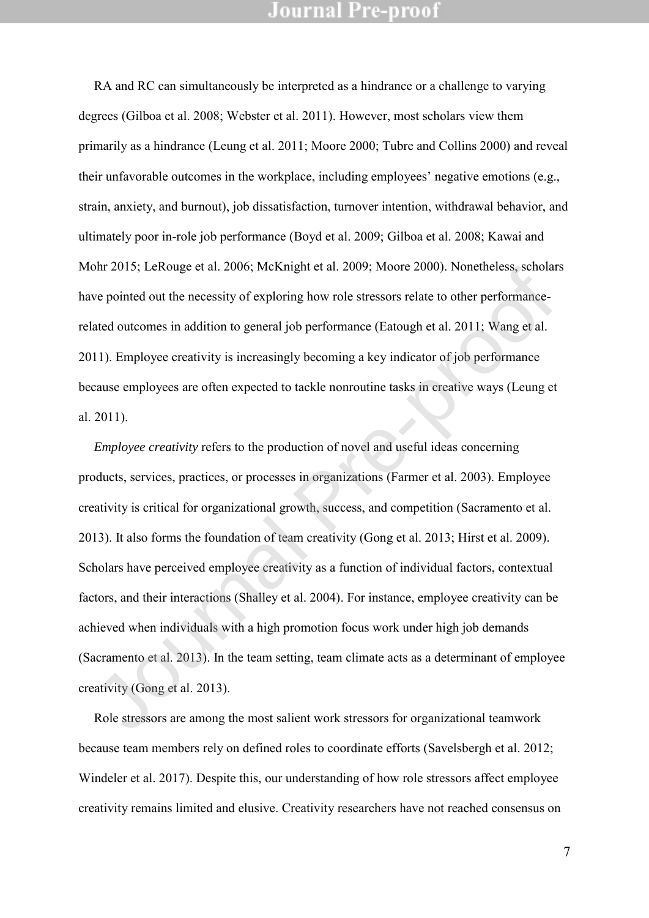RA and RC can simultaneously be interpreted as a hindrance or a challenge to varying degrees (Gilboa et al. 2008; Webster et al. 2011). However, most scholars view them primarily as a hindrance (Leung et al. 2011; Moore 2000; Tubre and Collins 2000) and reveal their unfavorable outcomes in the workplace, including employees' negative emotions (e.g., strain, anxiety, and burnout), job dissatisfaction, turnover intention, withdrawal behavior, and ultimately poor in-role job performance (Boyd et al. 2009; Gilboa et al. 2008; Kawai and Mohr 2015; LeRouge et al. 2006; McKnight et al. 2009; Moore 2000). Nonetheless, scholars have pointed out the necessity of exploring how role stressors relate to other performance-related outcomes in addition to general job performance (Eatough et al. 2011; Wang et al. 2011). Employee creativity is increasingly becoming a key indicator of job performance because employees are often expected to tackle nonroutine tasks in creative ways (Leung et al. 2011).

*Employee creativity* refers to the production of novel and useful ideas concerning products, services, practices, or processes in organizations (Farmer et al. 2003). Employee creativity is critical for organizational growth, success, and competition (Sacramento et al. 2013). It also forms the foundation of team creativity (Gong et al. 2013; Hirst et al. 2009). Scholars have perceived employee creativity as a function of individual factors, contextual factors, and their interactions (Shalley et al. 2004). For instance, employee creativity can be achieved when individuals with a high promotion focus work under high job demands (Sacramento et al. 2013). In the team setting, team climate acts as a determinant of employee creativity (Gong et al. 2013).

Role stressors are among the most salient work stressors for organizational teamwork because team members rely on defined roles to coordinate efforts (Savelsbergh et al. 2012; Windeler et al. 2017). Despite this, our understanding of how role stressors affect employee creativity remains limited and elusive. Creativity researchers have not reached consensus on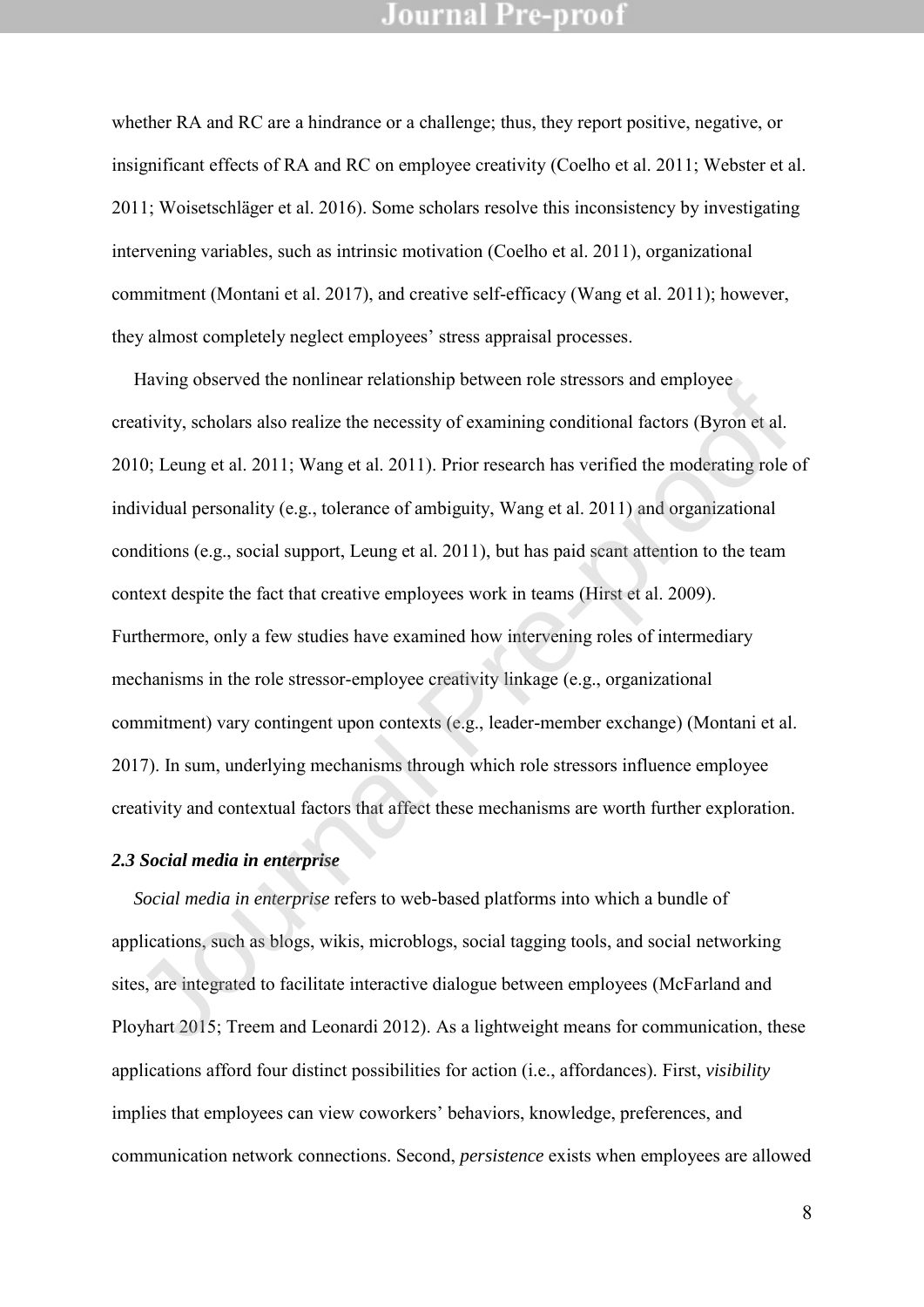whether RA and RC are a hindrance or a challenge; thus, they report positive, negative, or insignificant effects of RA and RC on employee creativity (Coelho et al. 2011; Webster et al. 2011; Woisetschläger et al. 2016). Some scholars resolve this inconsistency by investigating intervening variables, such as intrinsic motivation (Coelho et al. 2011), organizational commitment (Montani et al. 2017), and creative self-efficacy (Wang et al. 2011); however, they almost completely neglect employees' stress appraisal processes.

Having observed the nonlinear relationship between role stressors and employee creativity, scholars also realize the necessity of examining conditional factors (Byron et al. 2010; Leung et al. 2011; Wang et al. 2011). Prior research has verified the moderating role of individual personality (e.g., tolerance of ambiguity, Wang et al. 2011) and organizational conditions (e.g., social support, Leung et al. 2011), but has paid scant attention to the team context despite the fact that creative employees work in teams (Hirst et al. 2009). Furthermore, only a few studies have examined how intervening roles of intermediary mechanisms in the role stressor-employee creativity linkage (e.g., organizational commitment) vary contingent upon contexts (e.g., leader-member exchange) (Montani et al. 2017). In sum, underlying mechanisms through which role stressors influence employee creativity and contextual factors that affect these mechanisms are worth further exploration.

### *2.3 Social media in enterprise*

*Social media in enterprise* refers to web-based platforms into which a bundle of applications, such as blogs, wikis, microblogs, social tagging tools, and social networking sites, are integrated to facilitate interactive dialogue between employees (McFarland and Ployhart 2015; Treem and Leonardi 2012). As a lightweight means for communication, these applications afford four distinct possibilities for action (i.e., affordances). First, *visibility* implies that employees can view coworkers' behaviors, knowledge, preferences, and communication network connections. Second, *persistence* exists when employees are allowed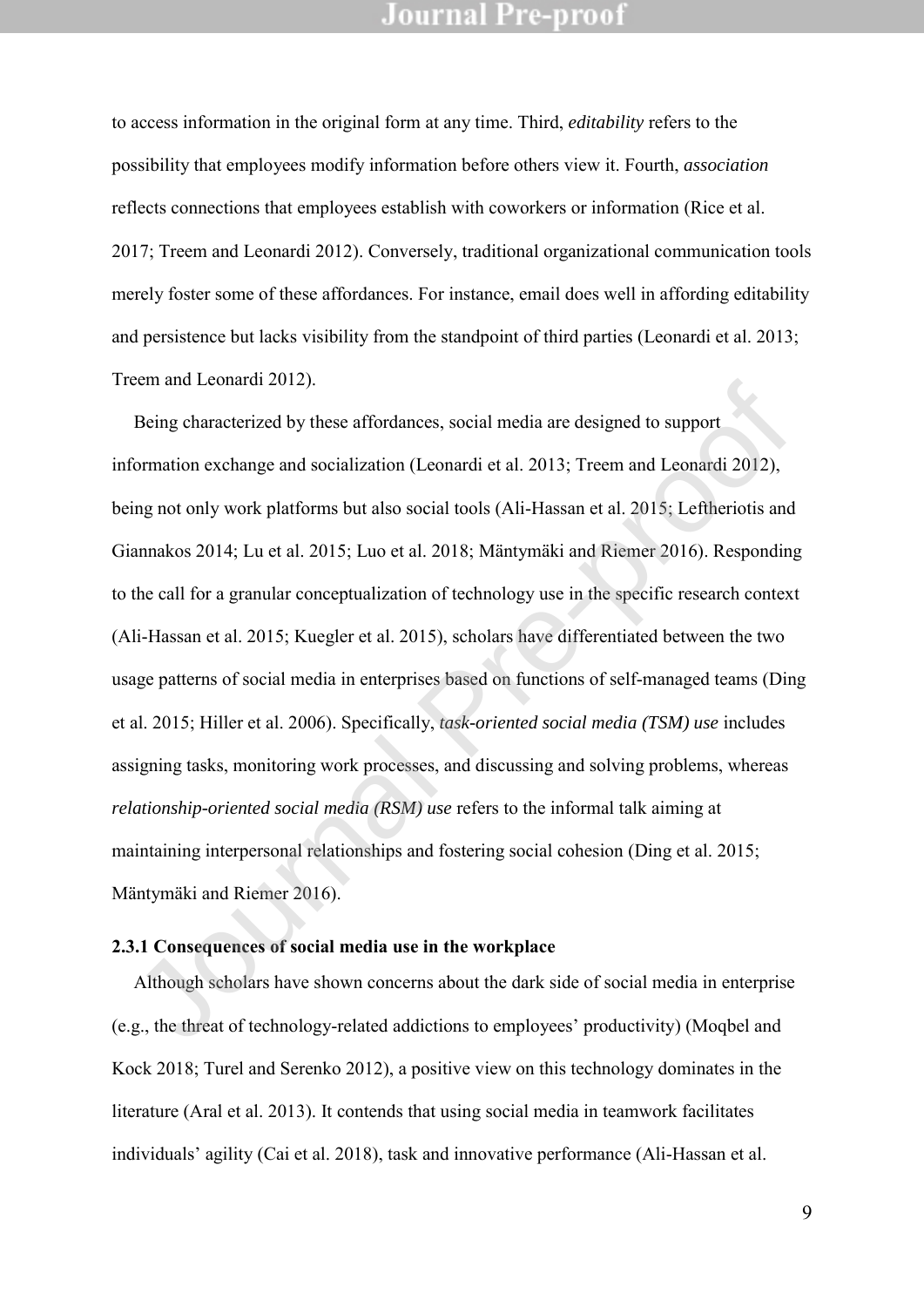to access information in the original form at any time. Third, *editability* refers to the possibility that employees modify information before others view it. Fourth, *association* reflects connections that employees establish with coworkers or information (Rice et al. 2017; Treem and Leonardi 2012). Conversely, traditional organizational communication tools merely foster some of these affordances. For instance, email does well in affording editability and persistence but lacks visibility from the standpoint of third parties (Leonardi et al. 2013; Treem and Leonardi 2012).

Being characterized by these affordances, social media are designed to support information exchange and socialization (Leonardi et al. 2013; Treem and Leonardi 2012), being not only work platforms but also social tools (Ali-Hassan et al. 2015; Leftheriotis and Giannakos 2014; Lu et al. 2015; Luo et al. 2018; Mäntymäki and Riemer 2016). Responding to the call for a granular conceptualization of technology use in the specific research context (Ali-Hassan et al. 2015; Kuegler et al. 2015), scholars have differentiated between the two usage patterns of social media in enterprises based on functions of self-managed teams (Ding et al. 2015; Hiller et al. 2006). Specifically, *task-oriented social media (TSM) use* includes assigning tasks, monitoring work processes, and discussing and solving problems, whereas *relationship-oriented social media (RSM) use* refers to the informal talk aiming at maintaining interpersonal relationships and fostering social cohesion (Ding et al. 2015; Mäntymäki and Riemer 2016).

### 2.3.1 Consequences of social media use in the workplace

Although scholars have shown concerns about the dark side of social media in enterprise (e.g., the threat of technology-related addictions to employees' productivity) (Moqbel and Kock 2018; Turel and Serenko 2012), a positive view on this technology dominates in the literature (Aral et al. 2013). It contends that using social media in teamwork facilitates individuals' agility (Cai et al. 2018), task and innovative performance (Ali-Hassan et al.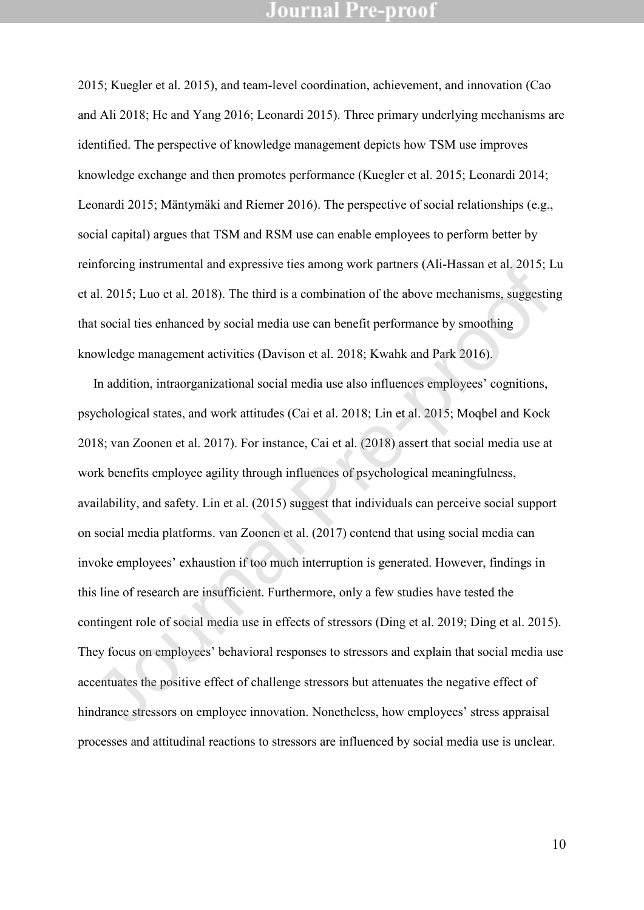2015; Kuegler et al. 2015), and team-level coordination, achievement, and innovation (Cao and Ali 2018; He and Yang 2016; Leonardi 2015). Three primary underlying mechanisms are identified. The perspective of knowledge management depicts how TSM use improves knowledge exchange and then promotes performance (Kuegler et al. 2015; Leonardi 2014; Leonardi 2015; Mäntymäki and Riemer 2016). The perspective of social relationships (e.g., social capital) argues that TSM and RSM use can enable employees to perform better by reinforcing instrumental and expressive ties among work partners (Ali-Hassan et al. 2015; Lu et al. 2015; Luo et al. 2018). The third is a combination of the above mechanisms, suggesting that social ties enhanced by social media use can benefit performance by smoothing knowledge management activities (Davison et al. 2018; Kwahk and Park 2016).

In addition, intraorganizational social media use also influences employees' cognitions, psychological states, and work attitudes (Cai et al. 2018; Lin et al. 2015; Moqbel and Kock 2018; van Zoonen et al. 2017). For instance, Cai et al. (2018) assert that social media use at work benefits employee agility through influences of psychological meaningfulness, availability, and safety. Lin et al. (2015) suggest that individuals can perceive social support on social media platforms. van Zoonen et al. (2017) contend that using social media can invoke employees' exhaustion if too much interruption is generated. However, findings in this line of research are insufficient. Furthermore, only a few studies have tested the contingent role of social media use in effects of stressors (Ding et al. 2019; Ding et al. 2015). They focus on employees' behavioral responses to stressors and explain that social media use accentuates the positive effect of challenge stressors but attenuates the negative effect of hindrance stressors on employee innovation. Nonetheless, how employees' stress appraisal processes and attitudinal reactions to stressors are influenced by social media use is unclear.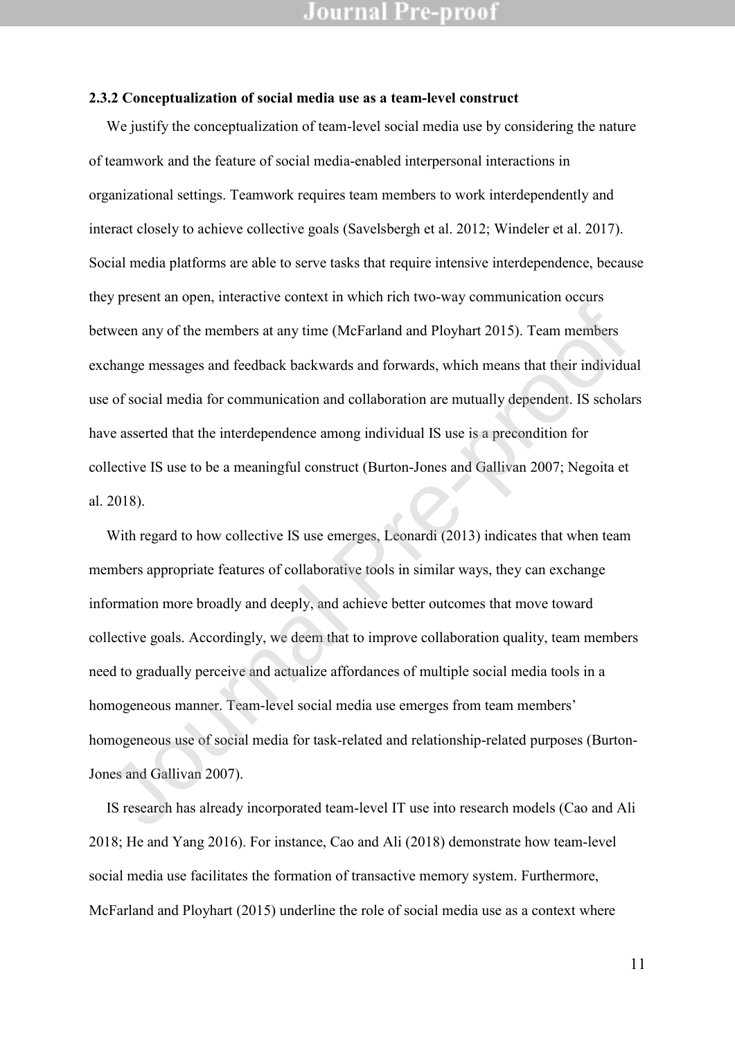### 2.3.2 Conceptualization of social media use as a team-level construct

We justify the conceptualization of team-level social media use by considering the nature of teamwork and the feature of social media-enabled interpersonal interactions in organizational settings. Teamwork requires team members to work interdependently and interact closely to achieve collective goals (Savelsbergh et al. 2012; Windeler et al. 2017). Social media platforms are able to serve tasks that require intensive interdependence, because they present an open, interactive context in which rich two-way communication occurs between any of the members at any time (McFarland and Ployhart 2015). Team members exchange messages and feedback backwards and forwards, which means that their individual use of social media for communication and collaboration are mutually dependent. IS scholars have asserted that the interdependence among individual IS use is a precondition for collective IS use to be a meaningful construct (Burton-Jones and Gallivan 2007; Negoita et al. 2018).

With regard to how collective IS use emerges, Leonardi (2013) indicates that when team members appropriate features of collaborative tools in similar ways, they can exchange information more broadly and deeply, and achieve better outcomes that move toward collective goals. Accordingly, we deem that to improve collaboration quality, team members need to gradually perceive and actualize affordances of multiple social media tools in a homogeneous manner. Team-level social media use emerges from team members' homogeneous use of social media for task-related and relationship-related purposes (Burton-Jones and Gallivan 2007).

IS research has already incorporated team-level IT use into research models (Cao and Ali 2018; He and Yang 2016). For instance, Cao and Ali (2018) demonstrate how team-level social media use facilitates the formation of transactive memory system. Furthermore, McFarland and Ployhart (2015) underline the role of social media use as a context where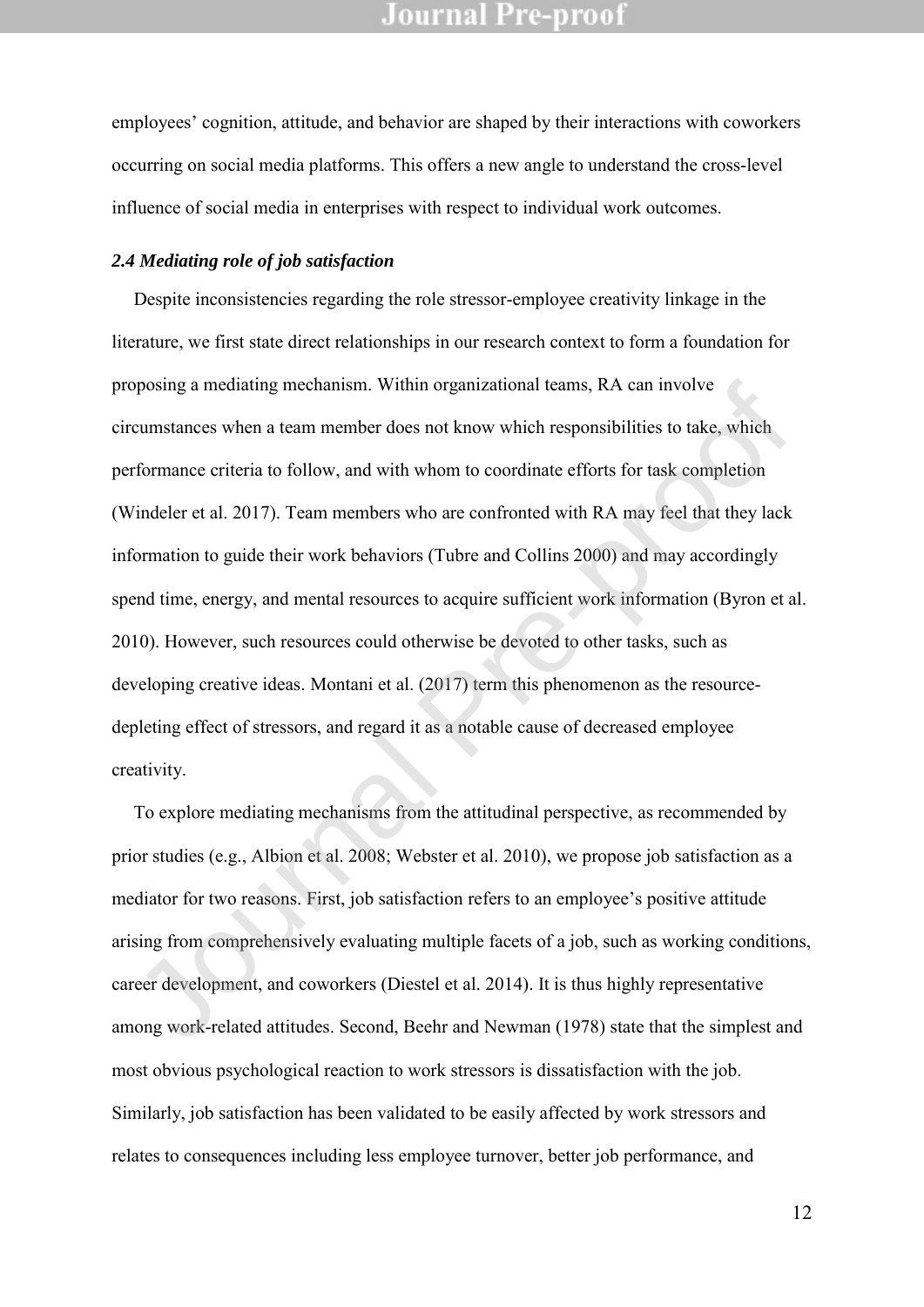employees' cognition, attitude, and behavior are shaped by their interactions with coworkers occurring on social media platforms. This offers a new angle to understand the cross-level influence of social media in enterprises with respect to individual work outcomes.

### *2.4 Mediating role of job satisfaction*

Despite inconsistencies regarding the role stressor-employee creativity linkage in the literature, we first state direct relationships in our research context to form a foundation for proposing a mediating mechanism. Within organizational teams, RA can involve circumstances when a team member does not know which responsibilities to take, which performance criteria to follow, and with whom to coordinate efforts for task completion (Windeler et al. 2017). Team members who are confronted with RA may feel that they lack information to guide their work behaviors (Tubre and Collins 2000) and may accordingly spend time, energy, and mental resources to acquire sufficient work information (Byron et al. 2010). However, such resources could otherwise be devoted to other tasks, such as developing creative ideas. Montani et al. (2017) term this phenomenon as the resource-depleting effect of stressors, and regard it as a notable cause of decreased employee creativity.

To explore mediating mechanisms from the attitudinal perspective, as recommended by prior studies (e.g., Albion et al. 2008; Webster et al. 2010), we propose job satisfaction as a mediator for two reasons. First, job satisfaction refers to an employee's positive attitude arising from comprehensively evaluating multiple facets of a job, such as working conditions, career development, and coworkers (Diestel et al. 2014). It is thus highly representative among work-related attitudes. Second, Beehr and Newman (1978) state that the simplest and most obvious psychological reaction to work stressors is dissatisfaction with the job. Similarly, job satisfaction has been validated to be easily affected by work stressors and relates to consequences including less employee turnover, better job performance, and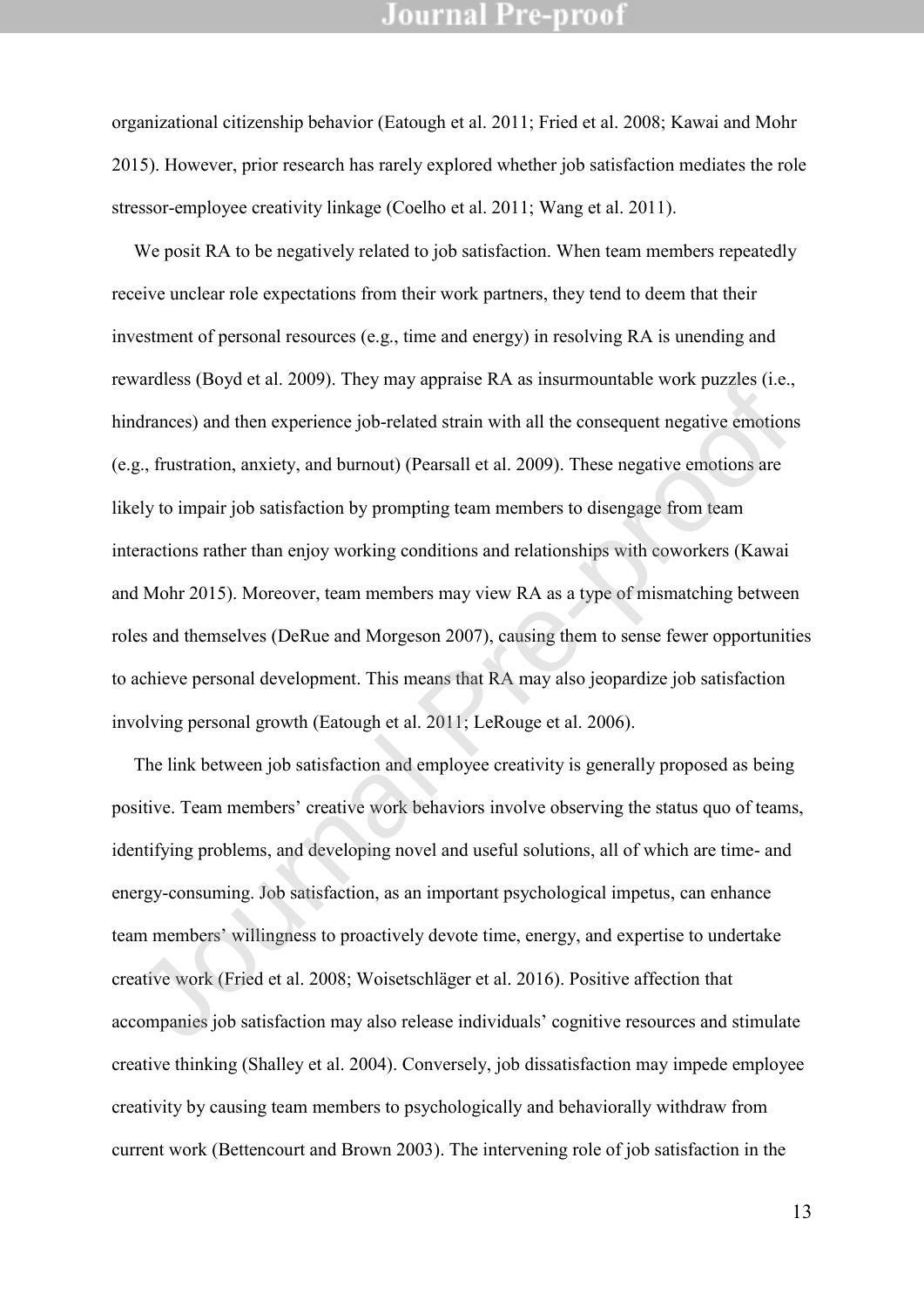organizational citizenship behavior (Eatough et al. 2011; Fried et al. 2008; Kawai and Mohr 2015). However, prior research has rarely explored whether job satisfaction mediates the role stressor-employee creativity linkage (Coelho et al. 2011; Wang et al. 2011).

We posit RA to be negatively related to job satisfaction. When team members repeatedly receive unclear role expectations from their work partners, they tend to deem that their investment of personal resources (e.g., time and energy) in resolving RA is unending and rewardless (Boyd et al. 2009). They may appraise RA as insurmountable work puzzles (i.e., hindrances) and then experience job-related strain with all the consequent negative emotions (e.g., frustration, anxiety, and burnout) (Pearsall et al. 2009). These negative emotions are likely to impair job satisfaction by prompting team members to disengage from team interactions rather than enjoy working conditions and relationships with coworkers (Kawai and Mohr 2015). Moreover, team members may view RA as a type of mismatching between roles and themselves (DeRue and Morgeson 2007), causing them to sense fewer opportunities to achieve personal development. This means that RA may also jeopardize job satisfaction involving personal growth (Eatough et al. 2011; LeRouge et al. 2006).

The link between job satisfaction and employee creativity is generally proposed as being positive. Team members' creative work behaviors involve observing the status quo of teams, identifying problems, and developing novel and useful solutions, all of which are time- and energy-consuming. Job satisfaction, as an important psychological impetus, can enhance team members' willingness to proactively devote time, energy, and expertise to undertake creative work (Fried et al. 2008; Woisetschläger et al. 2016). Positive affection that accompanies job satisfaction may also release individuals' cognitive resources and stimulate creative thinking (Shalley et al. 2004). Conversely, job dissatisfaction may impede employee creativity by causing team members to psychologically and behaviorally withdraw from current work (Bettencourt and Brown 2003). The intervening role of job satisfaction in the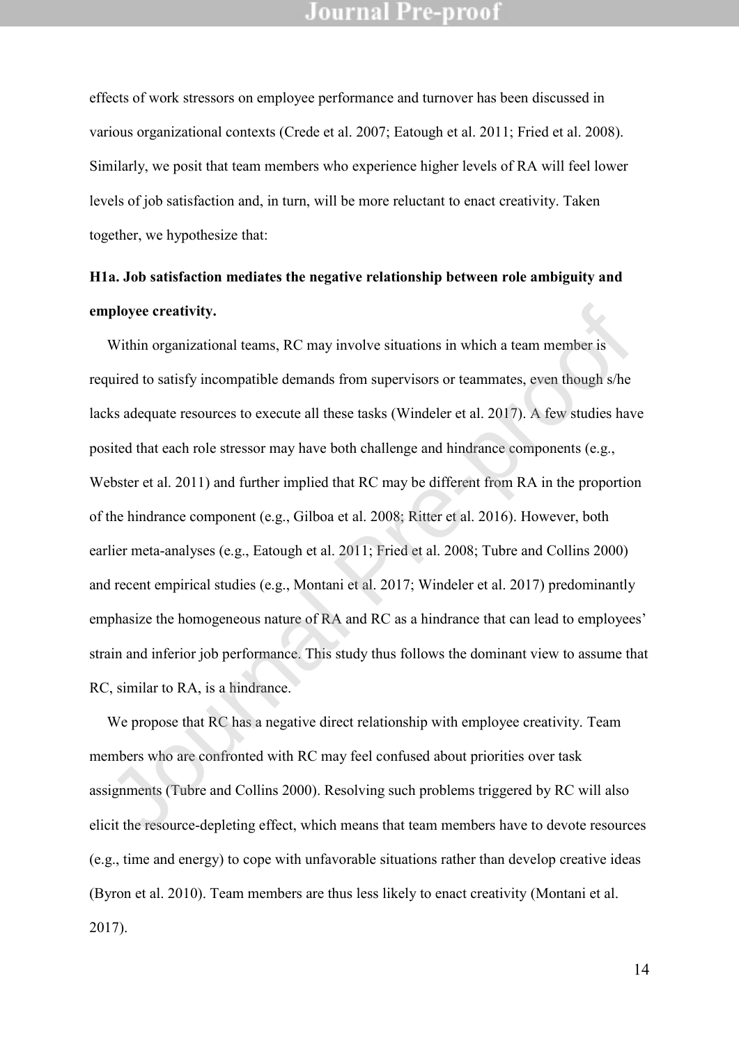effects of work stressors on employee performance and turnover has been discussed in various organizational contexts (Crede et al. 2007; Eatough et al. 2011; Fried et al. 2008). Similarly, we posit that team members who experience higher levels of RA will feel lower levels of job satisfaction and, in turn, will be more reluctant to enact creativity. Taken together, we hypothesize that:

**H1a. Job satisfaction mediates the negative relationship between role ambiguity and employee creativity.**

Within organizational teams, RC may involve situations in which a team member is required to satisfy incompatible demands from supervisors or teammates, even though s/he lacks adequate resources to execute all these tasks (Windeler et al. 2017). A few studies have posited that each role stressor may have both challenge and hindrance components (e.g., Webster et al. 2011) and further implied that RC may be different from RA in the proportion of the hindrance component (e.g., Gilboa et al. 2008; Ritter et al. 2016). However, both earlier meta-analyses (e.g., Eatough et al. 2011; Fried et al. 2008; Tubre and Collins 2000) and recent empirical studies (e.g., Montani et al. 2017; Windeler et al. 2017) predominantly emphasize the homogeneous nature of RA and RC as a hindrance that can lead to employees' strain and inferior job performance. This study thus follows the dominant view to assume that RC, similar to RA, is a hindrance.

We propose that RC has a negative direct relationship with employee creativity. Team members who are confronted with RC may feel confused about priorities over task assignments (Tubre and Collins 2000). Resolving such problems triggered by RC will also elicit the resource-depleting effect, which means that team members have to devote resources (e.g., time and energy) to cope with unfavorable situations rather than develop creative ideas (Byron et al. 2010). Team members are thus less likely to enact creativity (Montani et al. 2017).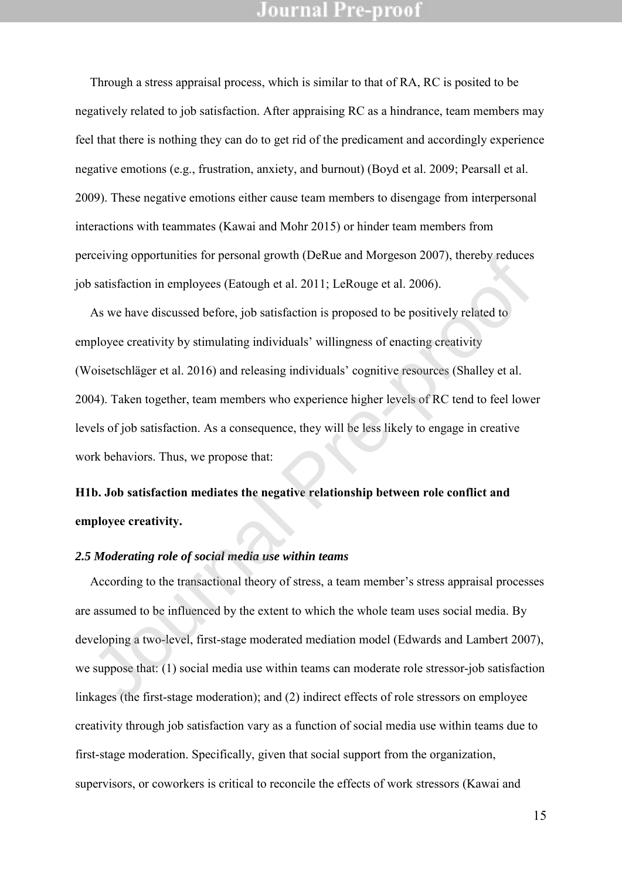Through a stress appraisal process, which is similar to that of RA, RC is posited to be negatively related to job satisfaction. After appraising RC as a hindrance, team members may feel that there is nothing they can do to get rid of the predicament and accordingly experience negative emotions (e.g., frustration, anxiety, and burnout) (Boyd et al. 2009; Pearsall et al. 2009). These negative emotions either cause team members to disengage from interpersonal interactions with teammates (Kawai and Mohr 2015) or hinder team members from perceiving opportunities for personal growth (DeRue and Morgeson 2007), thereby reduces job satisfaction in employees (Eatough et al. 2011; LeRouge et al. 2006).

As we have discussed before, job satisfaction is proposed to be positively related to employee creativity by stimulating individuals' willingness of enacting creativity (Woisetschläger et al. 2016) and releasing individuals' cognitive resources (Shalley et al. 2004). Taken together, team members who experience higher levels of RC tend to feel lower levels of job satisfaction. As a consequence, they will be less likely to engage in creative work behaviors. Thus, we propose that:

**H1b. Job satisfaction mediates the negative relationship between role conflict and employee creativity.**

### *2.5 Moderating role of social media use within teams*

According to the transactional theory of stress, a team member's stress appraisal processes are assumed to be influenced by the extent to which the whole team uses social media. By developing a two-level, first-stage moderated mediation model (Edwards and Lambert 2007), we suppose that: (1) social media use within teams can moderate role stressor-job satisfaction linkages (the first-stage moderation); and (2) indirect effects of role stressors on employee creativity through job satisfaction vary as a function of social media use within teams due to first-stage moderation. Specifically, given that social support from the organization, supervisors, or coworkers is critical to reconcile the effects of work stressors (Kawai and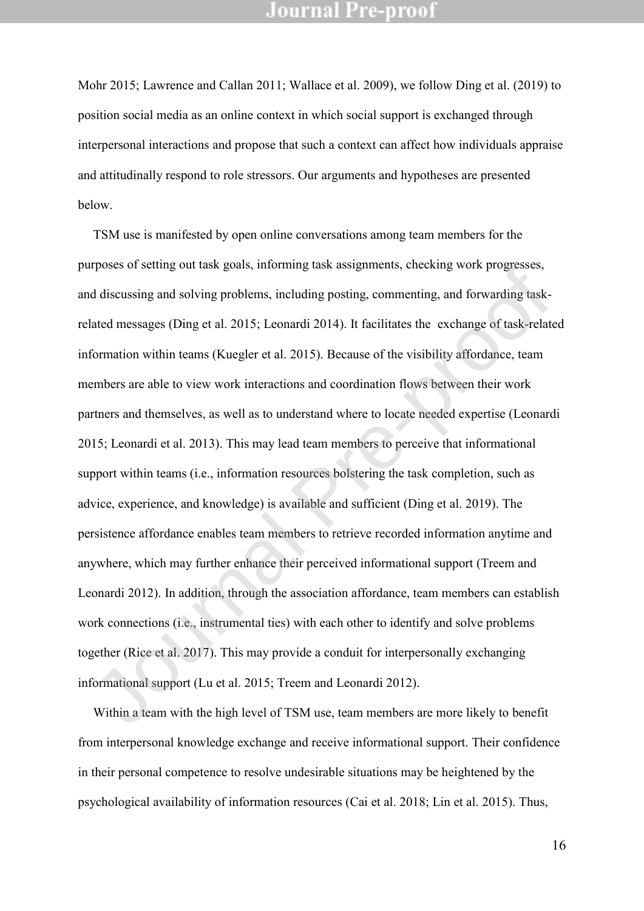Mohr 2015; Lawrence and Callan 2011; Wallace et al. 2009), we follow Ding et al. (2019) to position social media as an online context in which social support is exchanged through interpersonal interactions and propose that such a context can affect how individuals appraise and attitudinally respond to role stressors. Our arguments and hypotheses are presented below.

TSM use is manifested by open online conversations among team members for the purposes of setting out task goals, informing task assignments, checking work progresses, and discussing and solving problems, including posting, commenting, and forwarding task-related messages (Ding et al. 2015; Leonardi 2014). It facilitates the exchange of task-related information within teams (Kuegler et al. 2015). Because of the visibility affordance, team members are able to view work interactions and coordination flows between their work partners and themselves, as well as to understand where to locate needed expertise (Leonardi 2015; Leonardi et al. 2013). This may lead team members to perceive that informational support within teams (i.e., information resources bolstering the task completion, such as advice, experience, and knowledge) is available and sufficient (Ding et al. 2019). The persistence affordance enables team members to retrieve recorded information anytime and anywhere, which may further enhance their perceived informational support (Treem and Leonardi 2012). In addition, through the association affordance, team members can establish work connections (i.e., instrumental ties) with each other to identify and solve problems together (Rice et al. 2017). This may provide a conduit for interpersonally exchanging informational support (Lu et al. 2015; Treem and Leonardi 2012).

Within a team with the high level of TSM use, team members are more likely to benefit from interpersonal knowledge exchange and receive informational support. Their confidence in their personal competence to resolve undesirable situations may be heightened by the psychological availability of information resources (Cai et al. 2018; Lin et al. 2015). Thus,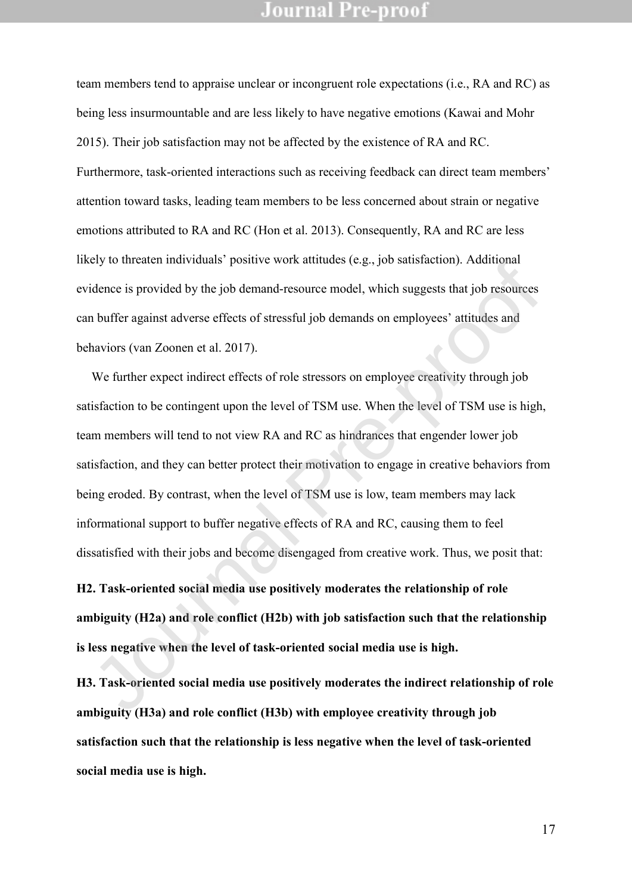team members tend to appraise unclear or incongruent role expectations (i.e., RA and RC) as being less insurmountable and are less likely to have negative emotions (Kawai and Mohr 2015). Their job satisfaction may not be affected by the existence of RA and RC. Furthermore, task-oriented interactions such as receiving feedback can direct team members' attention toward tasks, leading team members to be less concerned about strain or negative emotions attributed to RA and RC (Hon et al. 2013). Consequently, RA and RC are less likely to threaten individuals' positive work attitudes (e.g., job satisfaction). Additional evidence is provided by the job demand-resource model, which suggests that job resources can buffer against adverse effects of stressful job demands on employees' attitudes and behaviors (van Zoonen et al. 2017).

We further expect indirect effects of role stressors on employee creativity through job satisfaction to be contingent upon the level of TSM use. When the level of TSM use is high, team members will tend to not view RA and RC as hindrances that engender lower job satisfaction, and they can better protect their motivation to engage in creative behaviors from being eroded. By contrast, when the level of TSM use is low, team members may lack informational support to buffer negative effects of RA and RC, causing them to feel dissatisfied with their jobs and become disengaged from creative work. Thus, we posit that:

**H2. Task-oriented social media use positively moderates the relationship of role ambiguity (H2a) and role conflict (H2b) with job satisfaction such that the relationship is less negative when the level of task-oriented social media use is high.**

**H3. Task-oriented social media use positively moderates the indirect relationship of role ambiguity (H3a) and role conflict (H3b) with employee creativity through job satisfaction such that the relationship is less negative when the level of task-oriented social media use is high.**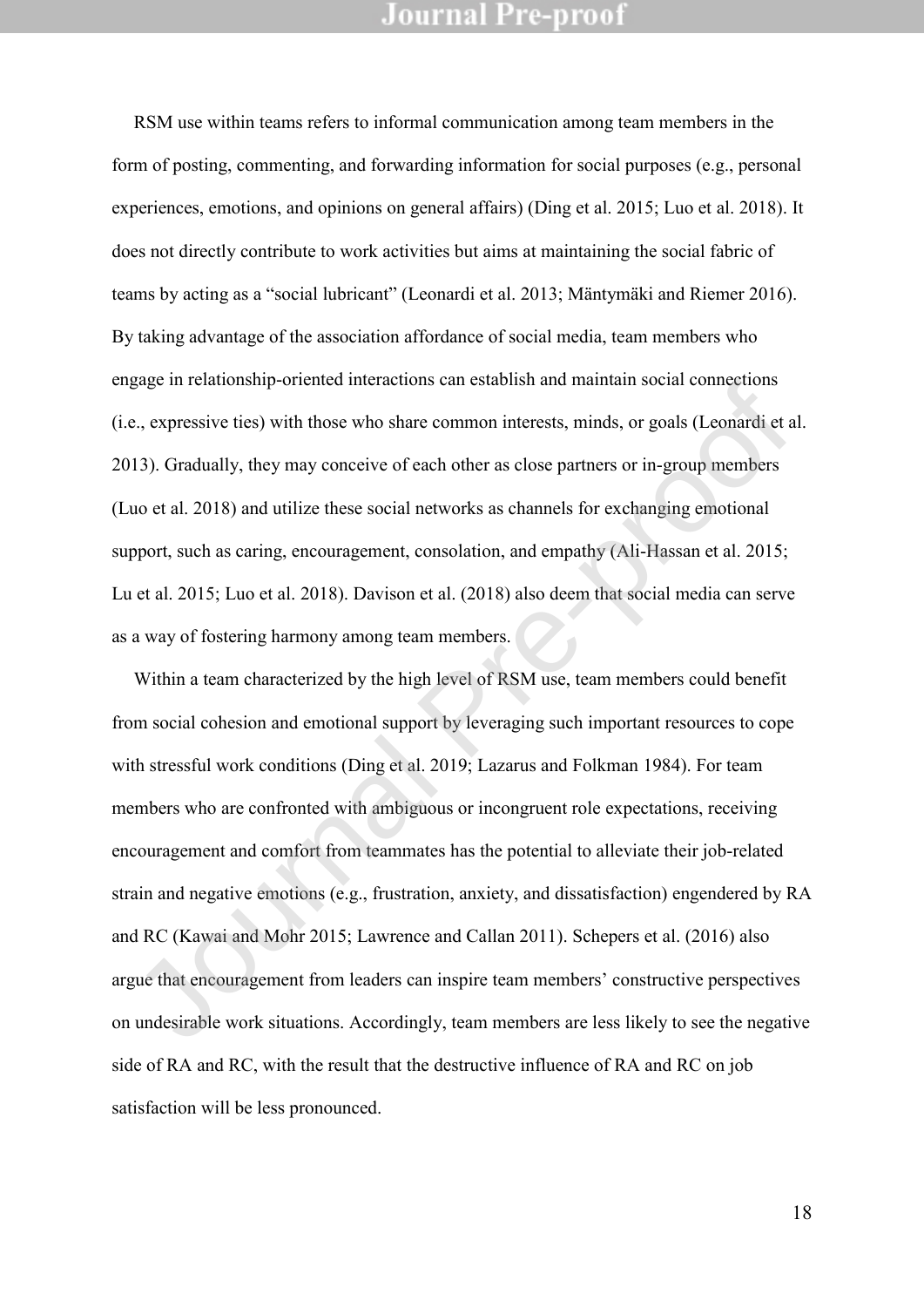RSM use within teams refers to informal communication among team members in the form of posting, commenting, and forwarding information for social purposes (e.g., personal experiences, emotions, and opinions on general affairs) (Ding et al. 2015; Luo et al. 2018). It does not directly contribute to work activities but aims at maintaining the social fabric of teams by acting as a "social lubricant" (Leonardi et al. 2013; Mäntymäki and Riemer 2016). By taking advantage of the association affordance of social media, team members who engage in relationship-oriented interactions can establish and maintain social connections (i.e., expressive ties) with those who share common interests, minds, or goals (Leonardi et al. 2013). Gradually, they may conceive of each other as close partners or in-group members (Luo et al. 2018) and utilize these social networks as channels for exchanging emotional support, such as caring, encouragement, consolation, and empathy (Ali-Hassan et al. 2015; Lu et al. 2015; Luo et al. 2018). Davison et al. (2018) also deem that social media can serve as a way of fostering harmony among team members.

Within a team characterized by the high level of RSM use, team members could benefit from social cohesion and emotional support by leveraging such important resources to cope with stressful work conditions (Ding et al. 2019; Lazarus and Folkman 1984). For team members who are confronted with ambiguous or incongruent role expectations, receiving encouragement and comfort from teammates has the potential to alleviate their job-related strain and negative emotions (e.g., frustration, anxiety, and dissatisfaction) engendered by RA and RC (Kawai and Mohr 2015; Lawrence and Callan 2011). Schepers et al. (2016) also argue that encouragement from leaders can inspire team members' constructive perspectives on undesirable work situations. Accordingly, team members are less likely to see the negative side of RA and RC, with the result that the destructive influence of RA and RC on job satisfaction will be less pronounced.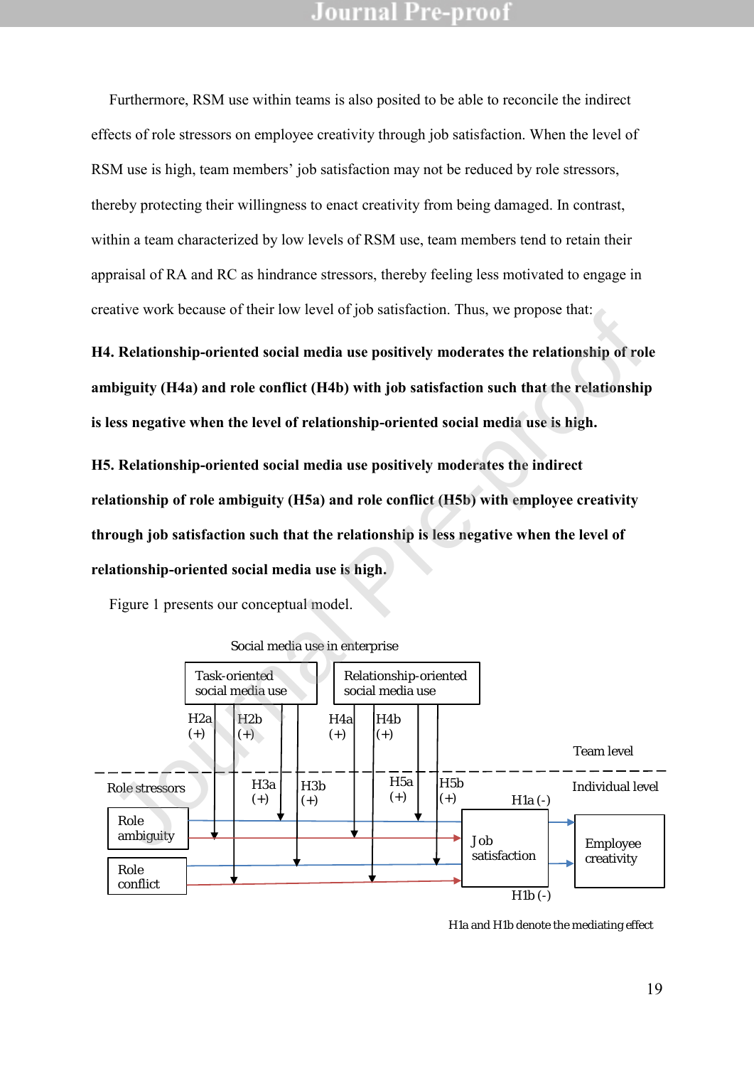Furthermore, RSM use within teams is also posited to be able to reconcile the indirect effects of role stressors on employee creativity through job satisfaction. When the level of RSM use is high, team members' job satisfaction may not be reduced by role stressors, thereby protecting their willingness to enact creativity from being damaged. In contrast, within a team characterized by low levels of RSM use, team members tend to retain their appraisal of RA and RC as hindrance stressors, thereby feeling less motivated to engage in creative work because of their low level of job satisfaction. Thus, we propose that:

**H4. Relationship-oriented social media use positively moderates the relationship of role ambiguity (H4a) and role conflict (H4b) with job satisfaction such that the relationship is less negative when the level of relationship-oriented social media use is high.**

**H5. Relationship-oriented social media use positively moderates the indirect relationship of role ambiguity (H5a) and role conflict (H5b) with employee creativity through job satisfaction such that the relationship is less negative when the level of relationship-oriented social media use is high.**

Figure 1 presents our conceptual model.

Social media use in enterprise

Task-oriented social media use | Relationship-oriented social media use

H2a (+) H2b (+) H3a (+) H3b (+) H4a (+) H4b (+) H5a (+) H5b (+)

Team level

Individual level

Role stressors: Role ambiguity, Role conflict → Job satisfaction → Employee creativity

H1a (-) H1b (-)

H1a and H1b denote the mediating effect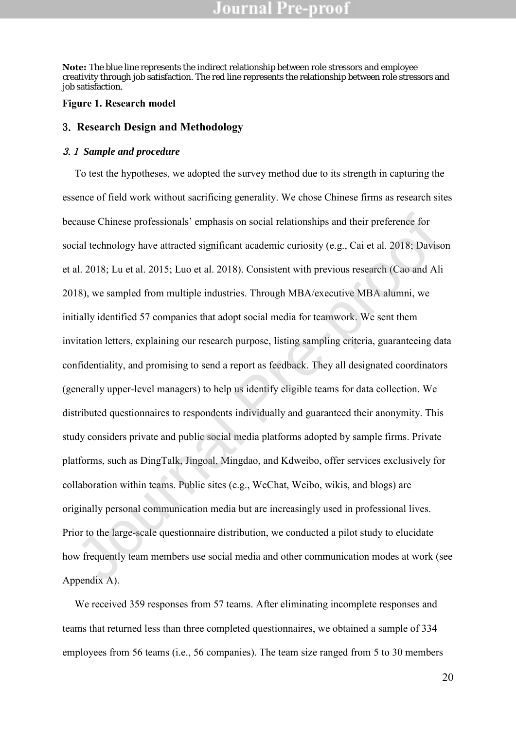**Note:** The blue line represents the indirect relationship between role stressors and employee creativity through job satisfaction. The red line represents the relationship between role stressors and job satisfaction.

**Figure 1. Research model**

## 3. Research Design and Methodology

### *3.1 Sample and procedure*

To test the hypotheses, we adopted the survey method due to its strength in capturing the essence of field work without sacrificing generality. We chose Chinese firms as research sites because Chinese professionals' emphasis on social relationships and their preference for social technology have attracted significant academic curiosity (e.g., Cai et al. 2018; Davison et al. 2018; Lu et al. 2015; Luo et al. 2018). Consistent with previous research (Cao and Ali 2018), we sampled from multiple industries. Through MBA/executive MBA alumni, we initially identified 57 companies that adopt social media for teamwork. We sent them invitation letters, explaining our research purpose, listing sampling criteria, guaranteeing data confidentiality, and promising to send a report as feedback. They all designated coordinators (generally upper-level managers) to help us identify eligible teams for data collection. We distributed questionnaires to respondents individually and guaranteed their anonymity. This study considers private and public social media platforms adopted by sample firms. Private platforms, such as DingTalk, Jingoal, Mingdao, and Kdweibo, offer services exclusively for collaboration within teams. Public sites (e.g., WeChat, Weibo, wikis, and blogs) are originally personal communication media but are increasingly used in professional lives. Prior to the large-scale questionnaire distribution, we conducted a pilot study to elucidate how frequently team members use social media and other communication modes at work (see Appendix A).

We received 359 responses from 57 teams. After eliminating incomplete responses and teams that returned less than three completed questionnaires, we obtained a sample of 334 employees from 56 teams (i.e., 56 companies). The team size ranged from 5 to 30 members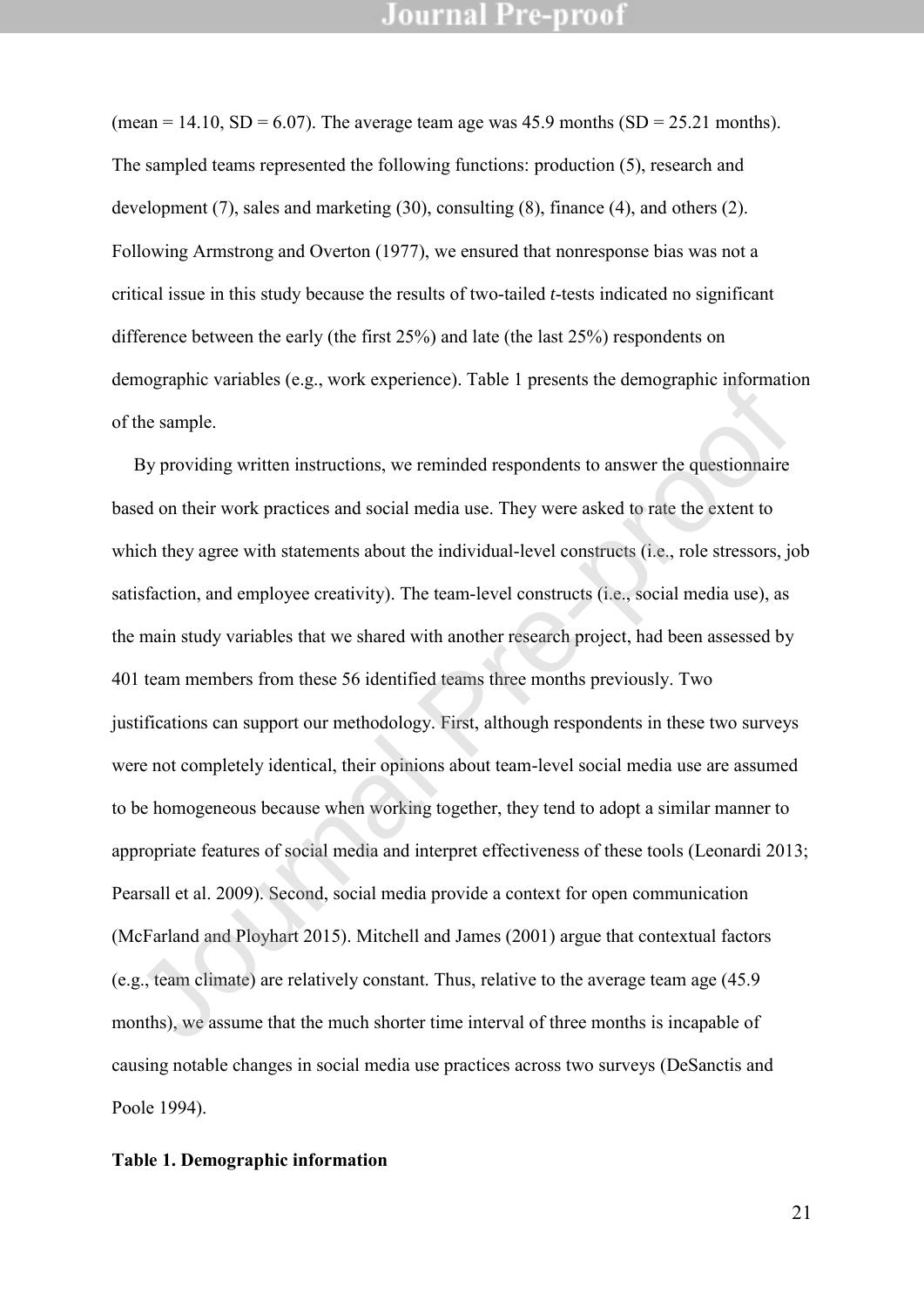(mean = 14.10, SD = 6.07). The average team age was 45.9 months (SD = 25.21 months). The sampled teams represented the following functions: production (5), research and development (7), sales and marketing (30), consulting (8), finance (4), and others (2). Following Armstrong and Overton (1977), we ensured that nonresponse bias was not a critical issue in this study because the results of two-tailed *t*-tests indicated no significant difference between the early (the first 25%) and late (the last 25%) respondents on demographic variables (e.g., work experience). Table 1 presents the demographic information of the sample.

By providing written instructions, we reminded respondents to answer the questionnaire based on their work practices and social media use. They were asked to rate the extent to which they agree with statements about the individual-level constructs (i.e., role stressors, job satisfaction, and employee creativity). The team-level constructs (i.e., social media use), as the main study variables that we shared with another research project, had been assessed by 401 team members from these 56 identified teams three months previously. Two justifications can support our methodology. First, although respondents in these two surveys were not completely identical, their opinions about team-level social media use are assumed to be homogeneous because when working together, they tend to adopt a similar manner to appropriate features of social media and interpret effectiveness of these tools (Leonardi 2013; Pearsall et al. 2009). Second, social media provide a context for open communication (McFarland and Ployhart 2015). Mitchell and James (2001) argue that contextual factors (e.g., team climate) are relatively constant. Thus, relative to the average team age (45.9 months), we assume that the much shorter time interval of three months is incapable of causing notable changes in social media use practices across two surveys (DeSanctis and Poole 1994).

**Table 1. Demographic information**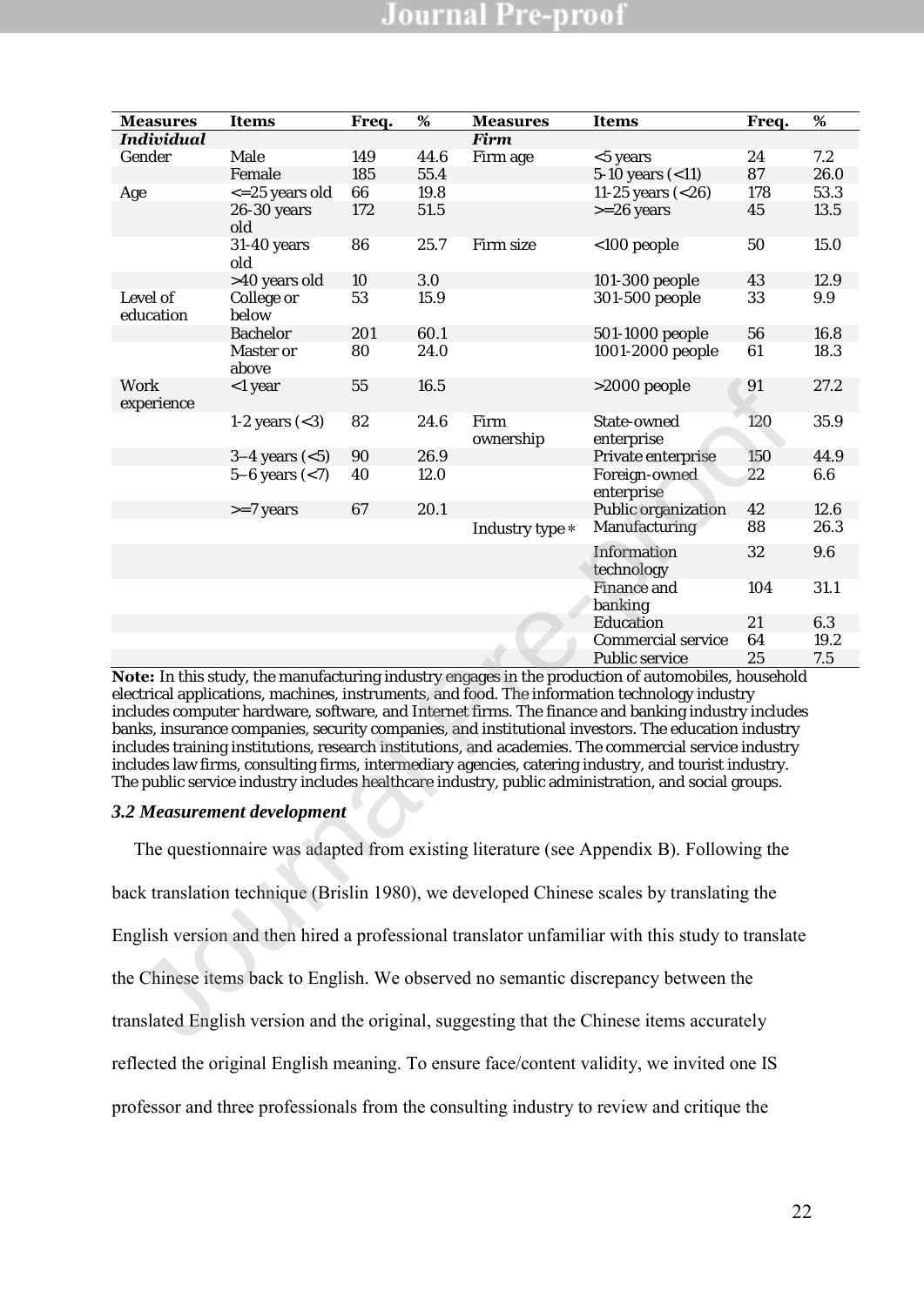| Measures | Items | Freq. | % | Measures | Items | Freq. | % |
|---|---|---|---|---|---|---|---|
| ***Individual*** | | | | ***Firm*** | | | |
| Gender | Male | 149 | 44.6 | Firm age | <5 years | 24 | 7.2 |
| | Female | 185 | 55.4 | | 5-10 years (<11) | 87 | 26.0 |
| Age | <=25 years old | 66 | 19.8 | | 11-25 years (<26) | 178 | 53.3 |
| | 26-30 years old | 172 | 51.5 | | >=26 years | 45 | 13.5 |
| | 31-40 years old | 86 | 25.7 | Firm size | <100 people | 50 | 15.0 |
| | >40 years old | 10 | 3.0 | | 101-300 people | 43 | 12.9 |
| Level of education | College or below | 53 | 15.9 | | 301-500 people | 33 | 9.9 |
| | Bachelor | 201 | 60.1 | | 501-1000 people | 56 | 16.8 |
| | Master or above | 80 | 24.0 | | 1001-2000 people | 61 | 18.3 |
| Work experience | <1 year | 55 | 16.5 | | >2000 people | 91 | 27.2 |
| | 1-2 years (<3) | 82 | 24.6 | Firm ownership | State-owned enterprise | 120 | 35.9 |
| | 3–4 years (<5) | 90 | 26.9 | | Private enterprise | 150 | 44.9 |
| | 5–6 years (<7) | 40 | 12.0 | | Foreign-owned enterprise | 22 | 6.6 |
| | >=7 years | 67 | 20.1 | | Public organization | 42 | 12.6 |
| | | | | Industry type* | Manufacturing | 88 | 26.3 |
| | | | | | Information technology | 32 | 9.6 |
| | | | | | Finance and banking | 104 | 31.1 |
| | | | | | Education | 21 | 6.3 |
| | | | | | Commercial service | 64 | 19.2 |
| | | | | | Public service | 25 | 7.5 |

**Note:** In this study, the manufacturing industry engages in the production of automobiles, household electrical applications, machines, instruments, and food. The information technology industry includes computer hardware, software, and Internet firms. The finance and banking industry includes banks, insurance companies, security companies, and institutional investors. The education industry includes training institutions, research institutions, and academies. The commercial service industry includes law firms, consulting firms, intermediary agencies, catering industry, and tourist industry. The public service industry includes healthcare industry, public administration, and social groups.

### *3.2 Measurement development*

The questionnaire was adapted from existing literature (see Appendix B). Following the back translation technique (Brislin 1980), we developed Chinese scales by translating the English version and then hired a professional translator unfamiliar with this study to translate the Chinese items back to English. We observed no semantic discrepancy between the translated English version and the original, suggesting that the Chinese items accurately reflected the original English meaning. To ensure face/content validity, we invited one IS professor and three professionals from the consulting industry to review and critique the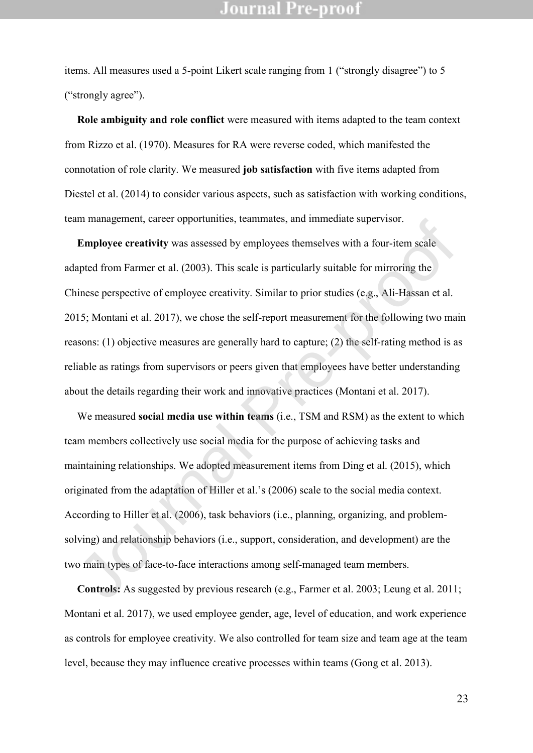items. All measures used a 5-point Likert scale ranging from 1 (“strongly disagree”) to 5 (“strongly agree”).

**Role ambiguity and role conflict** were measured with items adapted to the team context from Rizzo et al. (1970). Measures for RA were reverse coded, which manifested the connotation of role clarity. We measured **job satisfaction** with five items adapted from Diestel et al. (2014) to consider various aspects, such as satisfaction with working conditions, team management, career opportunities, teammates, and immediate supervisor.

**Employee creativity** was assessed by employees themselves with a four-item scale adapted from Farmer et al. (2003). This scale is particularly suitable for mirroring the Chinese perspective of employee creativity. Similar to prior studies (e.g., Ali-Hassan et al. 2015; Montani et al. 2017), we chose the self-report measurement for the following two main reasons: (1) objective measures are generally hard to capture; (2) the self-rating method is as reliable as ratings from supervisors or peers given that employees have better understanding about the details regarding their work and innovative practices (Montani et al. 2017).

We measured **social media use within teams** (i.e., TSM and RSM) as the extent to which team members collectively use social media for the purpose of achieving tasks and maintaining relationships. We adopted measurement items from Ding et al. (2015), which originated from the adaptation of Hiller et al.’s (2006) scale to the social media context. According to Hiller et al. (2006), task behaviors (i.e., planning, organizing, and problem-solving) and relationship behaviors (i.e., support, consideration, and development) are the two main types of face-to-face interactions among self-managed team members.

**Controls:** As suggested by previous research (e.g., Farmer et al. 2003; Leung et al. 2011; Montani et al. 2017), we used employee gender, age, level of education, and work experience as controls for employee creativity. We also controlled for team size and team age at the team level, because they may influence creative processes within teams (Gong et al. 2013).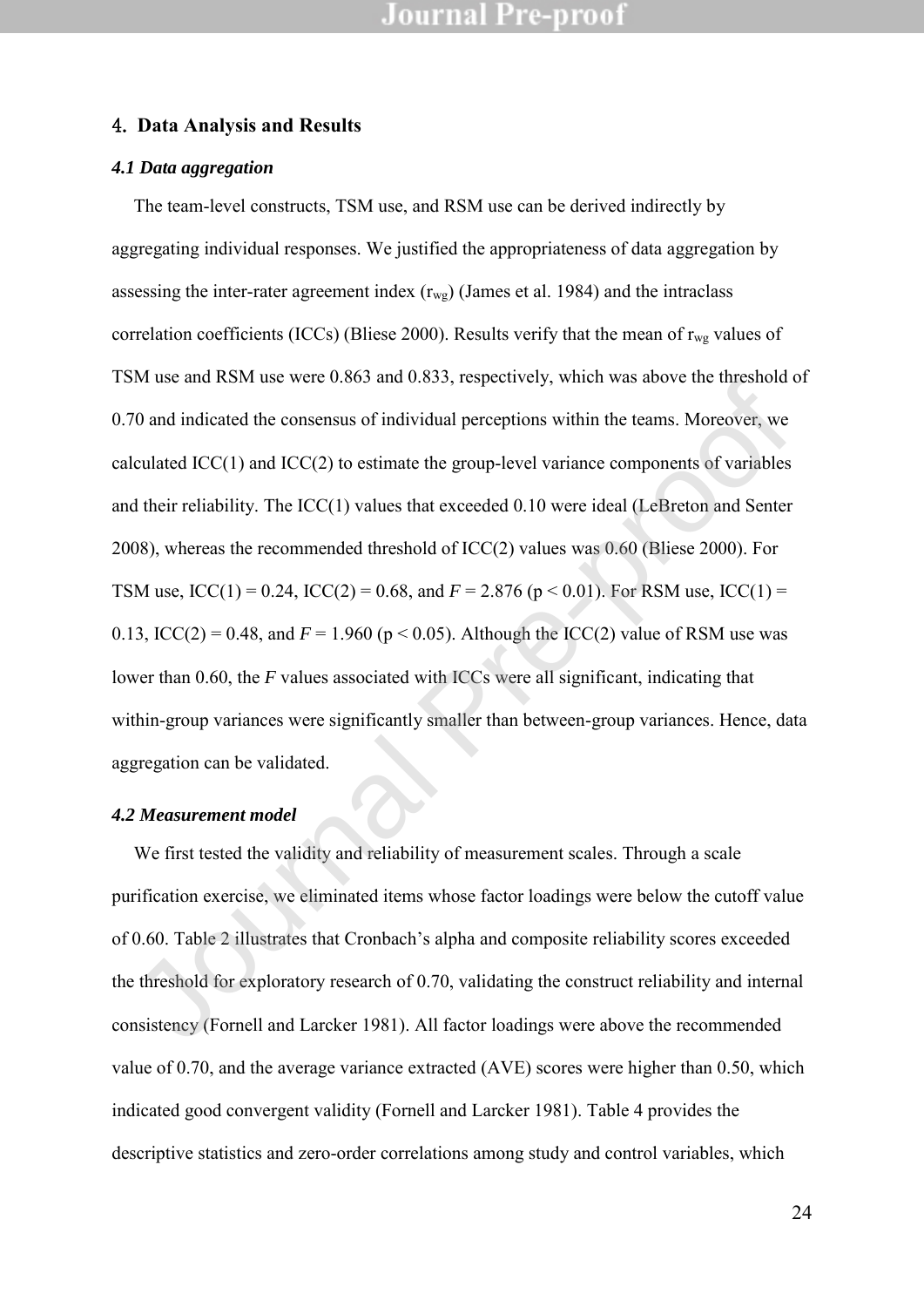## 4. Data Analysis and Results

### *4.1 Data aggregation*

The team-level constructs, TSM use, and RSM use can be derived indirectly by aggregating individual responses. We justified the appropriateness of data aggregation by assessing the inter-rater agreement index ($r_{wg}$) (James et al. 1984) and the intraclass correlation coefficients (ICCs) (Bliese 2000). Results verify that the mean of $r_{wg}$ values of TSM use and RSM use were 0.863 and 0.833, respectively, which was above the threshold of 0.70 and indicated the consensus of individual perceptions within the teams. Moreover, we calculated ICC(1) and ICC(2) to estimate the group-level variance components of variables and their reliability. The ICC(1) values that exceeded 0.10 were ideal (LeBreton and Senter 2008), whereas the recommended threshold of ICC(2) values was 0.60 (Bliese 2000). For TSM use, ICC(1) = 0.24, ICC(2) = 0.68, and $F = 2.876$ ($p < 0.01$). For RSM use, ICC(1) = 0.13, ICC(2) = 0.48, and $F = 1.960$ ($p < 0.05$). Although the ICC(2) value of RSM use was lower than 0.60, the $F$ values associated with ICCs were all significant, indicating that within-group variances were significantly smaller than between-group variances. Hence, data aggregation can be validated.

### *4.2 Measurement model*

We first tested the validity and reliability of measurement scales. Through a scale purification exercise, we eliminated items whose factor loadings were below the cutoff value of 0.60. Table 2 illustrates that Cronbach's alpha and composite reliability scores exceeded the threshold for exploratory research of 0.70, validating the construct reliability and internal consistency (Fornell and Larcker 1981). All factor loadings were above the recommended value of 0.70, and the average variance extracted (AVE) scores were higher than 0.50, which indicated good convergent validity (Fornell and Larcker 1981). Table 4 provides the descriptive statistics and zero-order correlations among study and control variables, which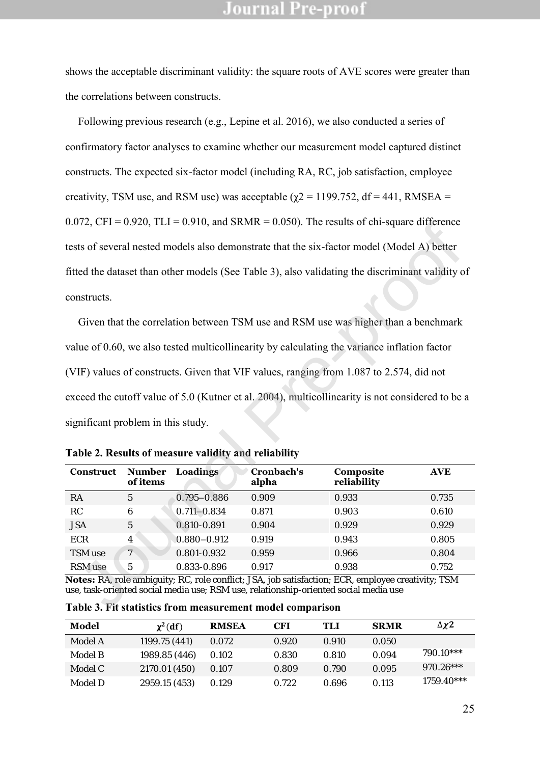shows the acceptable discriminant validity: the square roots of AVE scores were greater than the correlations between constructs.

Following previous research (e.g., Lepine et al. 2016), we also conducted a series of confirmatory factor analyses to examine whether our measurement model captured distinct constructs. The expected six-factor model (including RA, RC, job satisfaction, employee creativity, TSM use, and RSM use) was acceptable ($\chi2$ = 1199.752, df = 441, RMSEA = 0.072, CFI = 0.920, TLI = 0.910, and SRMR = 0.050). The results of chi-square difference tests of several nested models also demonstrate that the six-factor model (Model A) better fitted the dataset than other models (See Table 3), also validating the discriminant validity of constructs.

Given that the correlation between TSM use and RSM use was higher than a benchmark value of 0.60, we also tested multicollinearity by calculating the variance inflation factor (VIF) values of constructs. Given that VIF values, ranging from 1.087 to 2.574, did not exceed the cutoff value of 5.0 (Kutner et al. 2004), multicollinearity is not considered to be a significant problem in this study.

**Table 2. Results of measure validity and reliability**

| Construct | Number of items | Loadings | Cronbach's alpha | Composite reliability | AVE |
|---|---|---|---|---|---|
| RA | 5 | 0.795–0.886 | 0.909 | 0.933 | 0.735 |
| RC | 6 | 0.711–0.834 | 0.871 | 0.903 | 0.610 |
| JSA | 5 | 0.810-0.891 | 0.904 | 0.929 | 0.929 |
| ECR | 4 | 0.880–0.912 | 0.919 | 0.943 | 0.805 |
| TSM use | 7 | 0.801-0.932 | 0.959 | 0.966 | 0.804 |
| RSM use | 5 | 0.833-0.896 | 0.917 | 0.938 | 0.752 |

**Notes:** RA, role ambiguity; RC, role conflict; JSA, job satisfaction; ECR, employee creativity; TSM use, task-oriented social media use; RSM use, relationship-oriented social media use

**Table 3. Fit statistics from measurement model comparison**

| Model | $\chi^2$(df) | RMSEA | CFI | TLI | SRMR | $\Delta\chi2$ |
|---|---|---|---|---|---|---|
| Model A | 1199.75 (441) | 0.072 | 0.920 | 0.910 | 0.050 | |
| Model B | 1989.85 (446) | 0.102 | 0.830 | 0.810 | 0.094 | 790.10*** |
| Model C | 2170.01 (450) | 0.107 | 0.809 | 0.790 | 0.095 | 970.26*** |
| Model D | 2959.15 (453) | 0.129 | 0.722 | 0.696 | 0.113 | 1759.40*** |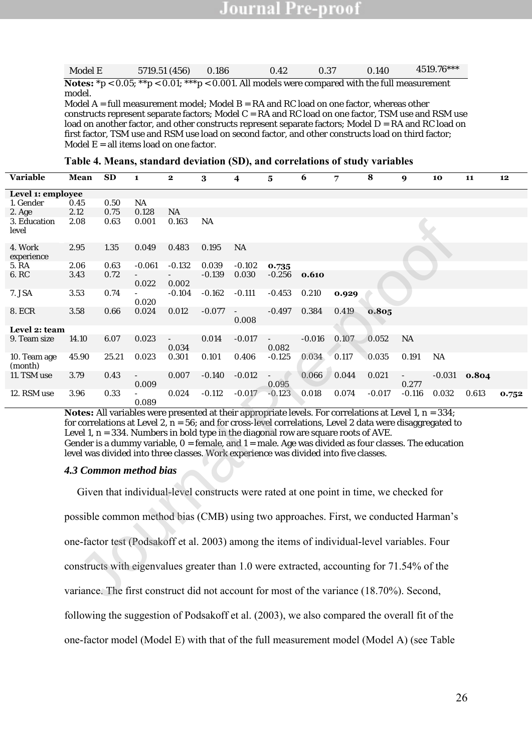| Model E | 5719.51 (456) | 0.186 | 0.42 | 0.37 | 0.140 | 4519.76*** |
|---|---|---|---|---|---|---|

**Notes:** *p < 0.05; **p < 0.01; ***p < 0.001. All models were compared with the full measurement model.
Model A = full measurement model; Model B = RA and RC load on one factor, whereas other constructs represent separate factors; Model C = RA and RC load on one factor, TSM use and RSM use load on another factor, and other constructs represent separate factors; Model D = RA and RC load on first factor, TSM use and RSM use load on second factor, and other constructs load on third factor; Model E = all items load on one factor.

**Table 4. Means, standard deviation (SD), and correlations of study variables**

| Variable | Mean | SD | 1 | 2 | 3 | 4 | 5 | 6 | 7 | 8 | 9 | 10 | 11 | 12 |
|---|---|---|---|---|---|---|---|---|---|---|---|---|---|---|
| **Level 1: employee** | | | | | | | | | | | | | | |
| 1. Gender | 0.45 | 0.50 | NA | | | | | | | | | | | |
| 2. Age | 2.12 | 0.75 | 0.128 | NA | | | | | | | | | | |
| 3. Education level | 2.08 | 0.63 | 0.001 | 0.163 | NA | | | | | | | | | |
| 4. Work experience | 2.95 | 1.35 | 0.049 | 0.483 | 0.195 | NA | | | | | | | | |
| 5. RA | 2.06 | 0.63 | -0.061 | -0.132 | 0.039 | -0.102 | **0.735** | | | | | | | |
| 6. RC | 3.43 | 0.72 | -0.022 | -0.002 | -0.139 | 0.030 | -0.256 | **0.610** | | | | | | |
| 7. JSA | 3.53 | 0.74 | -0.020 | -0.104 | -0.162 | -0.111 | -0.453 | 0.210 | **0.929** | | | | | |
| 8. ECR | 3.58 | 0.66 | 0.024 | 0.012 | -0.077 | -0.008 | -0.497 | 0.384 | 0.419 | **0.805** | | | | |
| **Level 2: team** | | | | | | | | | | | | | | |
| 9. Team size | 14.10 | 6.07 | 0.023 | -0.034 | 0.014 | -0.017 | -0.082 | -0.016 | 0.107 | 0.052 | NA | | | |
| 10. Team age (month) | 45.90 | 25.21 | 0.023 | 0.301 | 0.101 | 0.406 | -0.125 | 0.034 | 0.117 | 0.035 | 0.191 | NA | | |
| 11. TSM use | 3.79 | 0.43 | -0.009 | 0.007 | -0.140 | -0.012 | -0.095 | 0.066 | 0.044 | 0.021 | -0.277 | -0.031 | **0.804** | |
| 12. RSM use | 3.96 | 0.33 | -0.089 | 0.024 | -0.112 | -0.017 | -0.123 | 0.018 | 0.074 | -0.017 | -0.116 | 0.032 | 0.613 | **0.752** |

**Notes:** All variables were presented at their appropriate levels. For correlations at Level 1, n = 334; for correlations at Level 2, n = 56; and for cross-level correlations, Level 2 data were disaggregated to Level 1, n = 334. Numbers in bold type in the diagonal row are square roots of AVE.
Gender is a dummy variable, 0 = female, and 1 = male. Age was divided as four classes. The education level was divided into three classes. Work experience was divided into five classes.

### *4.3 Common method bias*

Given that individual-level constructs were rated at one point in time, we checked for possible common method bias (CMB) using two approaches. First, we conducted Harman's one-factor test (Podsakoff et al. 2003) among the items of individual-level variables. Four constructs with eigenvalues greater than 1.0 were extracted, accounting for 71.54% of the variance. The first construct did not account for most of the variance (18.70%). Second, following the suggestion of Podsakoff et al. (2003), we also compared the overall fit of the one-factor model (Model E) with that of the full measurement model (Model A) (see Table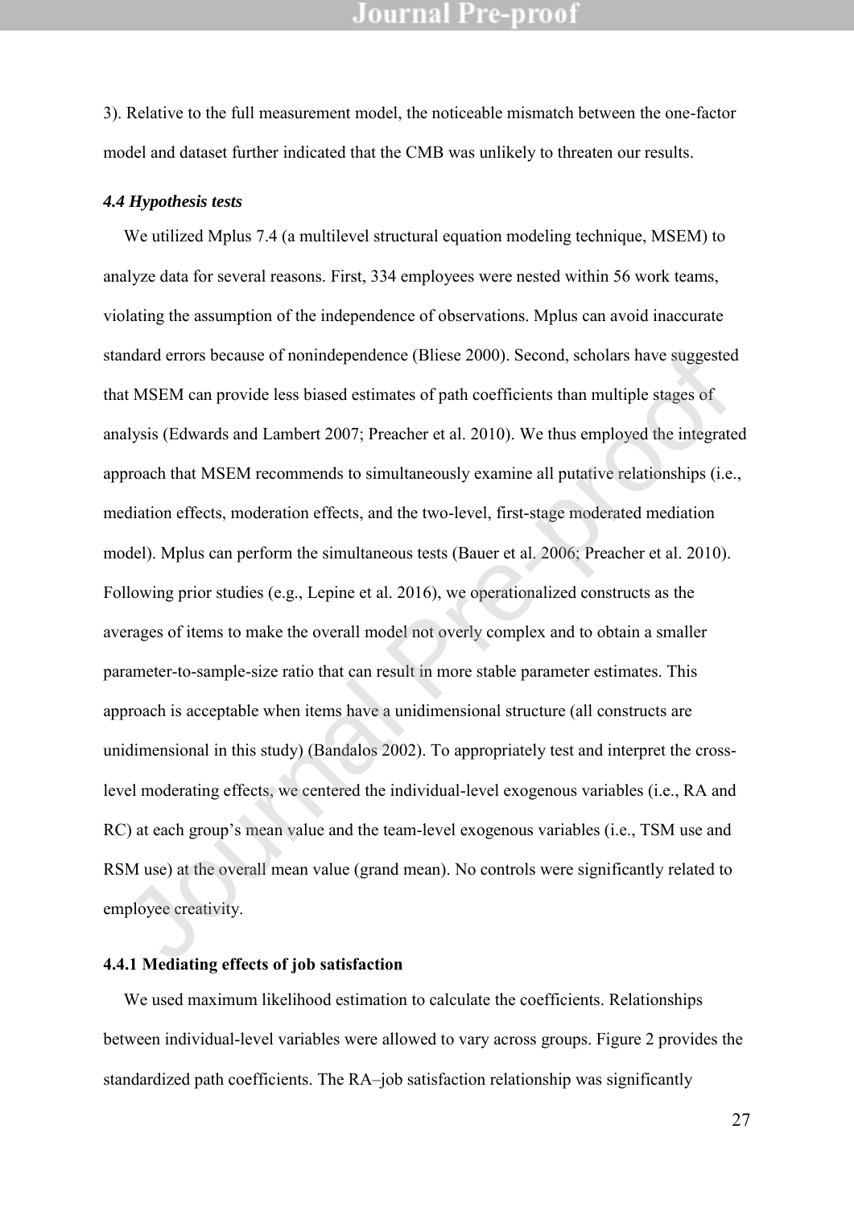3). Relative to the full measurement model, the noticeable mismatch between the one-factor model and dataset further indicated that the CMB was unlikely to threaten our results.

### *4.4 Hypothesis tests*

We utilized Mplus 7.4 (a multilevel structural equation modeling technique, MSEM) to analyze data for several reasons. First, 334 employees were nested within 56 work teams, violating the assumption of the independence of observations. Mplus can avoid inaccurate standard errors because of nonindependence (Bliese 2000). Second, scholars have suggested that MSEM can provide less biased estimates of path coefficients than multiple stages of analysis (Edwards and Lambert 2007; Preacher et al. 2010). We thus employed the integrated approach that MSEM recommends to simultaneously examine all putative relationships (i.e., mediation effects, moderation effects, and the two-level, first-stage moderated mediation model). Mplus can perform the simultaneous tests (Bauer et al. 2006; Preacher et al. 2010). Following prior studies (e.g., Lepine et al. 2016), we operationalized constructs as the averages of items to make the overall model not overly complex and to obtain a smaller parameter-to-sample-size ratio that can result in more stable parameter estimates. This approach is acceptable when items have a unidimensional structure (all constructs are unidimensional in this study) (Bandalos 2002). To appropriately test and interpret the cross-level moderating effects, we centered the individual-level exogenous variables (i.e., RA and RC) at each group's mean value and the team-level exogenous variables (i.e., TSM use and RSM use) at the overall mean value (grand mean). No controls were significantly related to employee creativity.

#### 4.4.1 Mediating effects of job satisfaction

We used maximum likelihood estimation to calculate the coefficients. Relationships between individual-level variables were allowed to vary across groups. Figure 2 provides the standardized path coefficients. The RA–job satisfaction relationship was significantly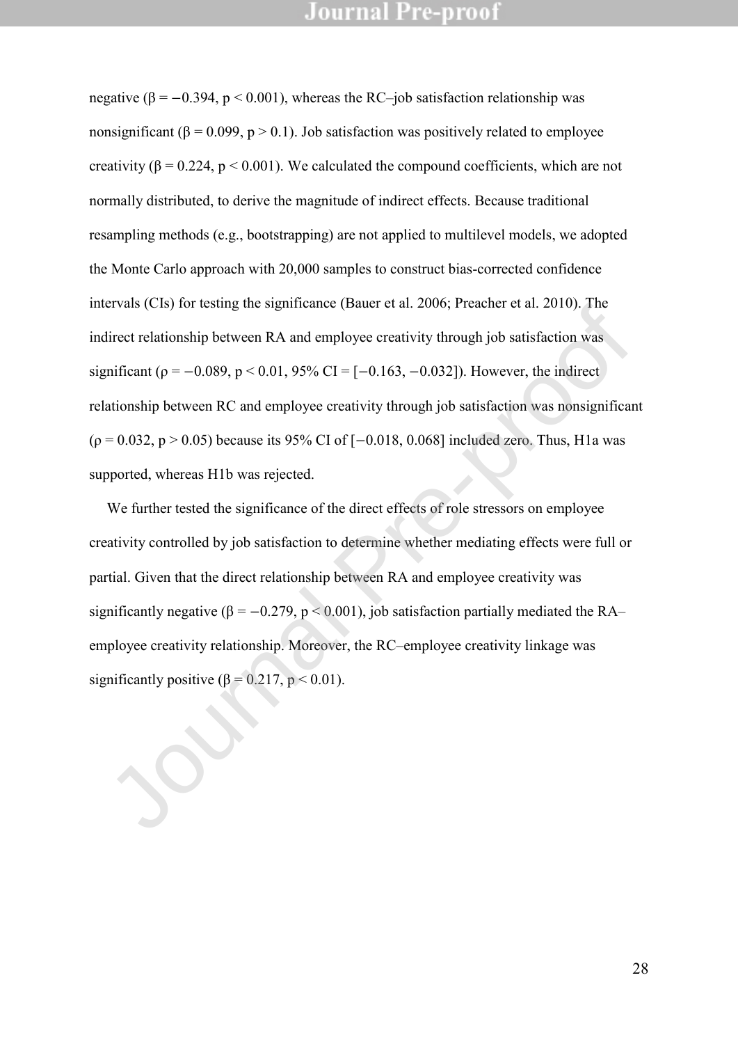negative ($\beta = -0.394$, $p < 0.001$), whereas the RC–job satisfaction relationship was nonsignificant ($\beta = 0.099$, $p > 0.1$). Job satisfaction was positively related to employee creativity ($\beta = 0.224$, $p < 0.001$). We calculated the compound coefficients, which are not normally distributed, to derive the magnitude of indirect effects. Because traditional resampling methods (e.g., bootstrapping) are not applied to multilevel models, we adopted the Monte Carlo approach with 20,000 samples to construct bias-corrected confidence intervals (CIs) for testing the significance (Bauer et al. 2006; Preacher et al. 2010). The indirect relationship between RA and employee creativity through job satisfaction was significant ($\rho = -0.089$, $p < 0.01$, 95% CI = [−0.163, −0.032]). However, the indirect relationship between RC and employee creativity through job satisfaction was nonsignificant ($\rho = 0.032$, $p > 0.05$) because its 95% CI of [−0.018, 0.068] included zero. Thus, H1a was supported, whereas H1b was rejected.

We further tested the significance of the direct effects of role stressors on employee creativity controlled by job satisfaction to determine whether mediating effects were full or partial. Given that the direct relationship between RA and employee creativity was significantly negative ($\beta = -0.279$, $p < 0.001$), job satisfaction partially mediated the RA–employee creativity relationship. Moreover, the RC–employee creativity linkage was significantly positive ($\beta = 0.217$, $p < 0.01$).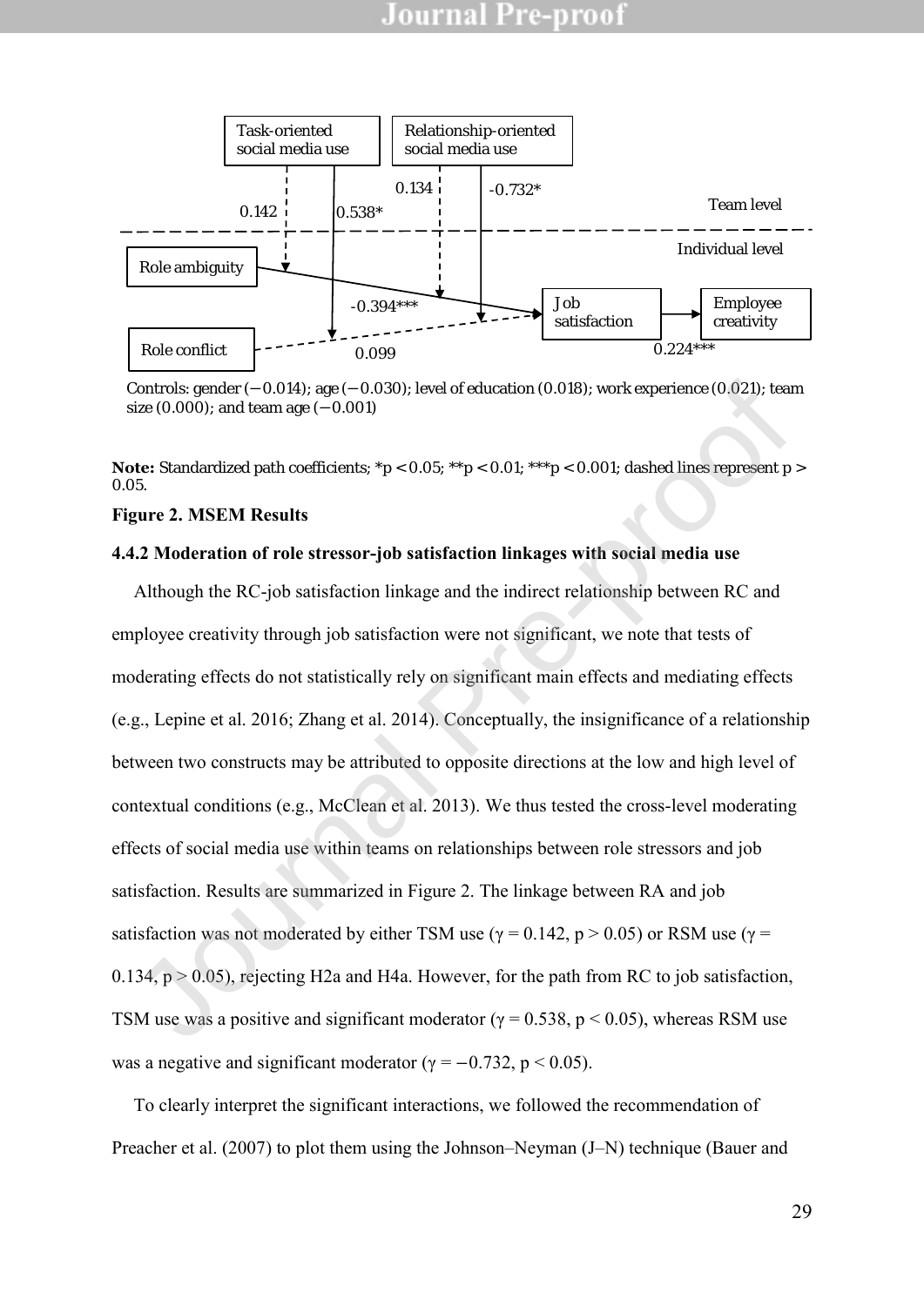Task-oriented social media use

Relationship-oriented social media use

0.142

0.538*

0.134

-0.732*

Team level

Individual level

Role ambiguity

-0.394***

Job satisfaction

Employee creativity

Role conflict

0.099

0.224***

Controls: gender (−0.014); age (−0.030); level of education (0.018); work experience (0.021); team size (0.000); and team age (−0.001)

**Note:** Standardized path coefficients; *p < 0.05; **p < 0.01; ***p < 0.001; dashed lines represent p > 0.05.

**Figure 2. MSEM Results**

#### 4.4.2 Moderation of role stressor-job satisfaction linkages with social media use

Although the RC-job satisfaction linkage and the indirect relationship between RC and employee creativity through job satisfaction were not significant, we note that tests of moderating effects do not statistically rely on significant main effects and mediating effects (e.g., Lepine et al. 2016; Zhang et al. 2014). Conceptually, the insignificance of a relationship between two constructs may be attributed to opposite directions at the low and high level of contextual conditions (e.g., McClean et al. 2013). We thus tested the cross-level moderating effects of social media use within teams on relationships between role stressors and job satisfaction. Results are summarized in Figure 2. The linkage between RA and job satisfaction was not moderated by either TSM use ($\gamma = 0.142$, $p > 0.05$) or RSM use ($\gamma = 0.134$, $p > 0.05$), rejecting H2a and H4a. However, for the path from RC to job satisfaction, TSM use was a positive and significant moderator ($\gamma = 0.538$, $p < 0.05$), whereas RSM use was a negative and significant moderator ($\gamma = -0.732$, $p < 0.05$).

To clearly interpret the significant interactions, we followed the recommendation of Preacher et al. (2007) to plot them using the Johnson–Neyman (J–N) technique (Bauer and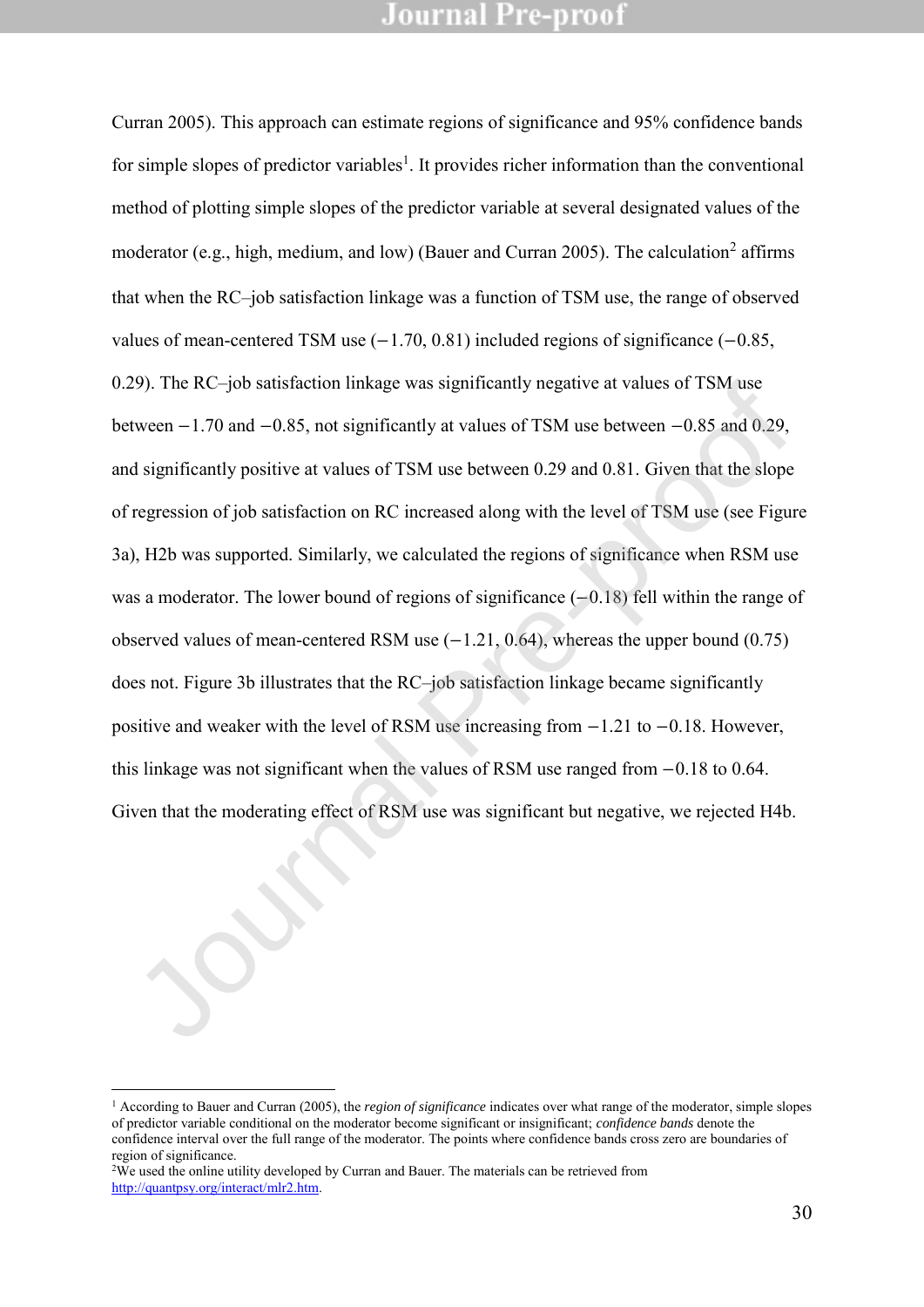Curran 2005). This approach can estimate regions of significance and 95% confidence bands for simple slopes of predictor variables[1]. It provides richer information than the conventional method of plotting simple slopes of the predictor variable at several designated values of the moderator (e.g., high, medium, and low) (Bauer and Curran 2005). The calculation[2] affirms that when the RC–job satisfaction linkage was a function of TSM use, the range of observed values of mean-centered TSM use (−1.70, 0.81) included regions of significance (−0.85, 0.29). The RC–job satisfaction linkage was significantly negative at values of TSM use between −1.70 and −0.85, not significantly at values of TSM use between −0.85 and 0.29, and significantly positive at values of TSM use between 0.29 and 0.81. Given that the slope of regression of job satisfaction on RC increased along with the level of TSM use (see Figure 3a), H2b was supported. Similarly, we calculated the regions of significance when RSM use was a moderator. The lower bound of regions of significance (−0.18) fell within the range of observed values of mean-centered RSM use (−1.21, 0.64), whereas the upper bound (0.75) does not. Figure 3b illustrates that the RC–job satisfaction linkage became significantly positive and weaker with the level of RSM use increasing from −1.21 to −0.18. However, this linkage was not significant when the values of RSM use ranged from −0.18 to 0.64. Given that the moderating effect of RSM use was significant but negative, we rejected H4b.

---

[1] According to Bauer and Curran (2005), the *region of significance* indicates over what range of the moderator, simple slopes of predictor variable conditional on the moderator become significant or insignificant; *confidence bands* denote the confidence interval over the full range of the moderator. The points where confidence bands cross zero are boundaries of region of significance.

[2] We used the online utility developed by Curran and Bauer. The materials can be retrieved from http://quantpsy.org/interact/mlr2.htm.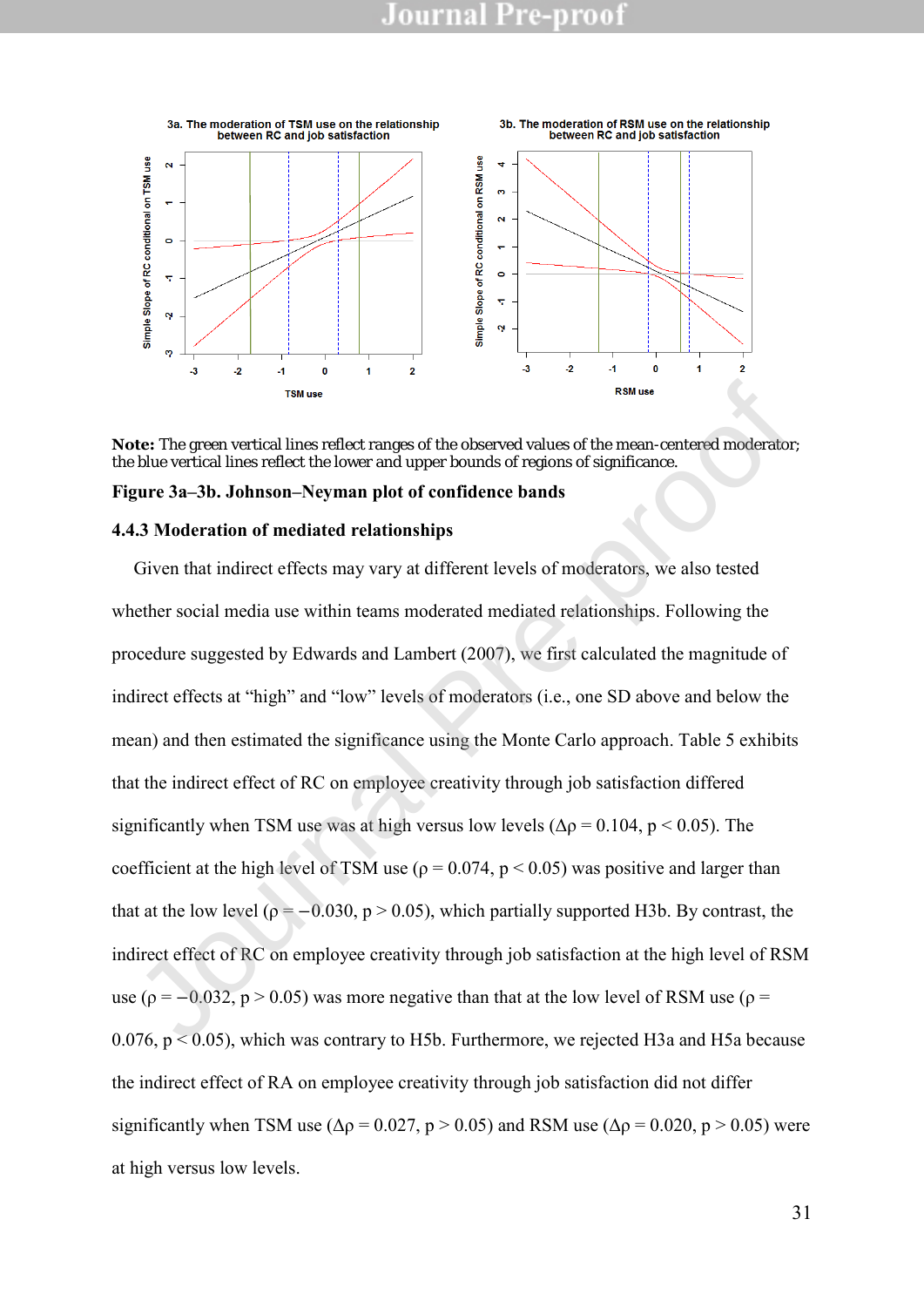**Note:** The green vertical lines reflect ranges of the observed values of the mean-centered moderator; the blue vertical lines reflect the lower and upper bounds of regions of significance.

**Figure 3a–3b. Johnson–Neyman plot of confidence bands**

### 4.4.3 Moderation of mediated relationships

Given that indirect effects may vary at different levels of moderators, we also tested whether social media use within teams moderated mediated relationships. Following the procedure suggested by Edwards and Lambert (2007), we first calculated the magnitude of indirect effects at “high” and “low” levels of moderators (i.e., one SD above and below the mean) and then estimated the significance using the Monte Carlo approach. Table 5 exhibits that the indirect effect of RC on employee creativity through job satisfaction differed significantly when TSM use was at high versus low levels ($\Delta\rho = 0.104$, $p < 0.05$). The coefficient at the high level of TSM use ($\rho = 0.074$, $p < 0.05$) was positive and larger than that at the low level ($\rho = -0.030$, $p > 0.05$), which partially supported H3b. By contrast, the indirect effect of RC on employee creativity through job satisfaction at the high level of RSM use ($\rho = -0.032$, $p > 0.05$) was more negative than that at the low level of RSM use ($\rho = 0.076$, $p < 0.05$), which was contrary to H5b. Furthermore, we rejected H3a and H5a because the indirect effect of RA on employee creativity through job satisfaction did not differ significantly when TSM use ($\Delta\rho = 0.027$, $p > 0.05$) and RSM use ($\Delta\rho = 0.020$, $p > 0.05$) were at high versus low levels.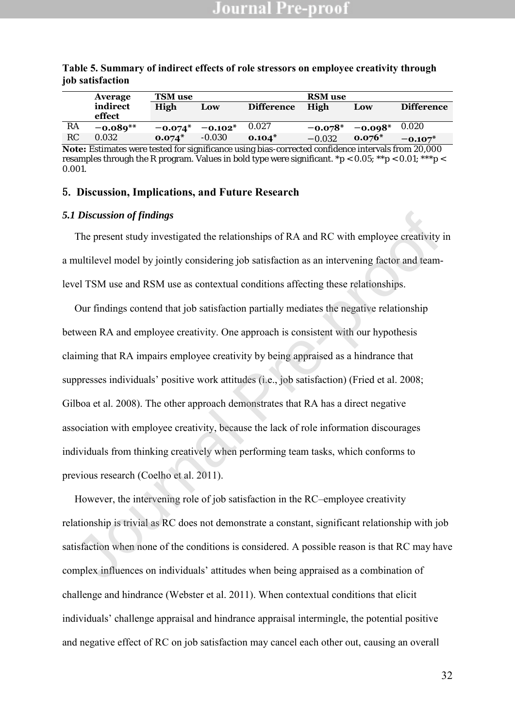**Table 5. Summary of indirect effects of role stressors on employee creativity through job satisfaction**

| | Average indirect effect | TSM use | | | RSM use | | |
|---|---|---|---|---|---|---|---|
| | | High | Low | Difference | High | Low | Difference |
| RA | **−0.089**** | **−0.074*** | **−0.102*** | 0.027 | **−0.078*** | **−0.098*** | 0.020 |
| RC | 0.032 | **0.074*** | -0.030 | **0.104*** | −0.032 | **0.076*** | **−0.107*** |

**Note:** Estimates were tested for significance using bias-corrected confidence intervals from 20,000 resamples through the R program. Values in bold type were significant. *p < 0.05; **p < 0.01; ***p < 0.001.

## 5. Discussion, Implications, and Future Research

### *5.1 Discussion of findings*

The present study investigated the relationships of RA and RC with employee creativity in a multilevel model by jointly considering job satisfaction as an intervening factor and team-level TSM use and RSM use as contextual conditions affecting these relationships.

Our findings contend that job satisfaction partially mediates the negative relationship between RA and employee creativity. One approach is consistent with our hypothesis claiming that RA impairs employee creativity by being appraised as a hindrance that suppresses individuals' positive work attitudes (i.e., job satisfaction) (Fried et al. 2008; Gilboa et al. 2008). The other approach demonstrates that RA has a direct negative association with employee creativity, because the lack of role information discourages individuals from thinking creatively when performing team tasks, which conforms to previous research (Coelho et al. 2011).

However, the intervening role of job satisfaction in the RC–employee creativity relationship is trivial as RC does not demonstrate a constant, significant relationship with job satisfaction when none of the conditions is considered. A possible reason is that RC may have complex influences on individuals' attitudes when being appraised as a combination of challenge and hindrance (Webster et al. 2011). When contextual conditions that elicit individuals' challenge appraisal and hindrance appraisal intermingle, the potential positive and negative effect of RC on job satisfaction may cancel each other out, causing an overall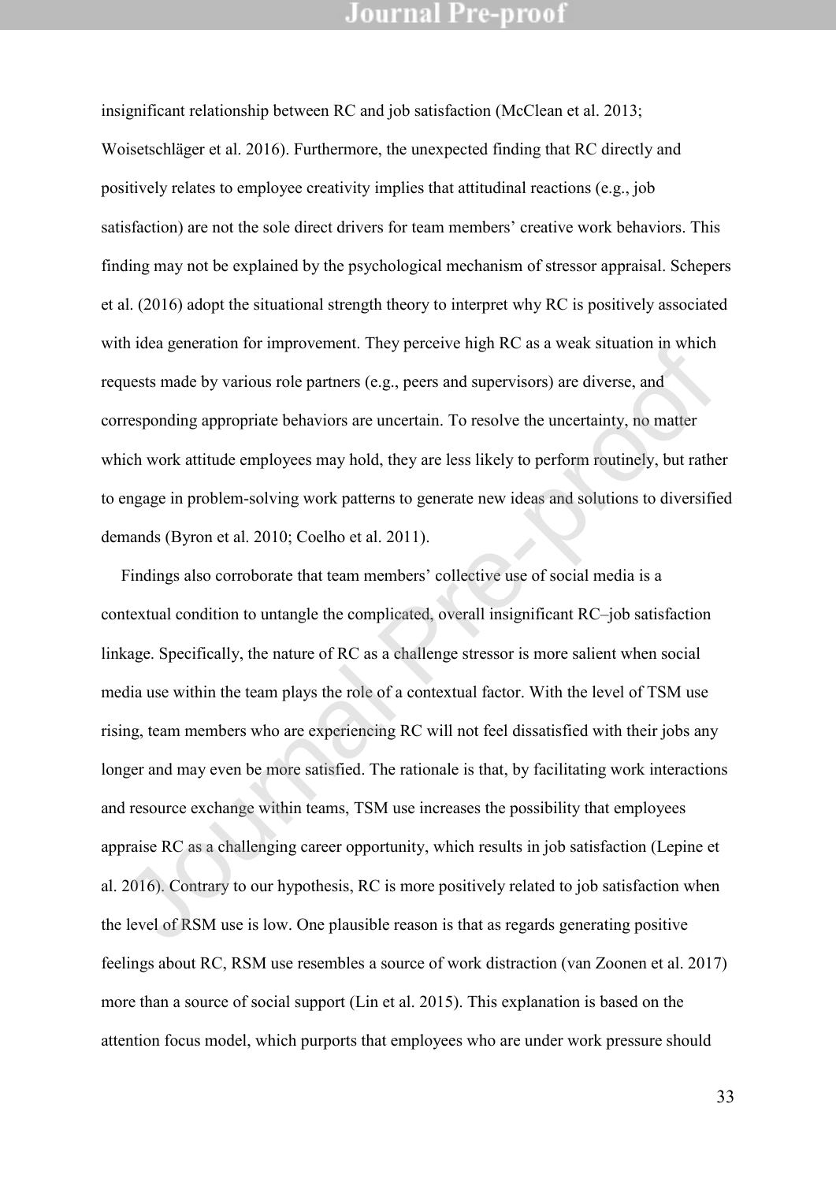insignificant relationship between RC and job satisfaction (McClean et al. 2013; Woisetschläger et al. 2016). Furthermore, the unexpected finding that RC directly and positively relates to employee creativity implies that attitudinal reactions (e.g., job satisfaction) are not the sole direct drivers for team members' creative work behaviors. This finding may not be explained by the psychological mechanism of stressor appraisal. Schepers et al. (2016) adopt the situational strength theory to interpret why RC is positively associated with idea generation for improvement. They perceive high RC as a weak situation in which requests made by various role partners (e.g., peers and supervisors) are diverse, and corresponding appropriate behaviors are uncertain. To resolve the uncertainty, no matter which work attitude employees may hold, they are less likely to perform routinely, but rather to engage in problem-solving work patterns to generate new ideas and solutions to diversified demands (Byron et al. 2010; Coelho et al. 2011).

Findings also corroborate that team members' collective use of social media is a contextual condition to untangle the complicated, overall insignificant RC–job satisfaction linkage. Specifically, the nature of RC as a challenge stressor is more salient when social media use within the team plays the role of a contextual factor. With the level of TSM use rising, team members who are experiencing RC will not feel dissatisfied with their jobs any longer and may even be more satisfied. The rationale is that, by facilitating work interactions and resource exchange within teams, TSM use increases the possibility that employees appraise RC as a challenging career opportunity, which results in job satisfaction (Lepine et al. 2016). Contrary to our hypothesis, RC is more positively related to job satisfaction when the level of RSM use is low. One plausible reason is that as regards generating positive feelings about RC, RSM use resembles a source of work distraction (van Zoonen et al. 2017) more than a source of social support (Lin et al. 2015). This explanation is based on the attention focus model, which purports that employees who are under work pressure should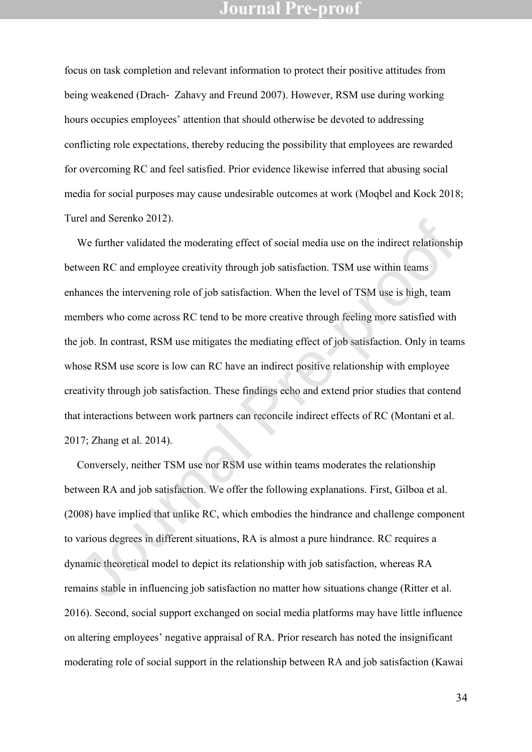focus on task completion and relevant information to protect their positive attitudes from being weakened (Drach- Zahavy and Freund 2007). However, RSM use during working hours occupies employees' attention that should otherwise be devoted to addressing conflicting role expectations, thereby reducing the possibility that employees are rewarded for overcoming RC and feel satisfied. Prior evidence likewise inferred that abusing social media for social purposes may cause undesirable outcomes at work (Moqbel and Kock 2018; Turel and Serenko 2012).

We further validated the moderating effect of social media use on the indirect relationship between RC and employee creativity through job satisfaction. TSM use within teams enhances the intervening role of job satisfaction. When the level of TSM use is high, team members who come across RC tend to be more creative through feeling more satisfied with the job. In contrast, RSM use mitigates the mediating effect of job satisfaction. Only in teams whose RSM use score is low can RC have an indirect positive relationship with employee creativity through job satisfaction. These findings echo and extend prior studies that contend that interactions between work partners can reconcile indirect effects of RC (Montani et al. 2017; Zhang et al. 2014).

Conversely, neither TSM use nor RSM use within teams moderates the relationship between RA and job satisfaction. We offer the following explanations. First, Gilboa et al. (2008) have implied that unlike RC, which embodies the hindrance and challenge component to various degrees in different situations, RA is almost a pure hindrance. RC requires a dynamic theoretical model to depict its relationship with job satisfaction, whereas RA remains stable in influencing job satisfaction no matter how situations change (Ritter et al. 2016). Second, social support exchanged on social media platforms may have little influence on altering employees' negative appraisal of RA. Prior research has noted the insignificant moderating role of social support in the relationship between RA and job satisfaction (Kawai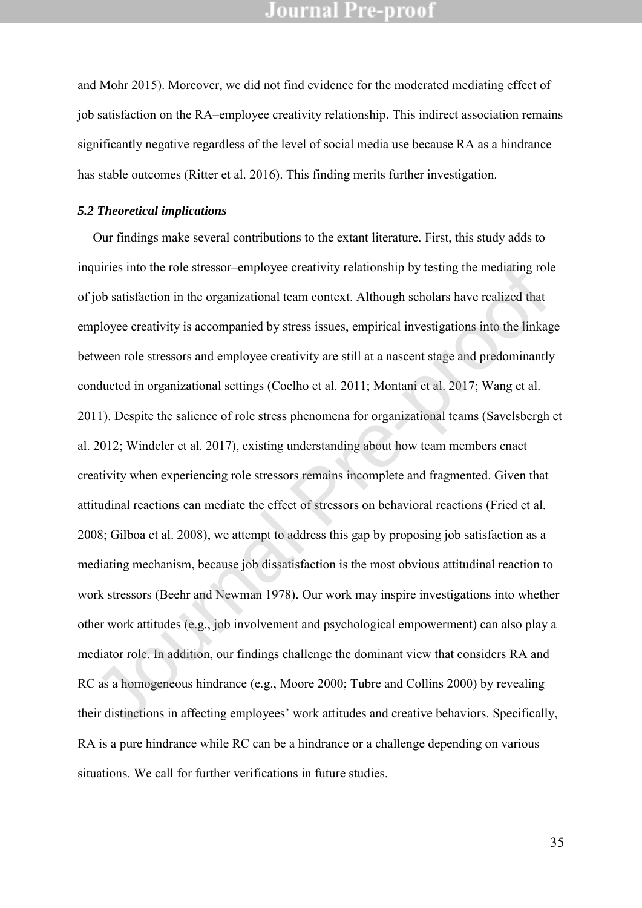and Mohr 2015). Moreover, we did not find evidence for the moderated mediating effect of job satisfaction on the RA–employee creativity relationship. This indirect association remains significantly negative regardless of the level of social media use because RA as a hindrance has stable outcomes (Ritter et al. 2016). This finding merits further investigation.

### *5.2 Theoretical implications*

Our findings make several contributions to the extant literature. First, this study adds to inquiries into the role stressor–employee creativity relationship by testing the mediating role of job satisfaction in the organizational team context. Although scholars have realized that employee creativity is accompanied by stress issues, empirical investigations into the linkage between role stressors and employee creativity are still at a nascent stage and predominantly conducted in organizational settings (Coelho et al. 2011; Montani et al. 2017; Wang et al. 2011). Despite the salience of role stress phenomena for organizational teams (Savelsbergh et al. 2012; Windeler et al. 2017), existing understanding about how team members enact creativity when experiencing role stressors remains incomplete and fragmented. Given that attitudinal reactions can mediate the effect of stressors on behavioral reactions (Fried et al. 2008; Gilboa et al. 2008), we attempt to address this gap by proposing job satisfaction as a mediating mechanism, because job dissatisfaction is the most obvious attitudinal reaction to work stressors (Beehr and Newman 1978). Our work may inspire investigations into whether other work attitudes (e.g., job involvement and psychological empowerment) can also play a mediator role. In addition, our findings challenge the dominant view that considers RA and RC as a homogeneous hindrance (e.g., Moore 2000; Tubre and Collins 2000) by revealing their distinctions in affecting employees' work attitudes and creative behaviors. Specifically, RA is a pure hindrance while RC can be a hindrance or a challenge depending on various situations. We call for further verifications in future studies.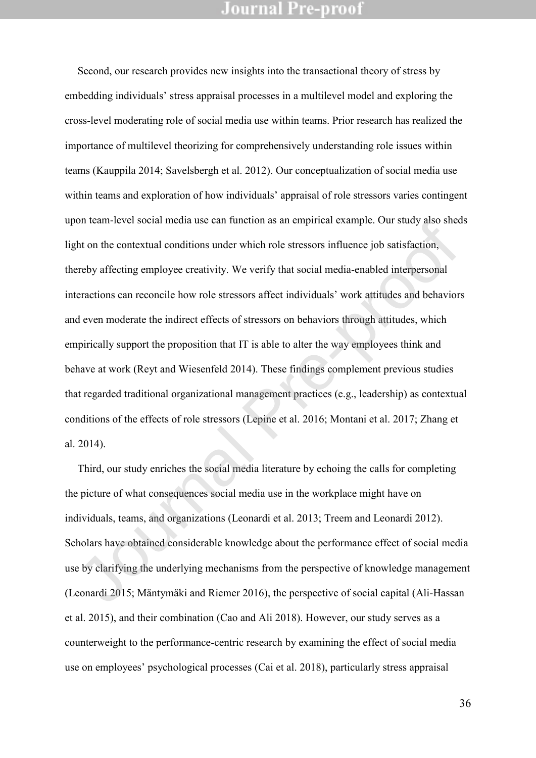Second, our research provides new insights into the transactional theory of stress by embedding individuals' stress appraisal processes in a multilevel model and exploring the cross-level moderating role of social media use within teams. Prior research has realized the importance of multilevel theorizing for comprehensively understanding role issues within teams (Kauppila 2014; Savelsbergh et al. 2012). Our conceptualization of social media use within teams and exploration of how individuals' appraisal of role stressors varies contingent upon team-level social media use can function as an empirical example. Our study also sheds light on the contextual conditions under which role stressors influence job satisfaction, thereby affecting employee creativity. We verify that social media-enabled interpersonal interactions can reconcile how role stressors affect individuals' work attitudes and behaviors and even moderate the indirect effects of stressors on behaviors through attitudes, which empirically support the proposition that IT is able to alter the way employees think and behave at work (Reyt and Wiesenfeld 2014). These findings complement previous studies that regarded traditional organizational management practices (e.g., leadership) as contextual conditions of the effects of role stressors (Lepine et al. 2016; Montani et al. 2017; Zhang et al. 2014).

Third, our study enriches the social media literature by echoing the calls for completing the picture of what consequences social media use in the workplace might have on individuals, teams, and organizations (Leonardi et al. 2013; Treem and Leonardi 2012). Scholars have obtained considerable knowledge about the performance effect of social media use by clarifying the underlying mechanisms from the perspective of knowledge management (Leonardi 2015; Mäntymäki and Riemer 2016), the perspective of social capital (Ali-Hassan et al. 2015), and their combination (Cao and Ali 2018). However, our study serves as a counterweight to the performance-centric research by examining the effect of social media use on employees' psychological processes (Cai et al. 2018), particularly stress appraisal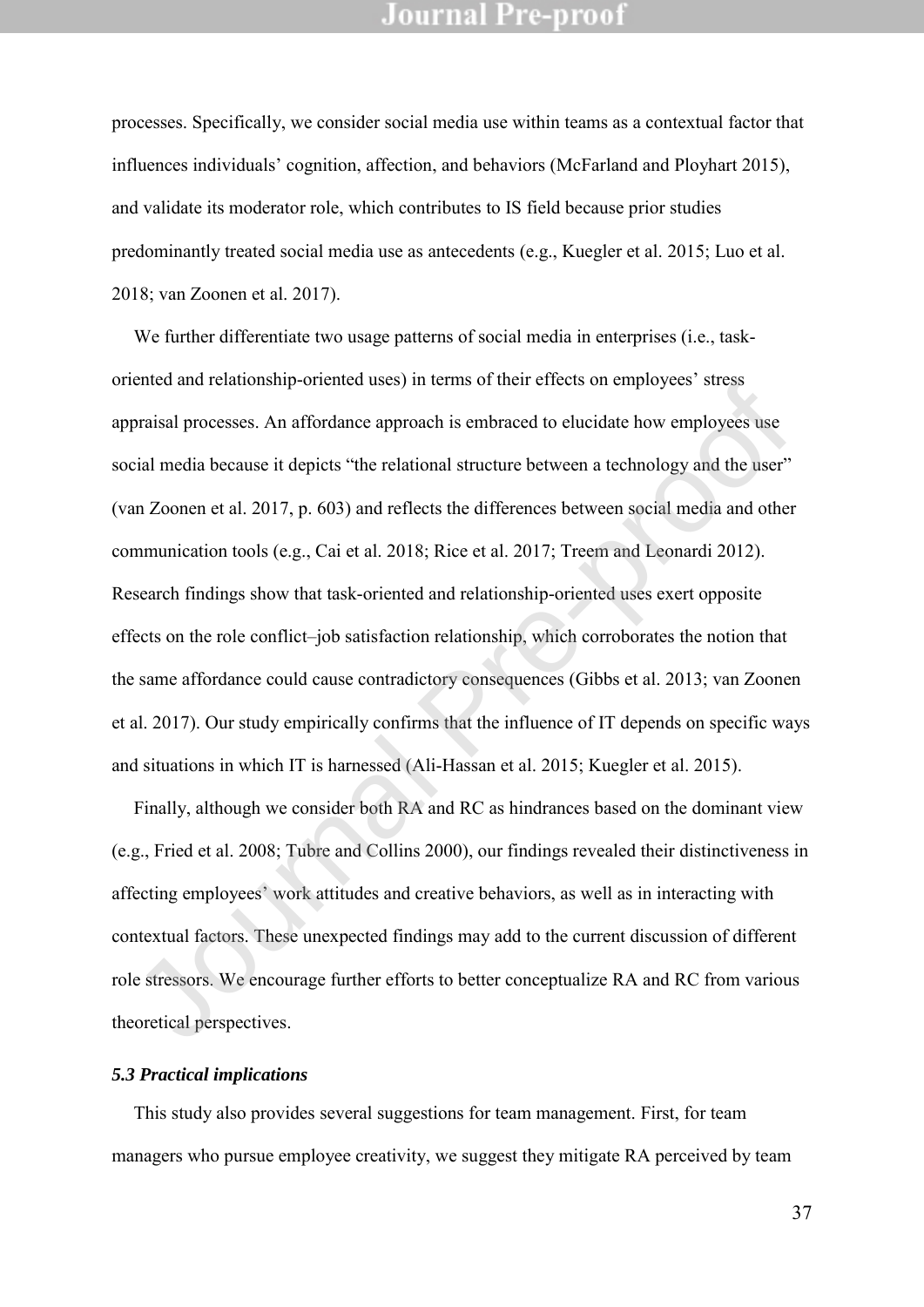processes. Specifically, we consider social media use within teams as a contextual factor that influences individuals' cognition, affection, and behaviors (McFarland and Ployhart 2015), and validate its moderator role, which contributes to IS field because prior studies predominantly treated social media use as antecedents (e.g., Kuegler et al. 2015; Luo et al. 2018; van Zoonen et al. 2017).

We further differentiate two usage patterns of social media in enterprises (i.e., task-oriented and relationship-oriented uses) in terms of their effects on employees' stress appraisal processes. An affordance approach is embraced to elucidate how employees use social media because it depicts "the relational structure between a technology and the user" (van Zoonen et al. 2017, p. 603) and reflects the differences between social media and other communication tools (e.g., Cai et al. 2018; Rice et al. 2017; Treem and Leonardi 2012). Research findings show that task-oriented and relationship-oriented uses exert opposite effects on the role conflict–job satisfaction relationship, which corroborates the notion that the same affordance could cause contradictory consequences (Gibbs et al. 2013; van Zoonen et al. 2017). Our study empirically confirms that the influence of IT depends on specific ways and situations in which IT is harnessed (Ali-Hassan et al. 2015; Kuegler et al. 2015).

Finally, although we consider both RA and RC as hindrances based on the dominant view (e.g., Fried et al. 2008; Tubre and Collins 2000), our findings revealed their distinctiveness in affecting employees' work attitudes and creative behaviors, as well as in interacting with contextual factors. These unexpected findings may add to the current discussion of different role stressors. We encourage further efforts to better conceptualize RA and RC from various theoretical perspectives.

### *5.3 Practical implications*

This study also provides several suggestions for team management. First, for team managers who pursue employee creativity, we suggest they mitigate RA perceived by team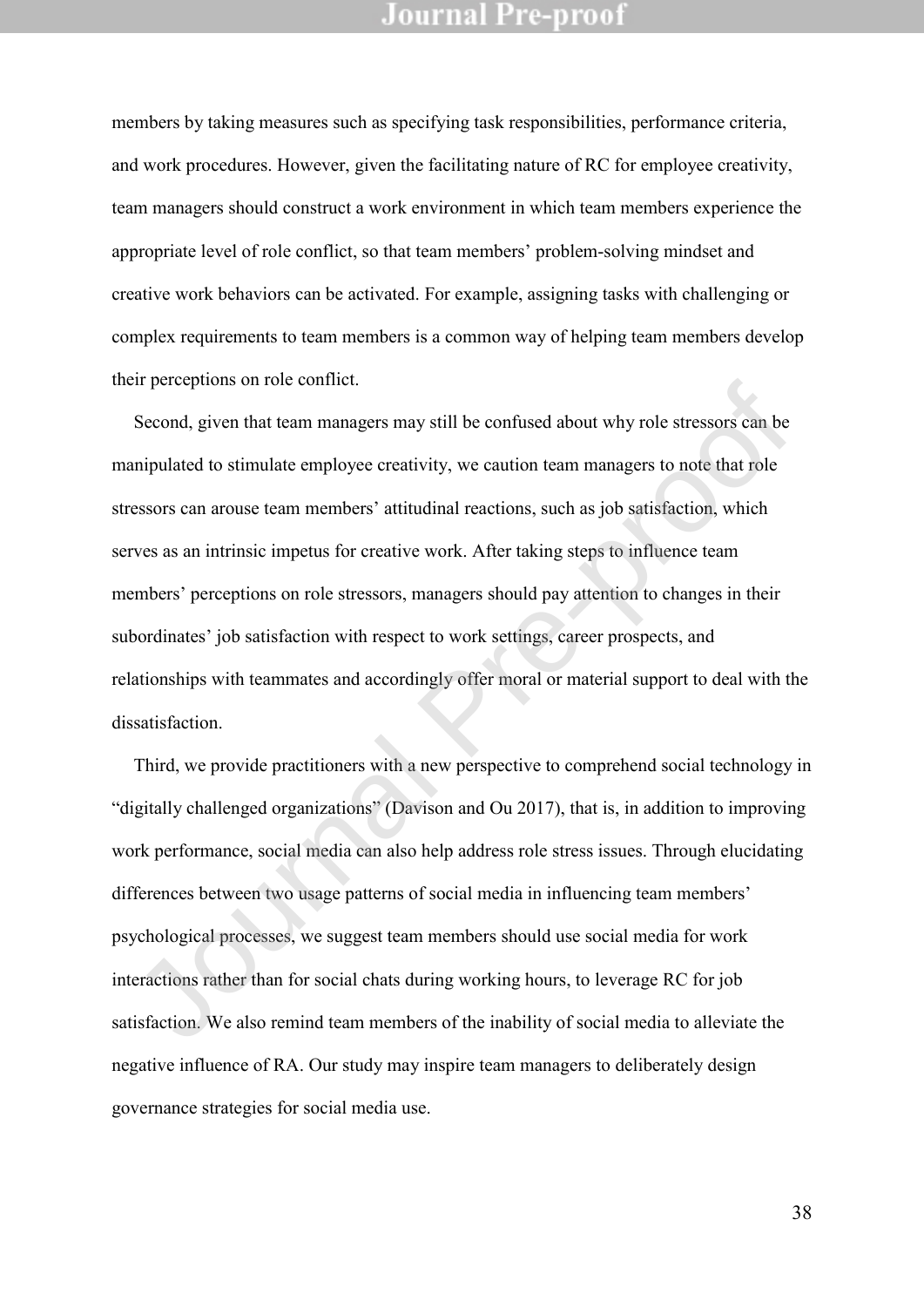members by taking measures such as specifying task responsibilities, performance criteria, and work procedures. However, given the facilitating nature of RC for employee creativity, team managers should construct a work environment in which team members experience the appropriate level of role conflict, so that team members' problem-solving mindset and creative work behaviors can be activated. For example, assigning tasks with challenging or complex requirements to team members is a common way of helping team members develop their perceptions on role conflict.

Second, given that team managers may still be confused about why role stressors can be manipulated to stimulate employee creativity, we caution team managers to note that role stressors can arouse team members' attitudinal reactions, such as job satisfaction, which serves as an intrinsic impetus for creative work. After taking steps to influence team members' perceptions on role stressors, managers should pay attention to changes in their subordinates' job satisfaction with respect to work settings, career prospects, and relationships with teammates and accordingly offer moral or material support to deal with the dissatisfaction.

Third, we provide practitioners with a new perspective to comprehend social technology in "digitally challenged organizations" (Davison and Ou 2017), that is, in addition to improving work performance, social media can also help address role stress issues. Through elucidating differences between two usage patterns of social media in influencing team members' psychological processes, we suggest team members should use social media for work interactions rather than for social chats during working hours, to leverage RC for job satisfaction. We also remind team members of the inability of social media to alleviate the negative influence of RA. Our study may inspire team managers to deliberately design governance strategies for social media use.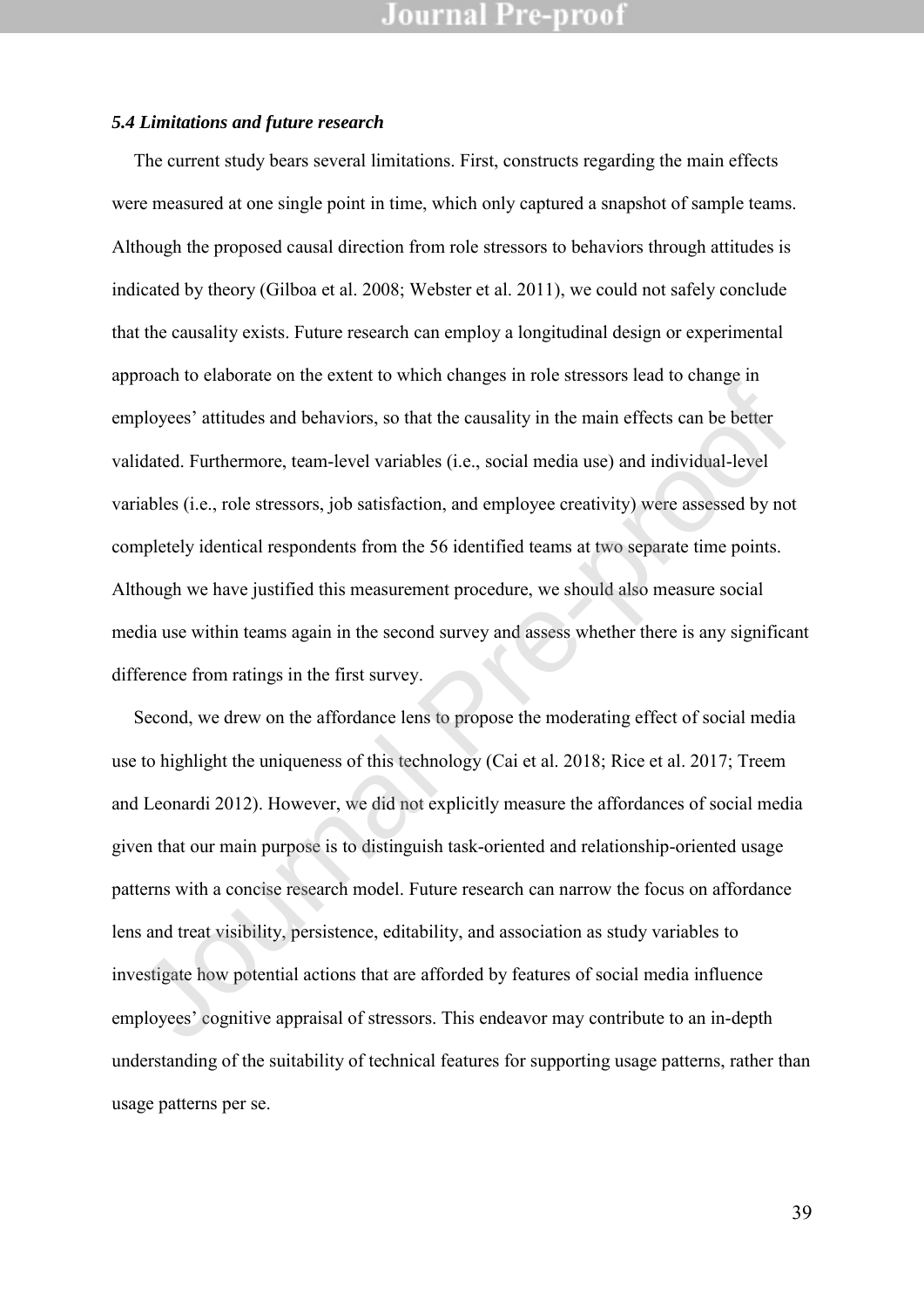### *5.4 Limitations and future research*

The current study bears several limitations. First, constructs regarding the main effects were measured at one single point in time, which only captured a snapshot of sample teams. Although the proposed causal direction from role stressors to behaviors through attitudes is indicated by theory (Gilboa et al. 2008; Webster et al. 2011), we could not safely conclude that the causality exists. Future research can employ a longitudinal design or experimental approach to elaborate on the extent to which changes in role stressors lead to change in employees' attitudes and behaviors, so that the causality in the main effects can be better validated. Furthermore, team-level variables (i.e., social media use) and individual-level variables (i.e., role stressors, job satisfaction, and employee creativity) were assessed by not completely identical respondents from the 56 identified teams at two separate time points. Although we have justified this measurement procedure, we should also measure social media use within teams again in the second survey and assess whether there is any significant difference from ratings in the first survey.

Second, we drew on the affordance lens to propose the moderating effect of social media use to highlight the uniqueness of this technology (Cai et al. 2018; Rice et al. 2017; Treem and Leonardi 2012). However, we did not explicitly measure the affordances of social media given that our main purpose is to distinguish task-oriented and relationship-oriented usage patterns with a concise research model. Future research can narrow the focus on affordance lens and treat visibility, persistence, editability, and association as study variables to investigate how potential actions that are afforded by features of social media influence employees' cognitive appraisal of stressors. This endeavor may contribute to an in-depth understanding of the suitability of technical features for supporting usage patterns, rather than usage patterns per se.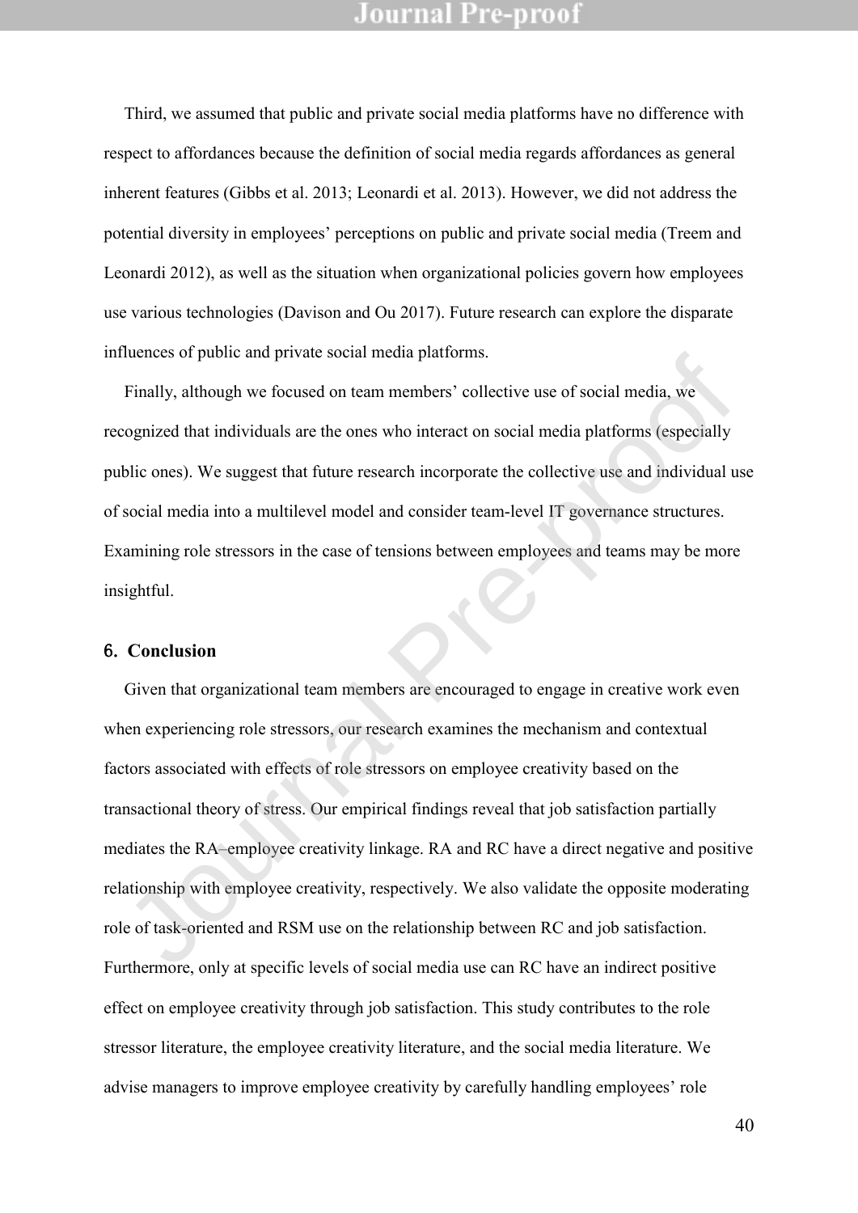Third, we assumed that public and private social media platforms have no difference with respect to affordances because the definition of social media regards affordances as general inherent features (Gibbs et al. 2013; Leonardi et al. 2013). However, we did not address the potential diversity in employees' perceptions on public and private social media (Treem and Leonardi 2012), as well as the situation when organizational policies govern how employees use various technologies (Davison and Ou 2017). Future research can explore the disparate influences of public and private social media platforms.

Finally, although we focused on team members' collective use of social media, we recognized that individuals are the ones who interact on social media platforms (especially public ones). We suggest that future research incorporate the collective use and individual use of social media into a multilevel model and consider team-level IT governance structures. Examining role stressors in the case of tensions between employees and teams may be more insightful.

## 6. Conclusion

Given that organizational team members are encouraged to engage in creative work even when experiencing role stressors, our research examines the mechanism and contextual factors associated with effects of role stressors on employee creativity based on the transactional theory of stress. Our empirical findings reveal that job satisfaction partially mediates the RA–employee creativity linkage. RA and RC have a direct negative and positive relationship with employee creativity, respectively. We also validate the opposite moderating role of task-oriented and RSM use on the relationship between RC and job satisfaction. Furthermore, only at specific levels of social media use can RC have an indirect positive effect on employee creativity through job satisfaction. This study contributes to the role stressor literature, the employee creativity literature, and the social media literature. We advise managers to improve employee creativity by carefully handling employees' role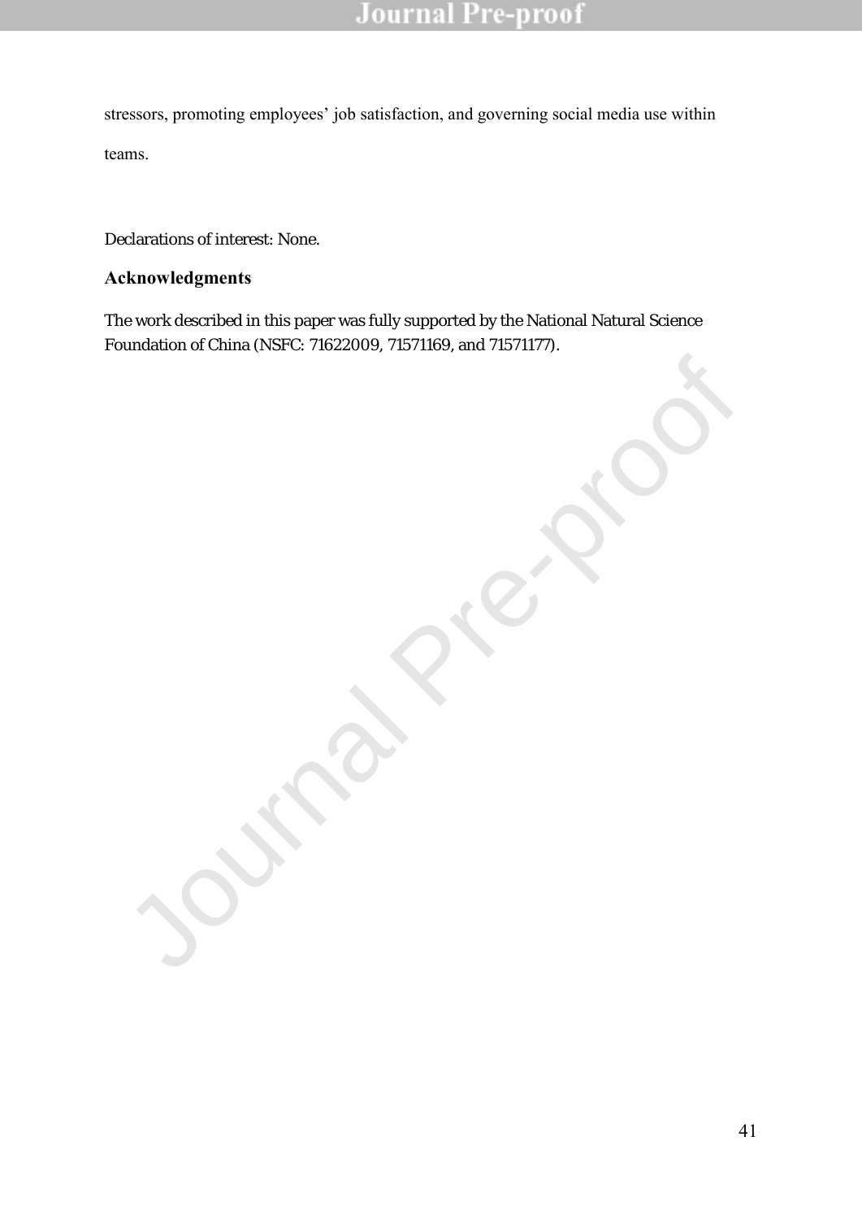stressors, promoting employees' job satisfaction, and governing social media use within teams.

Declarations of interest: None.

## Acknowledgments

The work described in this paper was fully supported by the National Natural Science Foundation of China (NSFC: 71622009, 71571169, and 71571177).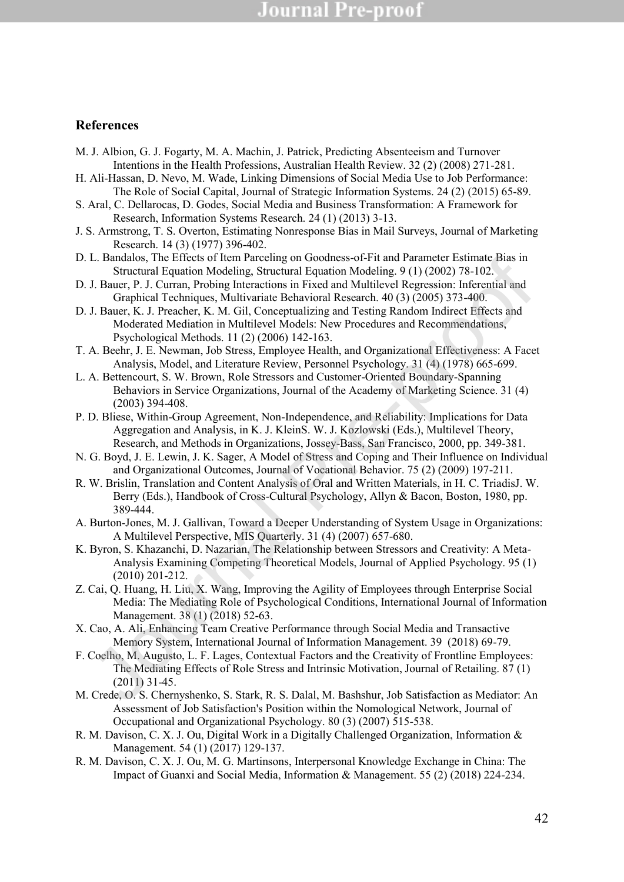## References

M. J. Albion, G. J. Fogarty, M. A. Machin, J. Patrick, Predicting Absenteeism and Turnover Intentions in the Health Professions, Australian Health Review. 32 (2) (2008) 271-281.

H. Ali-Hassan, D. Nevo, M. Wade, Linking Dimensions of Social Media Use to Job Performance: The Role of Social Capital, Journal of Strategic Information Systems. 24 (2) (2015) 65-89.

S. Aral, C. Dellarocas, D. Godes, Social Media and Business Transformation: A Framework for Research, Information Systems Research. 24 (1) (2013) 3-13.

J. S. Armstrong, T. S. Overton, Estimating Nonresponse Bias in Mail Surveys, Journal of Marketing Research. 14 (3) (1977) 396-402.

D. L. Bandalos, The Effects of Item Parceling on Goodness-of-Fit and Parameter Estimate Bias in Structural Equation Modeling, Structural Equation Modeling. 9 (1) (2002) 78-102.

D. J. Bauer, P. J. Curran, Probing Interactions in Fixed and Multilevel Regression: Inferential and Graphical Techniques, Multivariate Behavioral Research. 40 (3) (2005) 373-400.

D. J. Bauer, K. J. Preacher, K. M. Gil, Conceptualizing and Testing Random Indirect Effects and Moderated Mediation in Multilevel Models: New Procedures and Recommendations, Psychological Methods. 11 (2) (2006) 142-163.

T. A. Beehr, J. E. Newman, Job Stress, Employee Health, and Organizational Effectiveness: A Facet Analysis, Model, and Literature Review, Personnel Psychology. 31 (4) (1978) 665-699.

L. A. Bettencourt, S. W. Brown, Role Stressors and Customer-Oriented Boundary-Spanning Behaviors in Service Organizations, Journal of the Academy of Marketing Science. 31 (4) (2003) 394-408.

P. D. Bliese, Within-Group Agreement, Non-Independence, and Reliability: Implications for Data Aggregation and Analysis, in K. J. KleinS. W. J. Kozlowski (Eds.), Multilevel Theory, Research, and Methods in Organizations, Jossey-Bass, San Francisco, 2000, pp. 349-381.

N. G. Boyd, J. E. Lewin, J. K. Sager, A Model of Stress and Coping and Their Influence on Individual and Organizational Outcomes, Journal of Vocational Behavior. 75 (2) (2009) 197-211.

R. W. Brislin, Translation and Content Analysis of Oral and Written Materials, in H. C. TriadisJ. W. Berry (Eds.), Handbook of Cross-Cultural Psychology, Allyn & Bacon, Boston, 1980, pp. 389-444.

A. Burton-Jones, M. J. Gallivan, Toward a Deeper Understanding of System Usage in Organizations: A Multilevel Perspective, MIS Quarterly. 31 (4) (2007) 657-680.

K. Byron, S. Khazanchi, D. Nazarian, The Relationship between Stressors and Creativity: A Meta-Analysis Examining Competing Theoretical Models, Journal of Applied Psychology. 95 (1) (2010) 201-212.

Z. Cai, Q. Huang, H. Liu, X. Wang, Improving the Agility of Employees through Enterprise Social Media: The Mediating Role of Psychological Conditions, International Journal of Information Management. 38 (1) (2018) 52-63.

X. Cao, A. Ali, Enhancing Team Creative Performance through Social Media and Transactive Memory System, International Journal of Information Management. 39 (2018) 69-79.

F. Coelho, M. Augusto, L. F. Lages, Contextual Factors and the Creativity of Frontline Employees: The Mediating Effects of Role Stress and Intrinsic Motivation, Journal of Retailing. 87 (1) (2011) 31-45.

M. Crede, O. S. Chernyshenko, S. Stark, R. S. Dalal, M. Bashshur, Job Satisfaction as Mediator: An Assessment of Job Satisfaction's Position within the Nomological Network, Journal of Occupational and Organizational Psychology. 80 (3) (2007) 515-538.

R. M. Davison, C. X. J. Ou, Digital Work in a Digitally Challenged Organization, Information & Management. 54 (1) (2017) 129-137.

R. M. Davison, C. X. J. Ou, M. G. Martinsons, Interpersonal Knowledge Exchange in China: The Impact of Guanxi and Social Media, Information & Management. 55 (2) (2018) 224-234.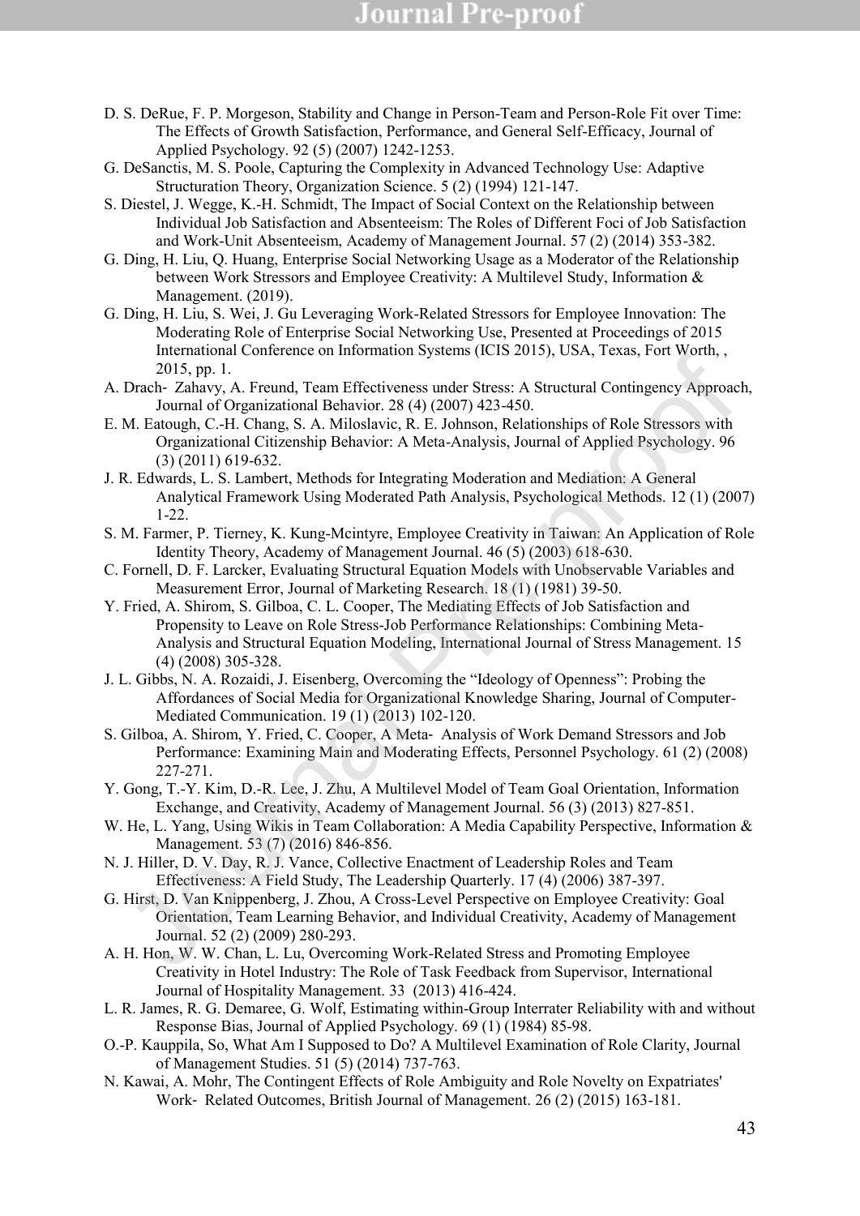D. S. DeRue, F. P. Morgeson, Stability and Change in Person-Team and Person-Role Fit over Time: The Effects of Growth Satisfaction, Performance, and General Self-Efficacy, Journal of Applied Psychology. 92 (5) (2007) 1242-1253.

G. DeSanctis, M. S. Poole, Capturing the Complexity in Advanced Technology Use: Adaptive Structuration Theory, Organization Science. 5 (2) (1994) 121-147.

S. Diestel, J. Wegge, K.-H. Schmidt, The Impact of Social Context on the Relationship between Individual Job Satisfaction and Absenteeism: The Roles of Different Foci of Job Satisfaction and Work-Unit Absenteeism, Academy of Management Journal. 57 (2) (2014) 353-382.

G. Ding, H. Liu, Q. Huang, Enterprise Social Networking Usage as a Moderator of the Relationship between Work Stressors and Employee Creativity: A Multilevel Study, Information & Management. (2019).

G. Ding, H. Liu, S. Wei, J. Gu Leveraging Work-Related Stressors for Employee Innovation: The Moderating Role of Enterprise Social Networking Use, Presented at Proceedings of 2015 International Conference on Information Systems (ICIS 2015), USA, Texas, Fort Worth, , 2015, pp. 1.

A. Drach- Zahavy, A. Freund, Team Effectiveness under Stress: A Structural Contingency Approach, Journal of Organizational Behavior. 28 (4) (2007) 423-450.

E. M. Eatough, C.-H. Chang, S. A. Miloslavic, R. E. Johnson, Relationships of Role Stressors with Organizational Citizenship Behavior: A Meta-Analysis, Journal of Applied Psychology. 96 (3) (2011) 619-632.

J. R. Edwards, L. S. Lambert, Methods for Integrating Moderation and Mediation: A General Analytical Framework Using Moderated Path Analysis, Psychological Methods. 12 (1) (2007) 1-22.

S. M. Farmer, P. Tierney, K. Kung-Mcintyre, Employee Creativity in Taiwan: An Application of Role Identity Theory, Academy of Management Journal. 46 (5) (2003) 618-630.

C. Fornell, D. F. Larcker, Evaluating Structural Equation Models with Unobservable Variables and Measurement Error, Journal of Marketing Research. 18 (1) (1981) 39-50.

Y. Fried, A. Shirom, S. Gilboa, C. L. Cooper, The Mediating Effects of Job Satisfaction and Propensity to Leave on Role Stress-Job Performance Relationships: Combining Meta-Analysis and Structural Equation Modeling, International Journal of Stress Management. 15 (4) (2008) 305-328.

J. L. Gibbs, N. A. Rozaidi, J. Eisenberg, Overcoming the "Ideology of Openness": Probing the Affordances of Social Media for Organizational Knowledge Sharing, Journal of Computer-Mediated Communication. 19 (1) (2013) 102-120.

S. Gilboa, A. Shirom, Y. Fried, C. Cooper, A Meta- Analysis of Work Demand Stressors and Job Performance: Examining Main and Moderating Effects, Personnel Psychology. 61 (2) (2008) 227-271.

Y. Gong, T.-Y. Kim, D.-R. Lee, J. Zhu, A Multilevel Model of Team Goal Orientation, Information Exchange, and Creativity, Academy of Management Journal. 56 (3) (2013) 827-851.

W. He, L. Yang, Using Wikis in Team Collaboration: A Media Capability Perspective, Information & Management. 53 (7) (2016) 846-856.

N. J. Hiller, D. V. Day, R. J. Vance, Collective Enactment of Leadership Roles and Team Effectiveness: A Field Study, The Leadership Quarterly. 17 (4) (2006) 387-397.

G. Hirst, D. Van Knippenberg, J. Zhou, A Cross-Level Perspective on Employee Creativity: Goal Orientation, Team Learning Behavior, and Individual Creativity, Academy of Management Journal. 52 (2) (2009) 280-293.

A. H. Hon, W. W. Chan, L. Lu, Overcoming Work-Related Stress and Promoting Employee Creativity in Hotel Industry: The Role of Task Feedback from Supervisor, International Journal of Hospitality Management. 33 (2013) 416-424.

L. R. James, R. G. Demaree, G. Wolf, Estimating within-Group Interrater Reliability with and without Response Bias, Journal of Applied Psychology. 69 (1) (1984) 85-98.

O.-P. Kauppila, So, What Am I Supposed to Do? A Multilevel Examination of Role Clarity, Journal of Management Studies. 51 (5) (2014) 737-763.

N. Kawai, A. Mohr, The Contingent Effects of Role Ambiguity and Role Novelty on Expatriates' Work- Related Outcomes, British Journal of Management. 26 (2) (2015) 163-181.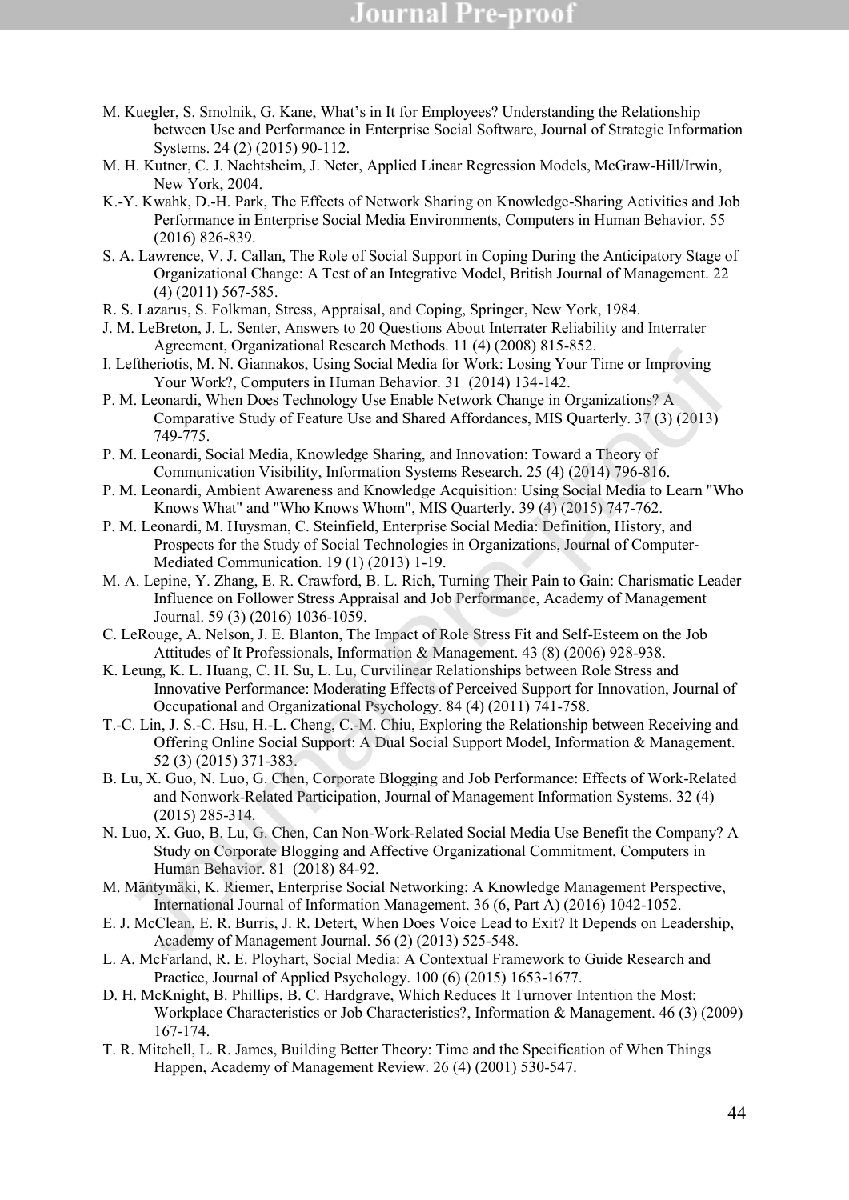M. Kuegler, S. Smolnik, G. Kane, What's in It for Employees? Understanding the Relationship between Use and Performance in Enterprise Social Software, Journal of Strategic Information Systems. 24 (2) (2015) 90-112.

M. H. Kutner, C. J. Nachtsheim, J. Neter, Applied Linear Regression Models, McGraw-Hill/Irwin, New York, 2004.

K.-Y. Kwahk, D.-H. Park, The Effects of Network Sharing on Knowledge-Sharing Activities and Job Performance in Enterprise Social Media Environments, Computers in Human Behavior. 55 (2016) 826-839.

S. A. Lawrence, V. J. Callan, The Role of Social Support in Coping During the Anticipatory Stage of Organizational Change: A Test of an Integrative Model, British Journal of Management. 22 (4) (2011) 567-585.

R. S. Lazarus, S. Folkman, Stress, Appraisal, and Coping, Springer, New York, 1984.

J. M. LeBreton, J. L. Senter, Answers to 20 Questions About Interrater Reliability and Interrater Agreement, Organizational Research Methods. 11 (4) (2008) 815-852.

I. Leftheriotis, M. N. Giannakos, Using Social Media for Work: Losing Your Time or Improving Your Work?, Computers in Human Behavior. 31 (2014) 134-142.

P. M. Leonardi, When Does Technology Use Enable Network Change in Organizations? A Comparative Study of Feature Use and Shared Affordances, MIS Quarterly. 37 (3) (2013) 749-775.

P. M. Leonardi, Social Media, Knowledge Sharing, and Innovation: Toward a Theory of Communication Visibility, Information Systems Research. 25 (4) (2014) 796-816.

P. M. Leonardi, Ambient Awareness and Knowledge Acquisition: Using Social Media to Learn "Who Knows What" and "Who Knows Whom", MIS Quarterly. 39 (4) (2015) 747-762.

P. M. Leonardi, M. Huysman, C. Steinfield, Enterprise Social Media: Definition, History, and Prospects for the Study of Social Technologies in Organizations, Journal of Computer-Mediated Communication. 19 (1) (2013) 1-19.

M. A. Lepine, Y. Zhang, E. R. Crawford, B. L. Rich, Turning Their Pain to Gain: Charismatic Leader Influence on Follower Stress Appraisal and Job Performance, Academy of Management Journal. 59 (3) (2016) 1036-1059.

C. LeRouge, A. Nelson, J. E. Blanton, The Impact of Role Stress Fit and Self-Esteem on the Job Attitudes of It Professionals, Information & Management. 43 (8) (2006) 928-938.

K. Leung, K. L. Huang, C. H. Su, L. Lu, Curvilinear Relationships between Role Stress and Innovative Performance: Moderating Effects of Perceived Support for Innovation, Journal of Occupational and Organizational Psychology. 84 (4) (2011) 741-758.

T.-C. Lin, J. S.-C. Hsu, H.-L. Cheng, C.-M. Chiu, Exploring the Relationship between Receiving and Offering Online Social Support: A Dual Social Support Model, Information & Management. 52 (3) (2015) 371-383.

B. Lu, X. Guo, N. Luo, G. Chen, Corporate Blogging and Job Performance: Effects of Work-Related and Nonwork-Related Participation, Journal of Management Information Systems. 32 (4) (2015) 285-314.

N. Luo, X. Guo, B. Lu, G. Chen, Can Non-Work-Related Social Media Use Benefit the Company? A Study on Corporate Blogging and Affective Organizational Commitment, Computers in Human Behavior. 81 (2018) 84-92.

M. Mäntymäki, K. Riemer, Enterprise Social Networking: A Knowledge Management Perspective, International Journal of Information Management. 36 (6, Part A) (2016) 1042-1052.

E. J. McClean, E. R. Burris, J. R. Detert, When Does Voice Lead to Exit? It Depends on Leadership, Academy of Management Journal. 56 (2) (2013) 525-548.

L. A. McFarland, R. E. Ployhart, Social Media: A Contextual Framework to Guide Research and Practice, Journal of Applied Psychology. 100 (6) (2015) 1653-1677.

D. H. McKnight, B. Phillips, B. C. Hardgrave, Which Reduces It Turnover Intention the Most: Workplace Characteristics or Job Characteristics?, Information & Management. 46 (3) (2009) 167-174.

T. R. Mitchell, L. R. James, Building Better Theory: Time and the Specification of When Things Happen, Academy of Management Review. 26 (4) (2001) 530-547.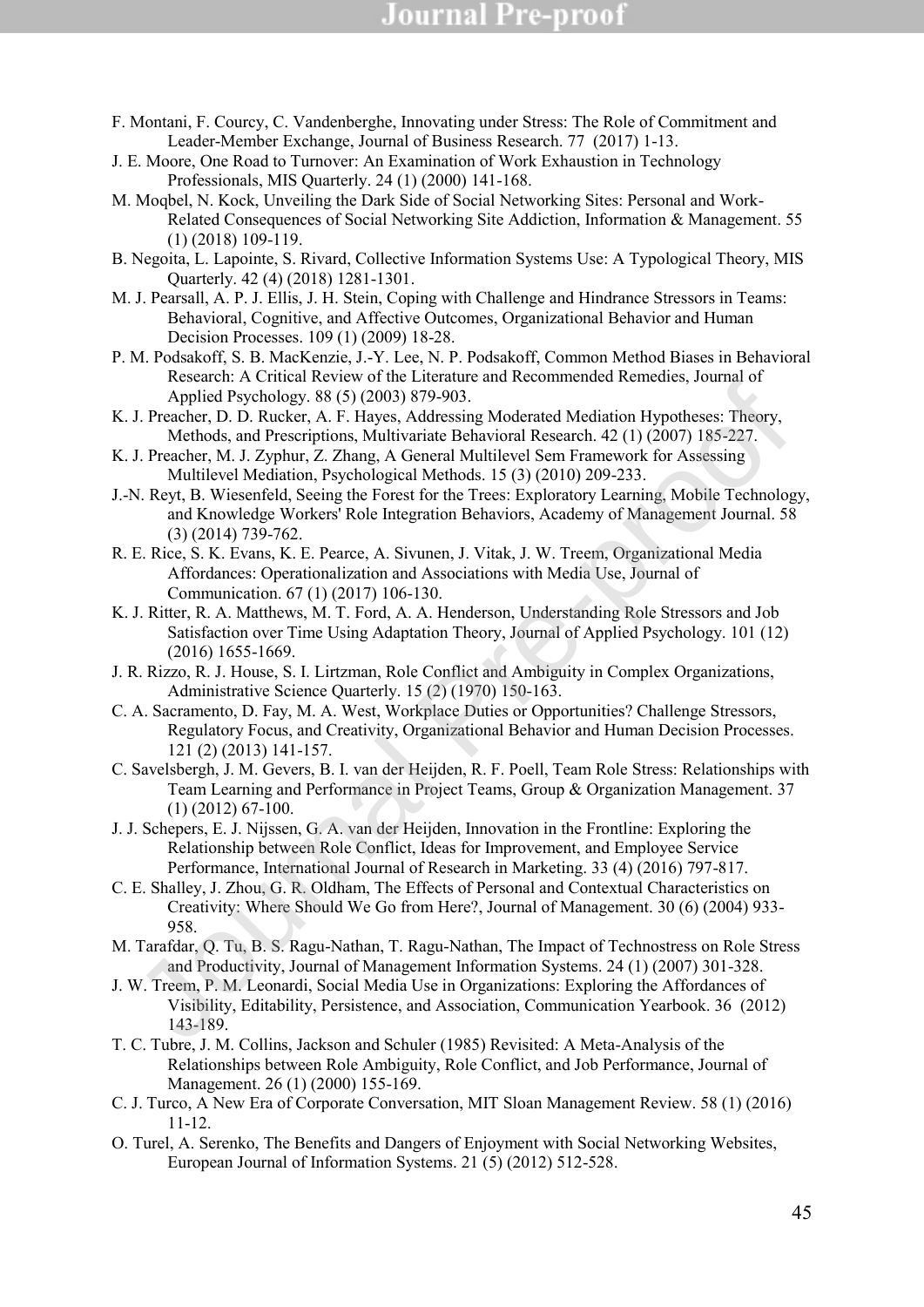F. Montani, F. Courcy, C. Vandenberghe, Innovating under Stress: The Role of Commitment and Leader-Member Exchange, Journal of Business Research. 77 (2017) 1-13.

J. E. Moore, One Road to Turnover: An Examination of Work Exhaustion in Technology Professionals, MIS Quarterly. 24 (1) (2000) 141-168.

M. Moqbel, N. Kock, Unveiling the Dark Side of Social Networking Sites: Personal and Work-Related Consequences of Social Networking Site Addiction, Information & Management. 55 (1) (2018) 109-119.

B. Negoita, L. Lapointe, S. Rivard, Collective Information Systems Use: A Typological Theory, MIS Quarterly. 42 (4) (2018) 1281-1301.

M. J. Pearsall, A. P. J. Ellis, J. H. Stein, Coping with Challenge and Hindrance Stressors in Teams: Behavioral, Cognitive, and Affective Outcomes, Organizational Behavior and Human Decision Processes. 109 (1) (2009) 18-28.

P. M. Podsakoff, S. B. MacKenzie, J.-Y. Lee, N. P. Podsakoff, Common Method Biases in Behavioral Research: A Critical Review of the Literature and Recommended Remedies, Journal of Applied Psychology. 88 (5) (2003) 879-903.

K. J. Preacher, D. D. Rucker, A. F. Hayes, Addressing Moderated Mediation Hypotheses: Theory, Methods, and Prescriptions, Multivariate Behavioral Research. 42 (1) (2007) 185-227.

K. J. Preacher, M. J. Zyphur, Z. Zhang, A General Multilevel Sem Framework for Assessing Multilevel Mediation, Psychological Methods. 15 (3) (2010) 209-233.

J.-N. Reyt, B. Wiesenfeld, Seeing the Forest for the Trees: Exploratory Learning, Mobile Technology, and Knowledge Workers' Role Integration Behaviors, Academy of Management Journal. 58 (3) (2014) 739-762.

R. E. Rice, S. K. Evans, K. E. Pearce, A. Sivunen, J. Vitak, J. W. Treem, Organizational Media Affordances: Operationalization and Associations with Media Use, Journal of Communication. 67 (1) (2017) 106-130.

K. J. Ritter, R. A. Matthews, M. T. Ford, A. A. Henderson, Understanding Role Stressors and Job Satisfaction over Time Using Adaptation Theory, Journal of Applied Psychology. 101 (12) (2016) 1655-1669.

J. R. Rizzo, R. J. House, S. I. Lirtzman, Role Conflict and Ambiguity in Complex Organizations, Administrative Science Quarterly. 15 (2) (1970) 150-163.

C. A. Sacramento, D. Fay, M. A. West, Workplace Duties or Opportunities? Challenge Stressors, Regulatory Focus, and Creativity, Organizational Behavior and Human Decision Processes. 121 (2) (2013) 141-157.

C. Savelsbergh, J. M. Gevers, B. I. van der Heijden, R. F. Poell, Team Role Stress: Relationships with Team Learning and Performance in Project Teams, Group & Organization Management. 37 (1) (2012) 67-100.

J. J. Schepers, E. J. Nijssen, G. A. van der Heijden, Innovation in the Frontline: Exploring the Relationship between Role Conflict, Ideas for Improvement, and Employee Service Performance, International Journal of Research in Marketing. 33 (4) (2016) 797-817.

C. E. Shalley, J. Zhou, G. R. Oldham, The Effects of Personal and Contextual Characteristics on Creativity: Where Should We Go from Here?, Journal of Management. 30 (6) (2004) 933-958.

M. Tarafdar, Q. Tu, B. S. Ragu-Nathan, T. Ragu-Nathan, The Impact of Technostress on Role Stress and Productivity, Journal of Management Information Systems. 24 (1) (2007) 301-328.

J. W. Treem, P. M. Leonardi, Social Media Use in Organizations: Exploring the Affordances of Visibility, Editability, Persistence, and Association, Communication Yearbook. 36 (2012) 143-189.

T. C. Tubre, J. M. Collins, Jackson and Schuler (1985) Revisited: A Meta-Analysis of the Relationships between Role Ambiguity, Role Conflict, and Job Performance, Journal of Management. 26 (1) (2000) 155-169.

C. J. Turco, A New Era of Corporate Conversation, MIT Sloan Management Review. 58 (1) (2016) 11-12.

O. Turel, A. Serenko, The Benefits and Dangers of Enjoyment with Social Networking Websites, European Journal of Information Systems. 21 (5) (2012) 512-528.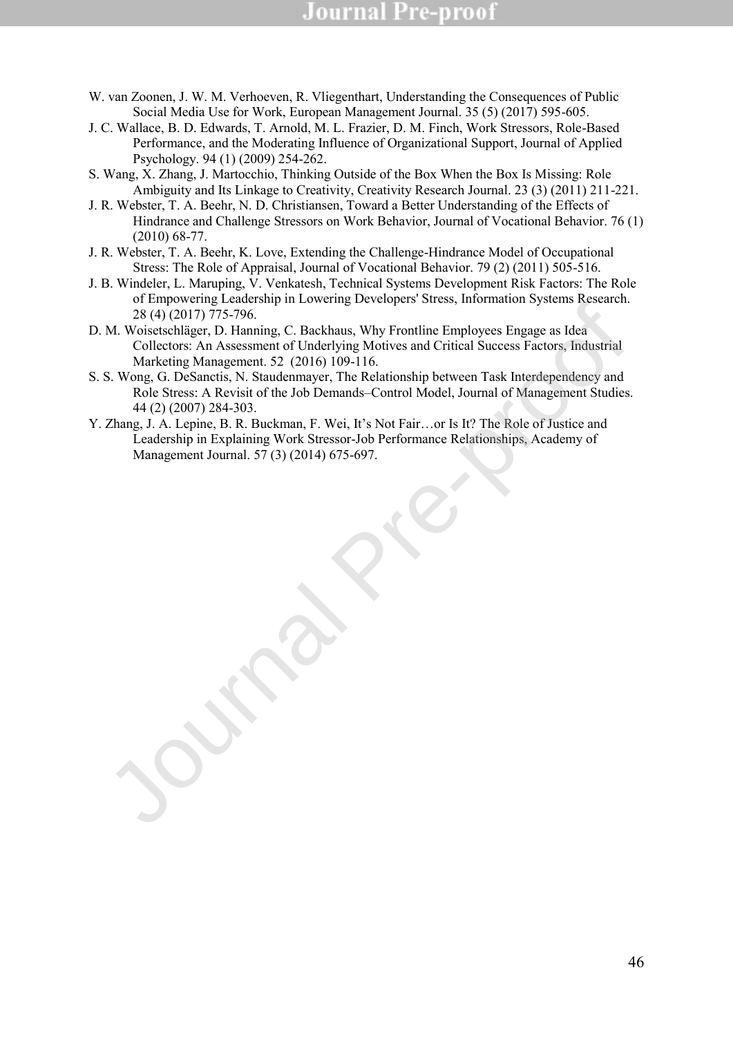W. van Zoonen, J. W. M. Verhoeven, R. Vliegenthart, Understanding the Consequences of Public Social Media Use for Work, European Management Journal. 35 (5) (2017) 595-605.

J. C. Wallace, B. D. Edwards, T. Arnold, M. L. Frazier, D. M. Finch, Work Stressors, Role-Based Performance, and the Moderating Influence of Organizational Support, Journal of Applied Psychology. 94 (1) (2009) 254-262.

S. Wang, X. Zhang, J. Martocchio, Thinking Outside of the Box When the Box Is Missing: Role Ambiguity and Its Linkage to Creativity, Creativity Research Journal. 23 (3) (2011) 211-221.

J. R. Webster, T. A. Beehr, N. D. Christiansen, Toward a Better Understanding of the Effects of Hindrance and Challenge Stressors on Work Behavior, Journal of Vocational Behavior. 76 (1) (2010) 68-77.

J. R. Webster, T. A. Beehr, K. Love, Extending the Challenge-Hindrance Model of Occupational Stress: The Role of Appraisal, Journal of Vocational Behavior. 79 (2) (2011) 505-516.

J. B. Windeler, L. Maruping, V. Venkatesh, Technical Systems Development Risk Factors: The Role of Empowering Leadership in Lowering Developers' Stress, Information Systems Research. 28 (4) (2017) 775-796.

D. M. Woisetschläger, D. Hanning, C. Backhaus, Why Frontline Employees Engage as Idea Collectors: An Assessment of Underlying Motives and Critical Success Factors, Industrial Marketing Management. 52 (2016) 109-116.

S. S. Wong, G. DeSanctis, N. Staudenmayer, The Relationship between Task Interdependency and Role Stress: A Revisit of the Job Demands–Control Model, Journal of Management Studies. 44 (2) (2007) 284-303.

Y. Zhang, J. A. Lepine, B. R. Buckman, F. Wei, It's Not Fair…or Is It? The Role of Justice and Leadership in Explaining Work Stressor-Job Performance Relationships, Academy of Management Journal. 57 (3) (2014) 675-697.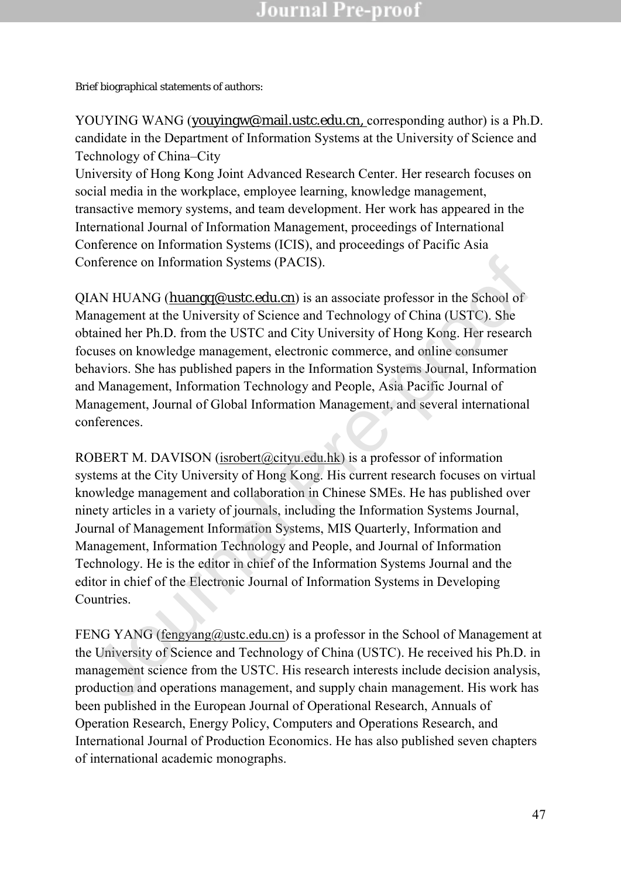Brief biographical statements of authors:

YOUYING WANG (youyingw@mail.ustc.edu.cn, corresponding author) is a Ph.D. candidate in the Department of Information Systems at the University of Science and Technology of China–City University of Hong Kong Joint Advanced Research Center. Her research focuses on social media in the workplace, employee learning, knowledge management, transactive memory systems, and team development. Her work has appeared in the International Journal of Information Management, proceedings of International Conference on Information Systems (ICIS), and proceedings of Pacific Asia Conference on Information Systems (PACIS).

QIAN HUANG (huangq@ustc.edu.cn) is an associate professor in the School of Management at the University of Science and Technology of China (USTC). She obtained her Ph.D. from the USTC and City University of Hong Kong. Her research focuses on knowledge management, electronic commerce, and online consumer behaviors. She has published papers in the Information Systems Journal, Information and Management, Information Technology and People, Asia Pacific Journal of Management, Journal of Global Information Management, and several international conferences.

ROBERT M. DAVISON (isrobert@cityu.edu.hk) is a professor of information systems at the City University of Hong Kong. His current research focuses on virtual knowledge management and collaboration in Chinese SMEs. He has published over ninety articles in a variety of journals, including the Information Systems Journal, Journal of Management Information Systems, MIS Quarterly, Information and Management, Information Technology and People, and Journal of Information Technology. He is the editor in chief of the Information Systems Journal and the editor in chief of the Electronic Journal of Information Systems in Developing Countries.

FENG YANG (fengyang@ustc.edu.cn) is a professor in the School of Management at the University of Science and Technology of China (USTC). He received his Ph.D. in management science from the USTC. His research interests include decision analysis, production and operations management, and supply chain management. His work has been published in the European Journal of Operational Research, Annuals of Operation Research, Energy Policy, Computers and Operations Research, and International Journal of Production Economics. He has also published seven chapters of international academic monographs.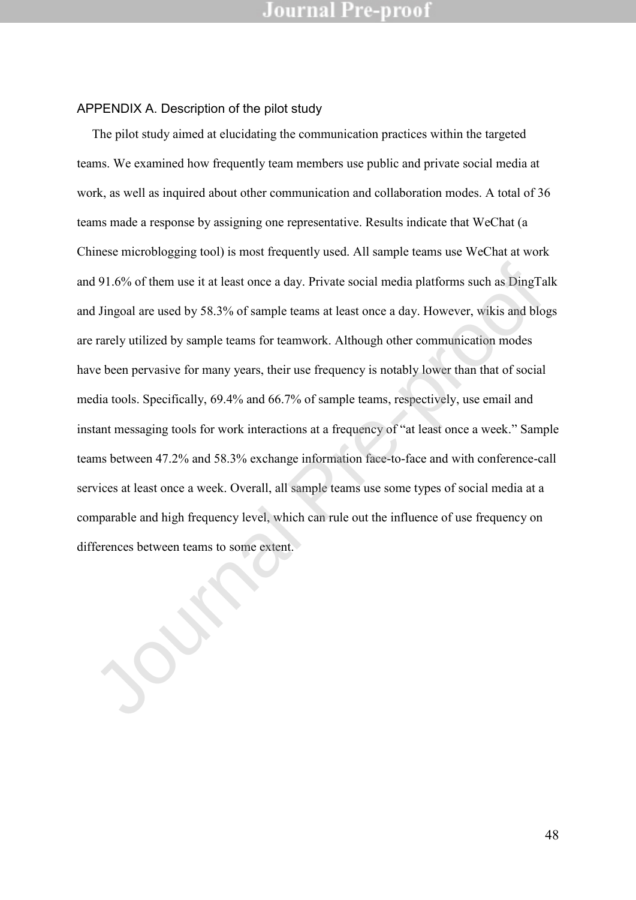## APPENDIX A. Description of the pilot study

The pilot study aimed at elucidating the communication practices within the targeted teams. We examined how frequently team members use public and private social media at work, as well as inquired about other communication and collaboration modes. A total of 36 teams made a response by assigning one representative. Results indicate that WeChat (a Chinese microblogging tool) is most frequently used. All sample teams use WeChat at work and 91.6% of them use it at least once a day. Private social media platforms such as DingTalk and Jingoal are used by 58.3% of sample teams at least once a day. However, wikis and blogs are rarely utilized by sample teams for teamwork. Although other communication modes have been pervasive for many years, their use frequency is notably lower than that of social media tools. Specifically, 69.4% and 66.7% of sample teams, respectively, use email and instant messaging tools for work interactions at a frequency of "at least once a week." Sample teams between 47.2% and 58.3% exchange information face-to-face and with conference-call services at least once a week. Overall, all sample teams use some types of social media at a comparable and high frequency level, which can rule out the influence of use frequency on differences between teams to some extent.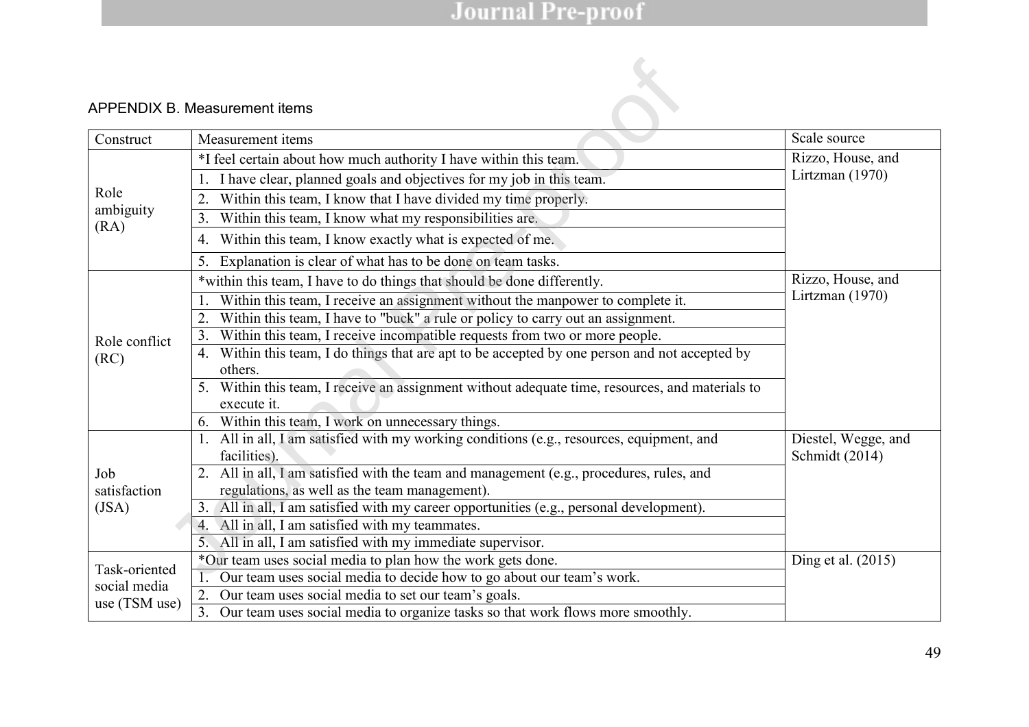APPENDIX B. Measurement items

| Construct | Measurement items | Scale source |
|---|---|---|
| Role ambiguity (RA) | *I feel certain about how much authority I have within this team. | Rizzo, House, and Lirtzman (1970) |
| | 1. I have clear, planned goals and objectives for my job in this team. | |
| | 2. Within this team, I know that I have divided my time properly. | |
| | 3. Within this team, I know what my responsibilities are. | |
| | 4. Within this team, I know exactly what is expected of me. | |
| | 5. Explanation is clear of what has to be done on team tasks. | |
| Role conflict (RC) | *within this team, I have to do things that should be done differently. | Rizzo, House, and Lirtzman (1970) |
| | 1. Within this team, I receive an assignment without the manpower to complete it. | |
| | 2. Within this team, I have to "buck" a rule or policy to carry out an assignment. | |
| | 3. Within this team, I receive incompatible requests from two or more people. | |
| | 4. Within this team, I do things that are apt to be accepted by one person and not accepted by others. | |
| | 5. Within this team, I receive an assignment without adequate time, resources, and materials to execute it. | |
| | 6. Within this team, I work on unnecessary things. | |
| Job satisfaction (JSA) | 1. All in all, I am satisfied with my working conditions (e.g., resources, equipment, and facilities). | Diestel, Wegge, and Schmidt (2014) |
| | 2. All in all, I am satisfied with the team and management (e.g., procedures, rules, and regulations, as well as the team management). | |
| | 3. All in all, I am satisfied with my career opportunities (e.g., personal development). | |
| | 4. All in all, I am satisfied with my teammates. | |
| | 5. All in all, I am satisfied with my immediate supervisor. | |
| Task-oriented social media use (TSM use) | *Our team uses social media to plan how the work gets done. | Ding et al. (2015) |
| | 1. Our team uses social media to decide how to go about our team's work. | |
| | 2. Our team uses social media to set our team's goals. | |
| | 3. Our team uses social media to organize tasks so that work flows more smoothly. | |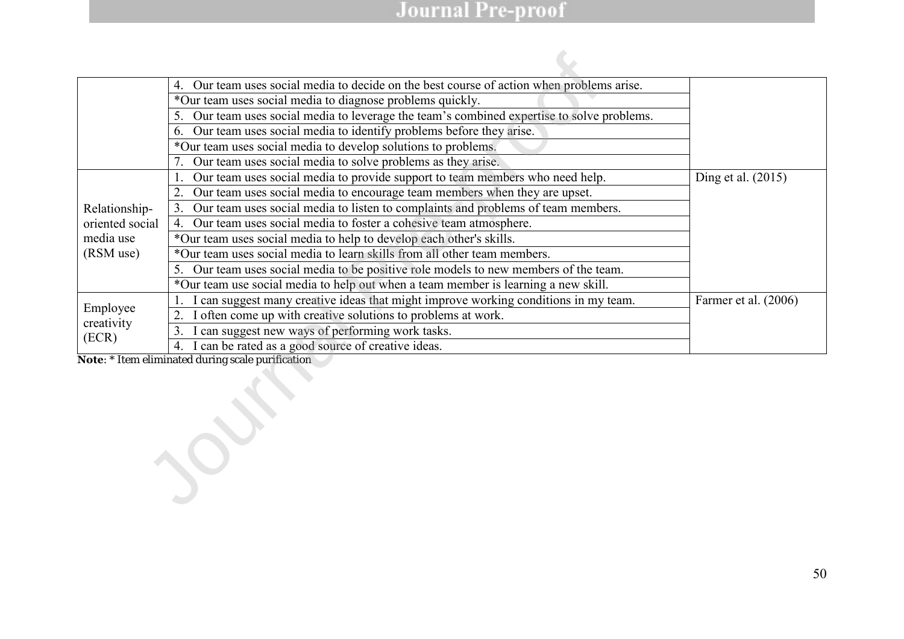| | | |
|---|---|---|
| | 4. Our team uses social media to decide on the best course of action when problems arise. | |
| | *Our team uses social media to diagnose problems quickly. | |
| | 5. Our team uses social media to leverage the team's combined expertise to solve problems. | |
| | 6. Our team uses social media to identify problems before they arise. | |
| | *Our team uses social media to develop solutions to problems. | |
| | 7. Our team uses social media to solve problems as they arise. | |
| Relationship-oriented social media use (RSM use) | 1. Our team uses social media to provide support to team members who need help. | Ding et al. (2015) |
| | 2. Our team uses social media to encourage team members when they are upset. | |
| | 3. Our team uses social media to listen to complaints and problems of team members. | |
| | 4. Our team uses social media to foster a cohesive team atmosphere. | |
| | *Our team uses social media to help to develop each other's skills. | |
| | *Our team uses social media to learn skills from all other team members. | |
| | 5. Our team uses social media to be positive role models to new members of the team. | |
| | *Our team use social media to help out when a team member is learning a new skill. | |
| Employee creativity (ECR) | 1. I can suggest many creative ideas that might improve working conditions in my team. | Farmer et al. (2006) |
| | 2. I often come up with creative solutions to problems at work. | |
| | 3. I can suggest new ways of performing work tasks. | |
| | 4. I can be rated as a good source of creative ideas. | |

**Note**: * Item eliminated during scale purification